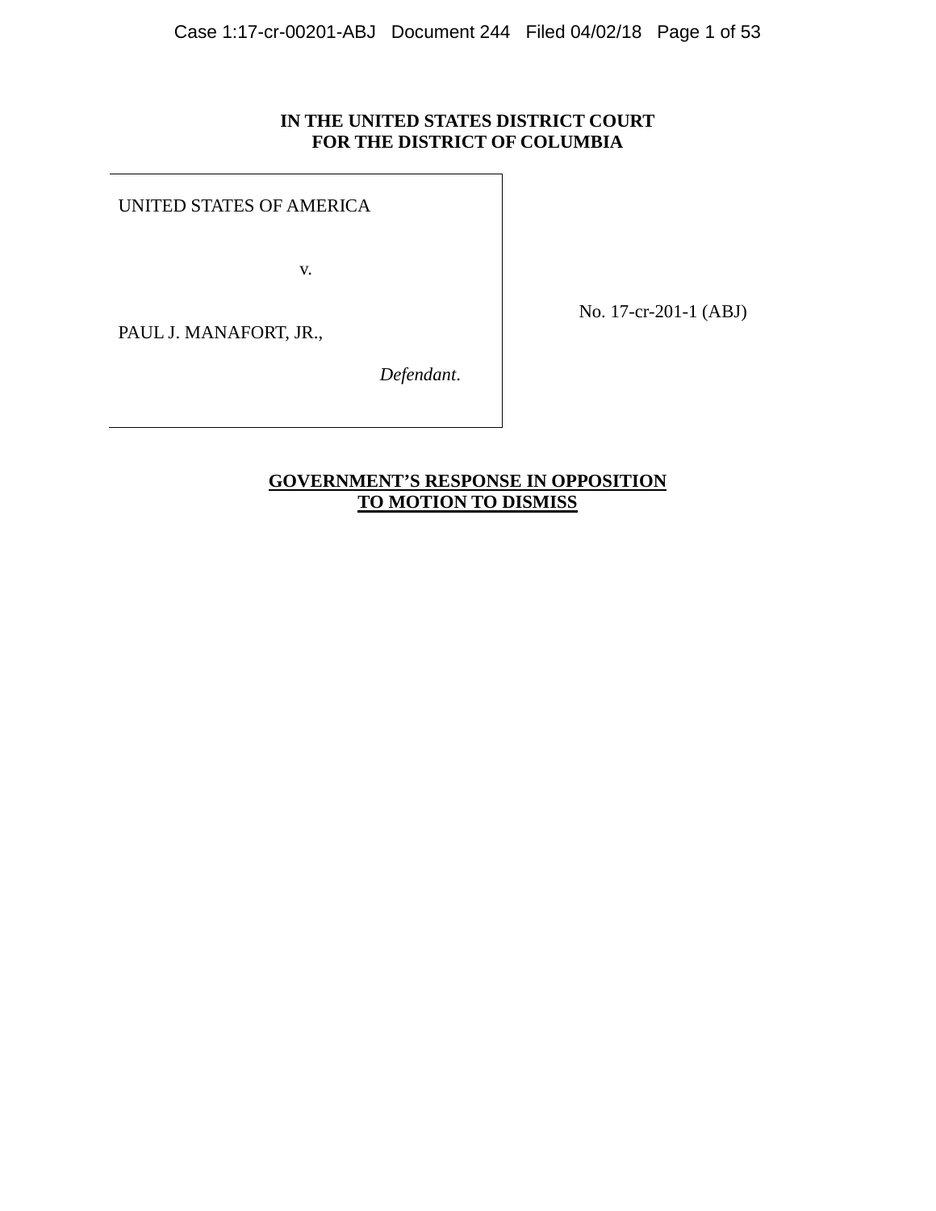**IN THE UNITED STATES DISTRICT COURT**
**FOR THE DISTRICT OF COLUMBIA**

| | |
|---|---|
| UNITED STATES OF AMERICA<br><br>v.<br><br>PAUL J. MANAFORT, JR.,<br><br>*Defendant*. | No. 17-cr-201-1 (ABJ) |

**GOVERNMENT'S RESPONSE IN OPPOSITION TO MOTION TO DISMISS**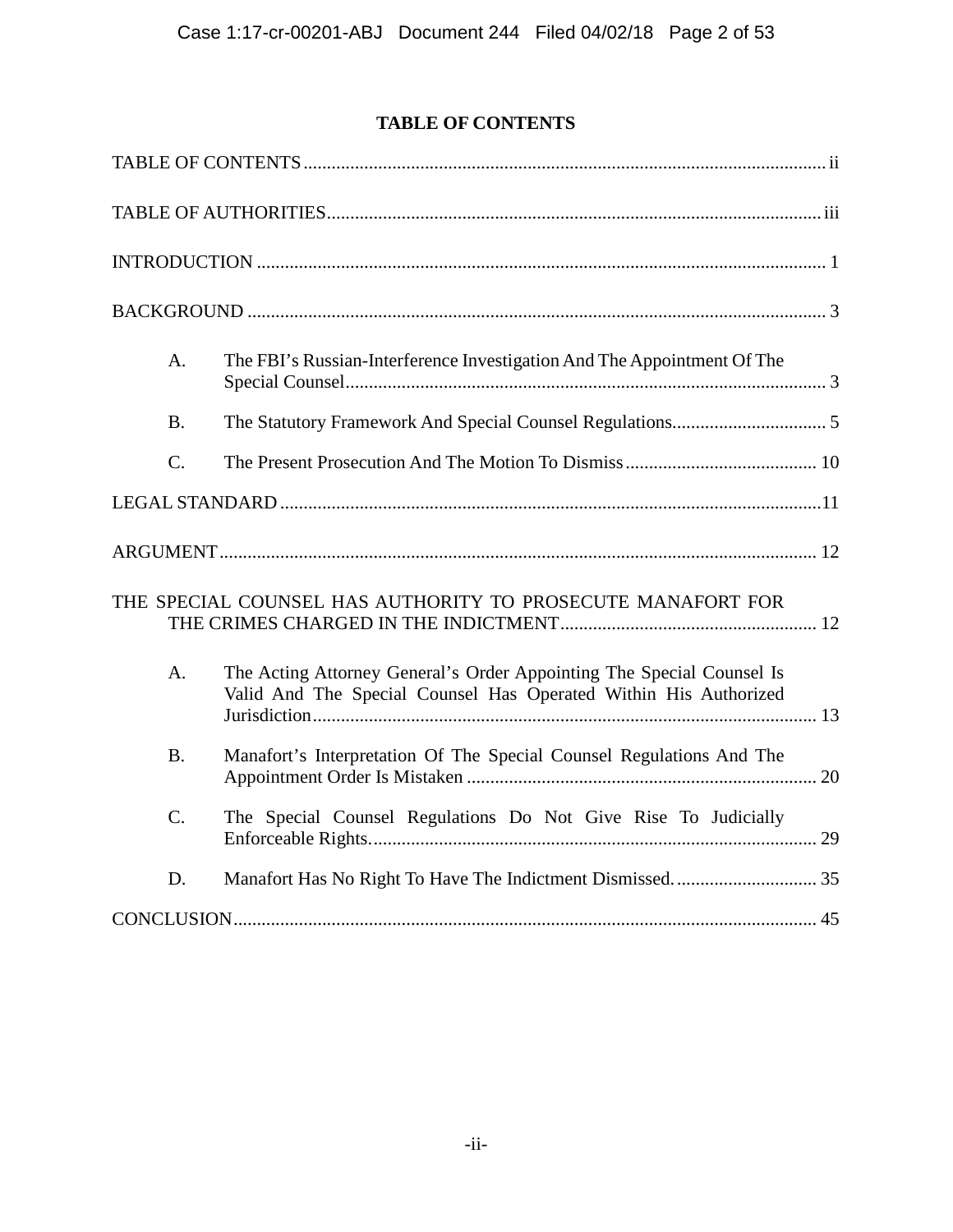## TABLE OF CONTENTS

TABLE OF CONTENTS ... ii

TABLE OF AUTHORITIES ... iii

INTRODUCTION ... 1

BACKGROUND ... 3

- A. The FBI's Russian-Interference Investigation And The Appointment Of The Special Counsel ... 3
- B. The Statutory Framework And Special Counsel Regulations ... 5
- C. The Present Prosecution And The Motion To Dismiss ... 10

LEGAL STANDARD ... 11

ARGUMENT ... 12

THE SPECIAL COUNSEL HAS AUTHORITY TO PROSECUTE MANAFORT FOR THE CRIMES CHARGED IN THE INDICTMENT ... 12

- A. The Acting Attorney General's Order Appointing The Special Counsel Is Valid And The Special Counsel Has Operated Within His Authorized Jurisdiction ... 13
- B. Manafort's Interpretation Of The Special Counsel Regulations And The Appointment Order Is Mistaken ... 20
- C. The Special Counsel Regulations Do Not Give Rise To Judicially Enforceable Rights. ... 29
- D. Manafort Has No Right To Have The Indictment Dismissed. ... 35

CONCLUSION ... 45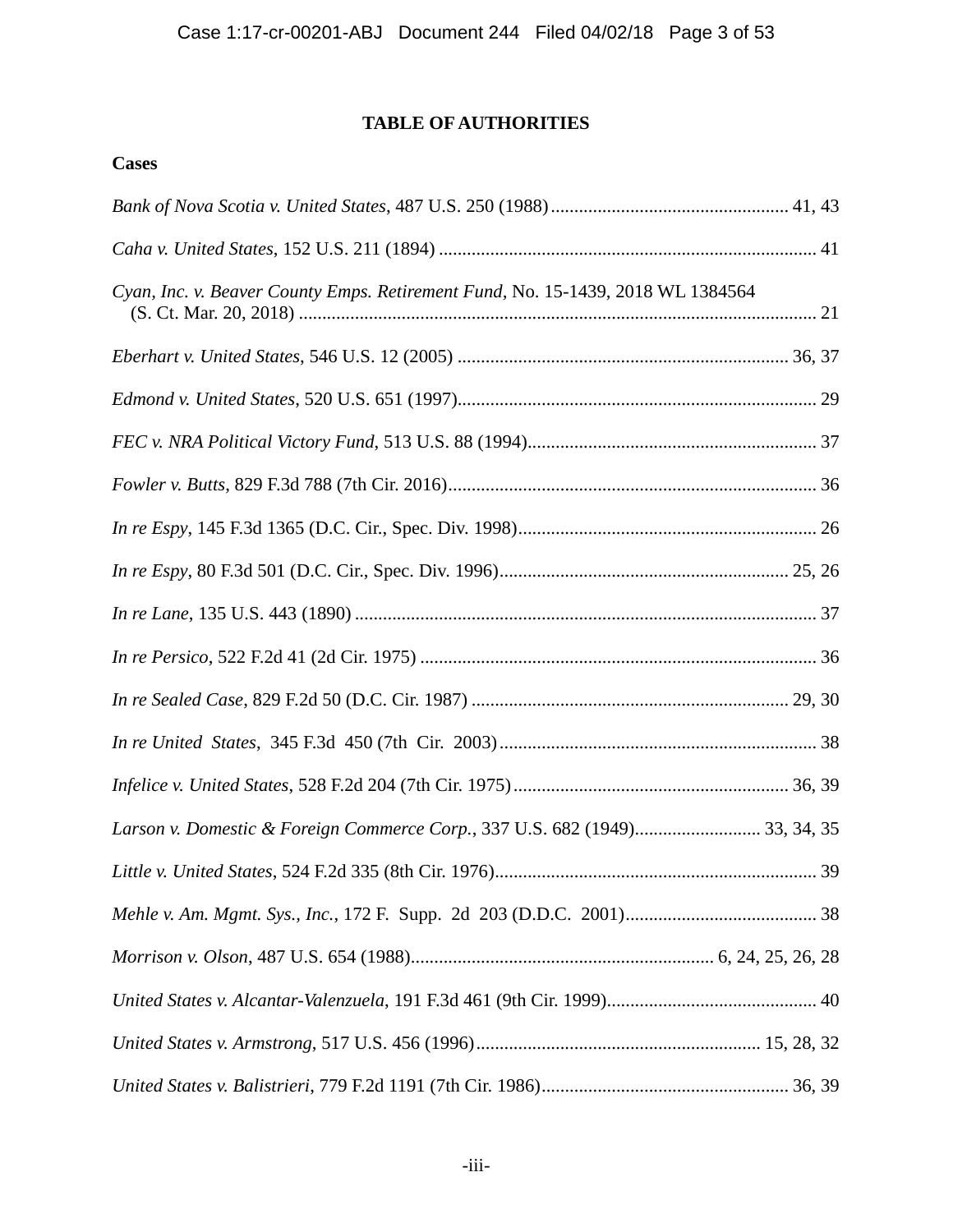## TABLE OF AUTHORITIES

**Cases**

*Bank of Nova Scotia v. United States*, 487 U.S. 250 (1988)................................................... 41, 43

*Caha v. United States*, 152 U.S. 211 (1894) ................................................................................. 41

*Cyan, Inc. v. Beaver County Emps. Retirement Fund*, No. 15-1439, 2018 WL 1384564 (S. Ct. Mar. 20, 2018) ............................................................................................................... 21

*Eberhart v. United States*, 546 U.S. 12 (2005) ....................................................................... 36, 37

*Edmond v. United States*, 520 U.S. 651 (1997)............................................................................ 29

*FEC v. NRA Political Victory Fund*, 513 U.S. 88 (1994)............................................................. 37

*Fowler v. Butts*, 829 F.3d 788 (7th Cir. 2016).............................................................................. 36

*In re Espy*, 145 F.3d 1365 (D.C. Cir., Spec. Div. 1998)................................................................ 26

*In re Espy*, 80 F.3d 501 (D.C. Cir., Spec. Div. 1996).............................................................. 25, 26

*In re Lane*, 135 U.S. 443 (1890) .................................................................................................. 37

*In re Persico*, 522 F.2d 41 (2d Cir. 1975) .................................................................................... 36

*In re Sealed Case*, 829 F.2d 50 (D.C. Cir. 1987) .................................................................... 29, 30

*In re United States*, 345 F.3d 450 (7th Cir. 2003).................................................................... 38

*Infelice v. United States*, 528 F.2d 204 (7th Cir. 1975)........................................................... 36, 39

*Larson v. Domestic & Foreign Commerce Corp.*, 337 U.S. 682 (1949)........................... 33, 34, 35

*Little v. United States*, 524 F.2d 335 (8th Cir. 1976).................................................................... 39

*Mehle v. Am. Mgmt. Sys., Inc.*, 172 F. Supp. 2d 203 (D.D.C. 2001)......................................... 38

*Morrison v. Olson*, 487 U.S. 654 (1988)................................................................ 6, 24, 25, 26, 28

*United States v. Alcantar-Valenzuela*, 191 F.3d 461 (9th Cir. 1999)............................................ 40

*United States v. Armstrong*, 517 U.S. 456 (1996)............................................................ 15, 28, 32

*United States v. Balistrieri*, 779 F.2d 1191 (7th Cir. 1986)..................................................... 36, 39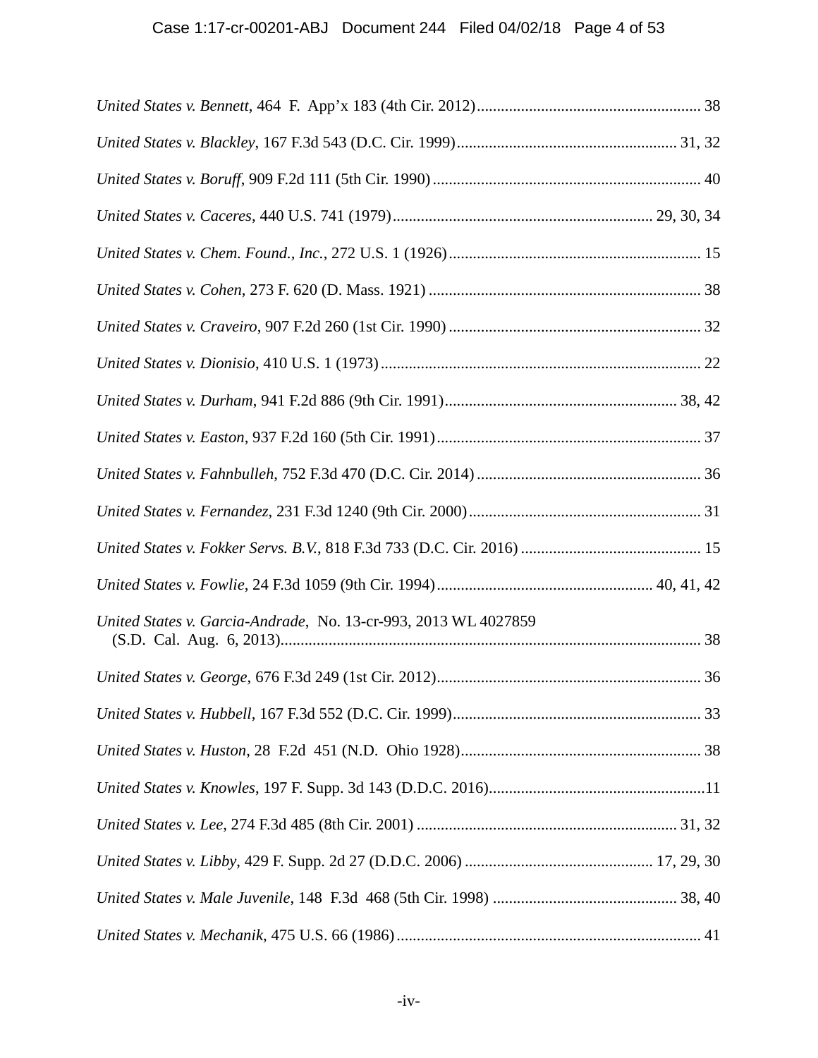*United States v. Bennett*, 464 F. App'x 183 (4th Cir. 2012)........................................................ 38

*United States v. Blackley*, 167 F.3d 543 (D.C. Cir. 1999)....................................................... 31, 32

*United States v. Boruff*, 909 F.2d 111 (5th Cir. 1990)................................................................... 40

*United States v. Caceres*, 440 U.S. 741 (1979)................................................................ 29, 30, 34

*United States v. Chem. Found., Inc.*, 272 U.S. 1 (1926)............................................................... 15

*United States v. Cohen*, 273 F. 620 (D. Mass. 1921)..................................................................... 38

*United States v. Craveiro*, 907 F.2d 260 (1st Cir. 1990)............................................................... 32

*United States v. Dionisio*, 410 U.S. 1 (1973)................................................................................ 22

*United States v. Durham*, 941 F.2d 886 (9th Cir. 1991)........................................................... 38, 42

*United States v. Easton*, 937 F.2d 160 (5th Cir. 1991).................................................................. 37

*United States v. Fahnbulleh*, 752 F.3d 470 (D.C. Cir. 2014)......................................................... 36

*United States v. Fernandez*, 231 F.3d 1240 (9th Cir. 2000)........................................................... 31

*United States v. Fokker Servs. B.V.*, 818 F.3d 733 (D.C. Cir. 2016)............................................. 15

*United States v. Fowlie*, 24 F.3d 1059 (9th Cir. 1994)...................................................... 40, 41, 42

*United States v. Garcia-Andrade*, No. 13-cr-993, 2013 WL 4027859 (S.D. Cal. Aug. 6, 2013)......................................................................................................... 38

*United States v. George*, 676 F.3d 249 (1st Cir. 2012)................................................................... 36

*United States v. Hubbell*, 167 F.3d 552 (D.C. Cir. 1999).............................................................. 33

*United States v. Huston*, 28 F.2d 451 (N.D. Ohio 1928)............................................................. 38

*United States v. Knowles*, 197 F. Supp. 3d 143 (D.D.C. 2016).....................................................11

*United States v. Lee*, 274 F.3d 485 (8th Cir. 2001) ................................................................. 31, 32

*United States v. Libby*, 429 F. Supp. 2d 27 (D.D.C. 2006) .............................................. 17, 29, 30

*United States v. Male Juvenile*, 148 F.3d 468 (5th Cir. 1998) .............................................. 38, 40

*United States v. Mechanik*, 475 U.S. 66 (1986)............................................................................ 41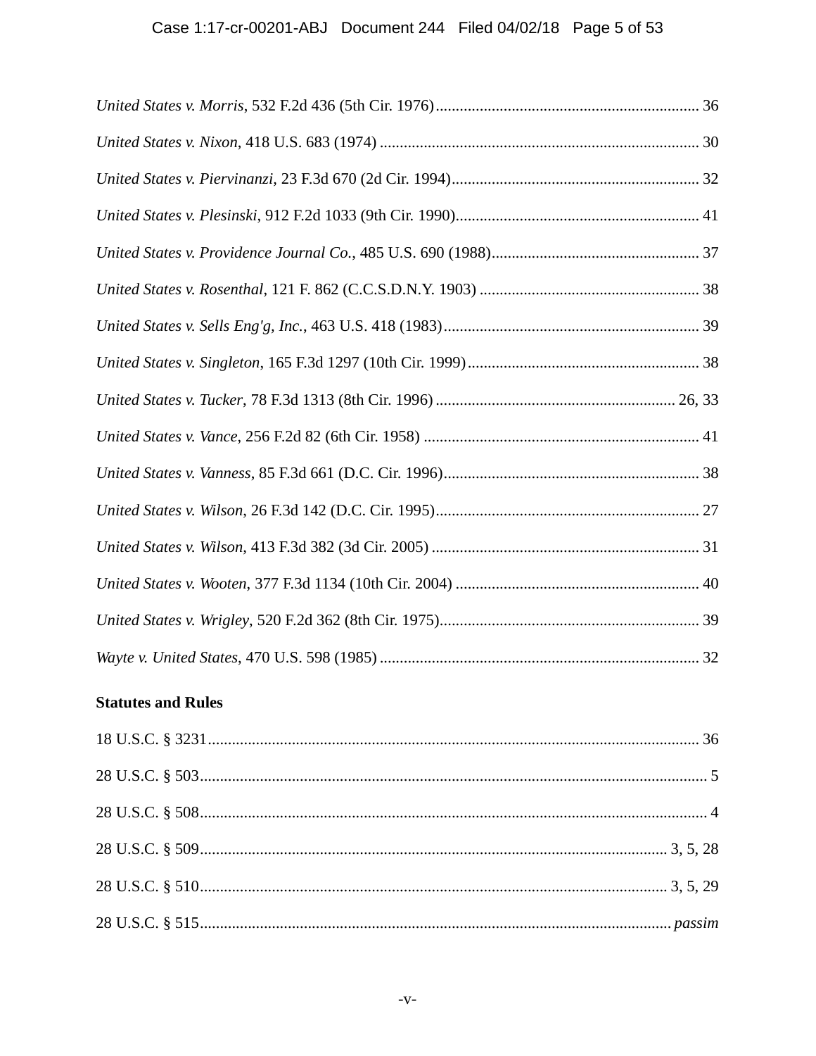*United States v. Morris*, 532 F.2d 436 (5th Cir. 1976) .......... 36

*United States v. Nixon*, 418 U.S. 683 (1974) .......... 30

*United States v. Piervinanzi*, 23 F.3d 670 (2d Cir. 1994) .......... 32

*United States v. Plesinski*, 912 F.2d 1033 (9th Cir. 1990) .......... 41

*United States v. Providence Journal Co.*, 485 U.S. 690 (1988) .......... 37

*United States v. Rosenthal*, 121 F. 862 (C.C.S.D.N.Y. 1903) .......... 38

*United States v. Sells Eng'g, Inc.*, 463 U.S. 418 (1983) .......... 39

*United States v. Singleton*, 165 F.3d 1297 (10th Cir. 1999) .......... 38

*United States v. Tucker*, 78 F.3d 1313 (8th Cir. 1996) .......... 26, 33

*United States v. Vance*, 256 F.2d 82 (6th Cir. 1958) .......... 41

*United States v. Vanness*, 85 F.3d 661 (D.C. Cir. 1996) .......... 38

*United States v. Wilson*, 26 F.3d 142 (D.C. Cir. 1995) .......... 27

*United States v. Wilson*, 413 F.3d 382 (3d Cir. 2005) .......... 31

*United States v. Wooten*, 377 F.3d 1134 (10th Cir. 2004) .......... 40

*United States v. Wrigley*, 520 F.2d 362 (8th Cir. 1975) .......... 39

*Wayte v. United States*, 470 U.S. 598 (1985) .......... 32

**Statutes and Rules**

18 U.S.C. § 3231 .......... 36

28 U.S.C. § 503 .......... 5

28 U.S.C. § 508 .......... 4

28 U.S.C. § 509 .......... 3, 5, 28

28 U.S.C. § 510 .......... 3, 5, 29

28 U.S.C. § 515 .......... *passim*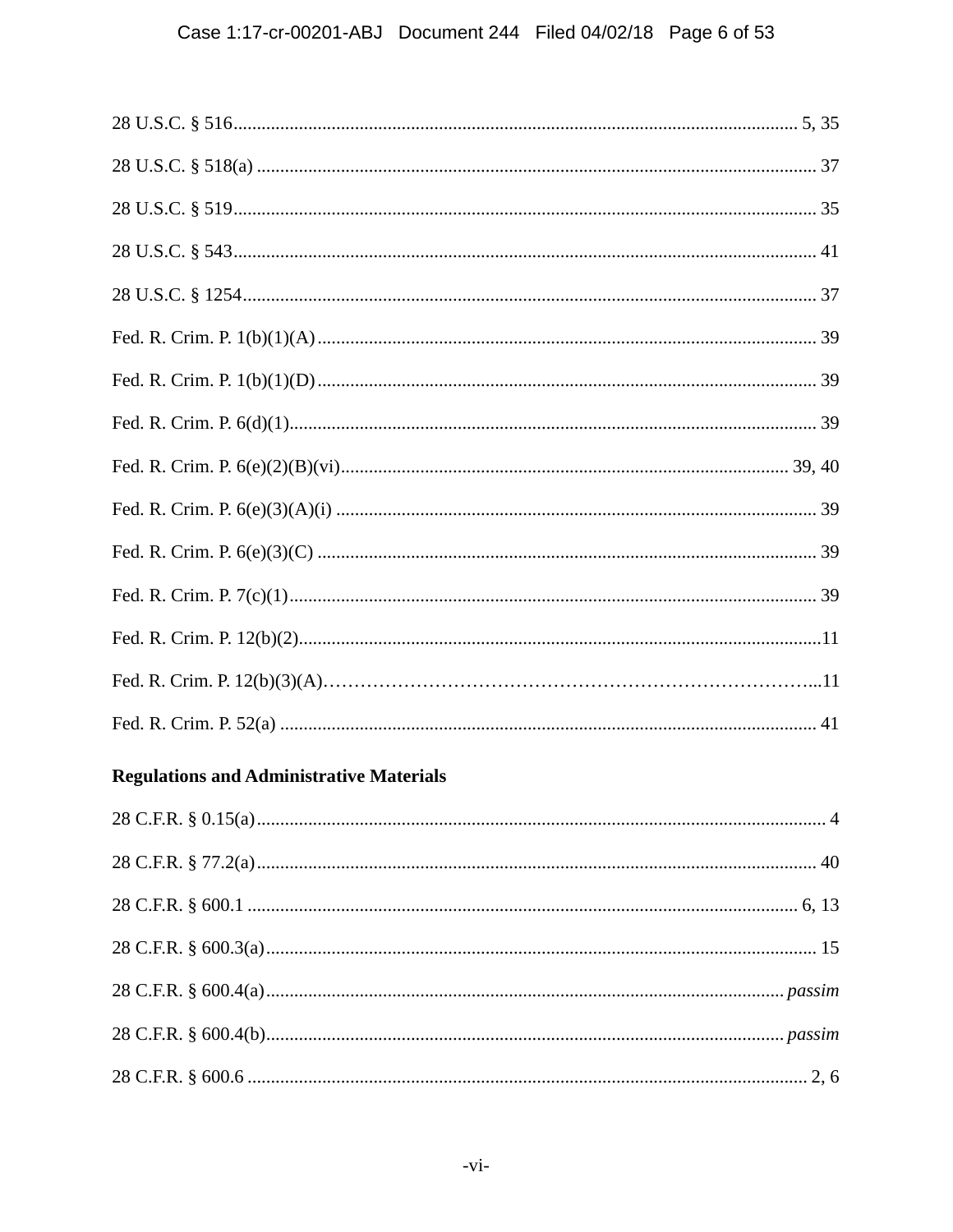28 U.S.C. § 516 ........................................................................................................................ 5, 35

28 U.S.C. § 518(a) ....................................................................................................................... 37

28 U.S.C. § 519 ............................................................................................................................. 35

28 U.S.C. § 543 ............................................................................................................................. 41

28 U.S.C. § 1254 ........................................................................................................................... 37

Fed. R. Crim. P. 1(b)(1)(A) ........................................................................................................... 39

Fed. R. Crim. P. 1(b)(1)(D) ........................................................................................................... 39

Fed. R. Crim. P. 6(d)(1) ................................................................................................................. 39

Fed. R. Crim. P. 6(e)(2)(B)(vi) ................................................................................................. 39, 40

Fed. R. Crim. P. 6(e)(3)(A)(i) ....................................................................................................... 39

Fed. R. Crim. P. 6(e)(3)(C) ........................................................................................................... 39

Fed. R. Crim. P. 7(c)(1) ................................................................................................................. 39

Fed. R. Crim. P. 12(b)(2) ............................................................................................................... 11

Fed. R. Crim. P. 12(b)(3)(A) .......................................................................................................... 11

Fed. R. Crim. P. 52(a) ................................................................................................................... 41

**Regulations and Administrative Materials**

28 C.F.R. § 0.15(a) .......................................................................................................................... 4

28 C.F.R. § 77.2(a) ........................................................................................................................ 40

28 C.F.R. § 600.1 ...................................................................................................................... 6, 13

28 C.F.R. § 600.3(a) ...................................................................................................................... 15

28 C.F.R. § 600.4(a) ................................................................................................................ *passim*

28 C.F.R. § 600.4(b) ................................................................................................................ *passim*

28 C.F.R. § 600.6 ......................................................................................................................... 2, 6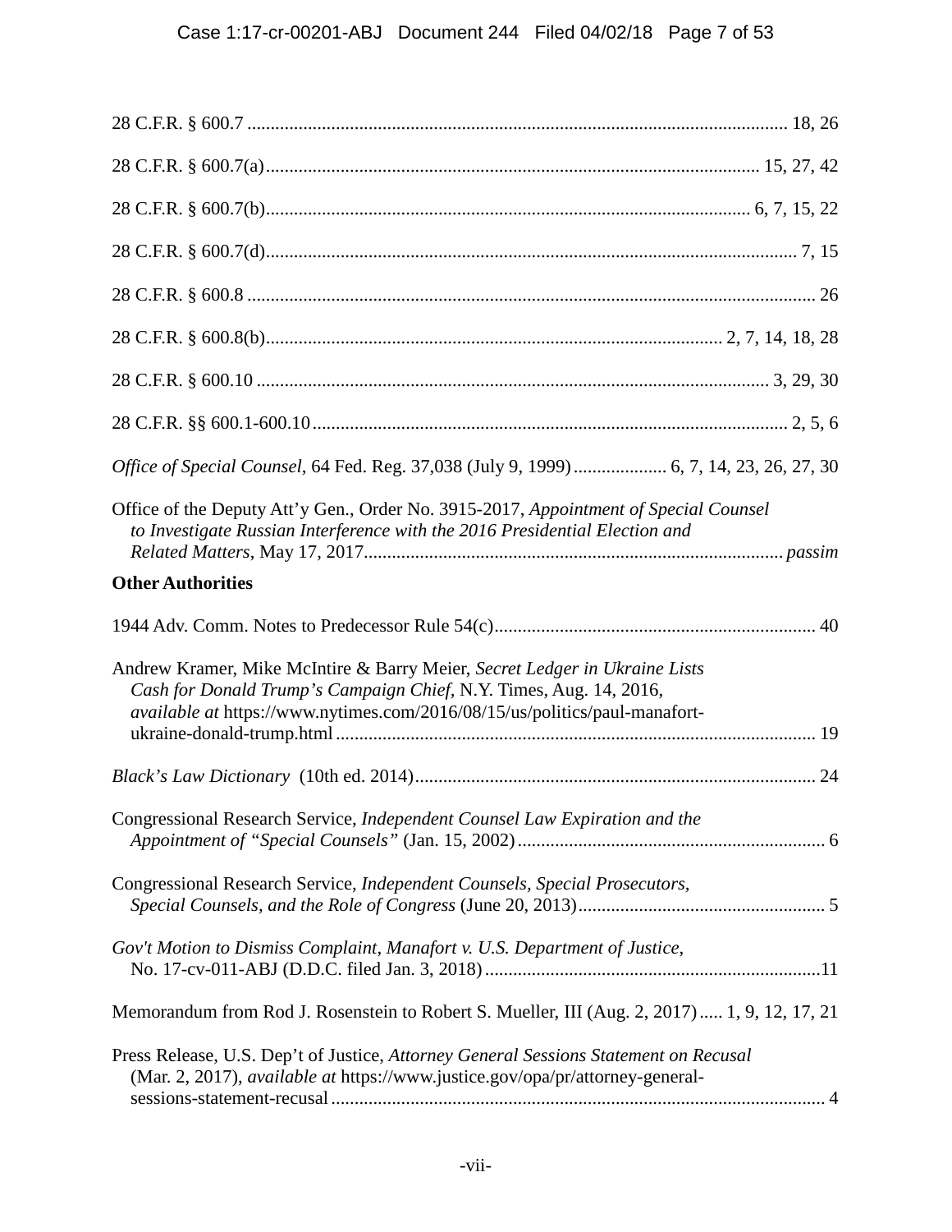28 C.F.R. § 600.7 .................................................................................................................. 18, 26

28 C.F.R. § 600.7(a) ........................................................................................................ 15, 27, 42

28 C.F.R. § 600.7(b) ...................................................................................................... 6, 7, 15, 22

28 C.F.R. § 600.7(d) ................................................................................................................. 7, 15

28 C.F.R. § 600.8 ......................................................................................................................... 26

28 C.F.R. § 600.8(b) ................................................................................................ 2, 7, 14, 18, 28

28 C.F.R. § 600.10 ............................................................................................................ 3, 29, 30

28 C.F.R. §§ 600.1-600.10 ..................................................................................................... 2, 5, 6

*Office of Special Counsel*, 64 Fed. Reg. 37,038 (July 9, 1999) .................... 6, 7, 14, 23, 26, 27, 30

Office of the Deputy Att'y Gen., Order No. 3915-2017, *Appointment of Special Counsel to Investigate Russian Interference with the 2016 Presidential Election and Related Matters*, May 17, 2017 ......................................................................................... *passim*

**Other Authorities**

1944 Adv. Comm. Notes to Predecessor Rule 54(c) .................................................................... 40

Andrew Kramer, Mike McIntire & Barry Meier, *Secret Ledger in Ukraine Lists Cash for Donald Trump's Campaign Chief,* N.Y. Times, Aug. 14, 2016, *available at* https://www.nytimes.com/2016/08/15/us/politics/paul-manafort-ukraine-donald-trump.html ...................................................................................................... 19

*Black's Law Dictionary* (10th ed. 2014) ..................................................................................... 24

Congressional Research Service, *Independent Counsel Law Expiration and the Appointment of "Special Counsels"* (Jan. 15, 2002) ................................................................. 6

Congressional Research Service, *Independent Counsels, Special Prosecutors, Special Counsels, and the Role of Congress* (June 20, 2013) .................................................... 5

*Gov't Motion to Dismiss Complaint, Manafort v. U.S. Department of Justice*, No. 17-cv-011-ABJ (D.D.C. filed Jan. 3, 2018) .......................................................................11

Memorandum from Rod J. Rosenstein to Robert S. Mueller, III (Aug. 2, 2017) ..... 1, 9, 12, 17, 21

Press Release, U.S. Dep't of Justice, *Attorney General Sessions Statement on Recusal* (Mar. 2, 2017), *available at* https://www.justice.gov/opa/pr/attorney-general-sessions-statement-recusal ......................................................................................................... 4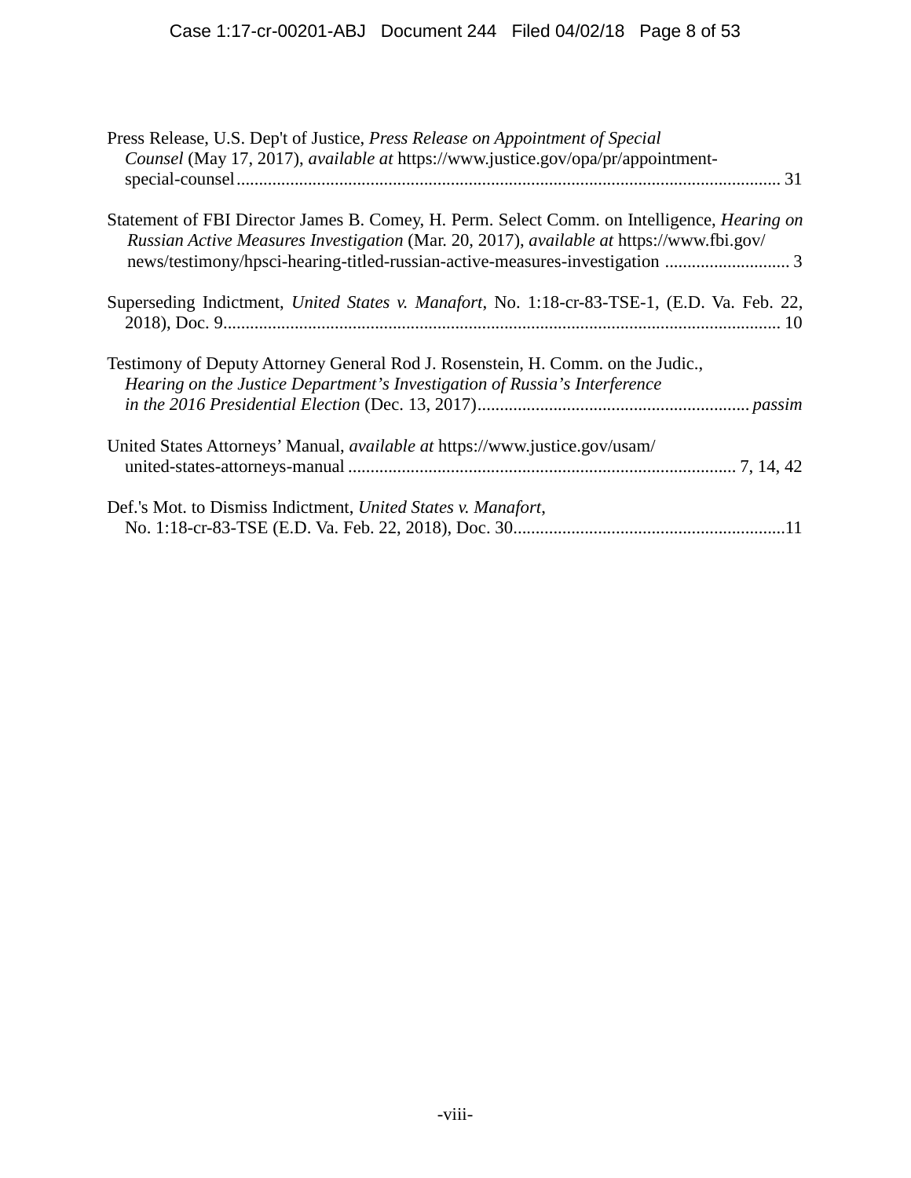Press Release, U.S. Dep't of Justice, *Press Release on Appointment of Special Counsel* (May 17, 2017), *available at* https://www.justice.gov/opa/pr/appointment-special-counsel ........................................................................................................................ 31

Statement of FBI Director James B. Comey, H. Perm. Select Comm. on Intelligence, *Hearing on Russian Active Measures Investigation* (Mar. 20, 2017), *available at* https://www.fbi.gov/news/testimony/hpsci-hearing-titled-russian-active-measures-investigation ............................ 3

Superseding Indictment, *United States v. Manafort*, No. 1:18-cr-83-TSE-1, (E.D. Va. Feb. 22, 2018), Doc. 9........................................................................................................................... 10

Testimony of Deputy Attorney General Rod J. Rosenstein, H. Comm. on the Judic., *Hearing on the Justice Department's Investigation of Russia's Interference in the 2016 Presidential Election* (Dec. 13, 2017)............................................................ *passim*

United States Attorneys' Manual, *available at* https://www.justice.gov/usam/united-states-attorneys-manual ...................................................................................... 7, 14, 42

Def.'s Mot. to Dismiss Indictment, *United States v. Manafort*, No. 1:18-cr-83-TSE (E.D. Va. Feb. 22, 2018), Doc. 30............................................................11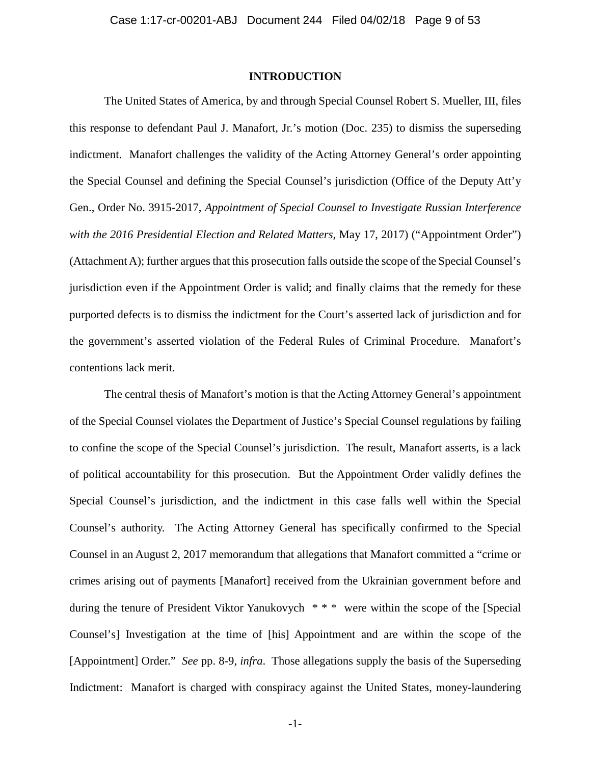## INTRODUCTION

The United States of America, by and through Special Counsel Robert S. Mueller, III, files this response to defendant Paul J. Manafort, Jr.'s motion (Doc. 235) to dismiss the superseding indictment. Manafort challenges the validity of the Acting Attorney General's order appointing the Special Counsel and defining the Special Counsel's jurisdiction (Office of the Deputy Att'y Gen., Order No. 3915-2017, *Appointment of Special Counsel to Investigate Russian Interference with the 2016 Presidential Election and Related Matters*, May 17, 2017) ("Appointment Order") (Attachment A); further argues that this prosecution falls outside the scope of the Special Counsel's jurisdiction even if the Appointment Order is valid; and finally claims that the remedy for these purported defects is to dismiss the indictment for the Court's asserted lack of jurisdiction and for the government's asserted violation of the Federal Rules of Criminal Procedure. Manafort's contentions lack merit.

The central thesis of Manafort's motion is that the Acting Attorney General's appointment of the Special Counsel violates the Department of Justice's Special Counsel regulations by failing to confine the scope of the Special Counsel's jurisdiction. The result, Manafort asserts, is a lack of political accountability for this prosecution. But the Appointment Order validly defines the Special Counsel's jurisdiction, and the indictment in this case falls well within the Special Counsel's authority. The Acting Attorney General has specifically confirmed to the Special Counsel in an August 2, 2017 memorandum that allegations that Manafort committed a "crime or crimes arising out of payments [Manafort] received from the Ukrainian government before and during the tenure of President Viktor Yanukovych * * * were within the scope of the [Special Counsel's] Investigation at the time of [his] Appointment and are within the scope of the [Appointment] Order." *See* pp. 8-9, *infra*. Those allegations supply the basis of the Superseding Indictment: Manafort is charged with conspiracy against the United States, money-laundering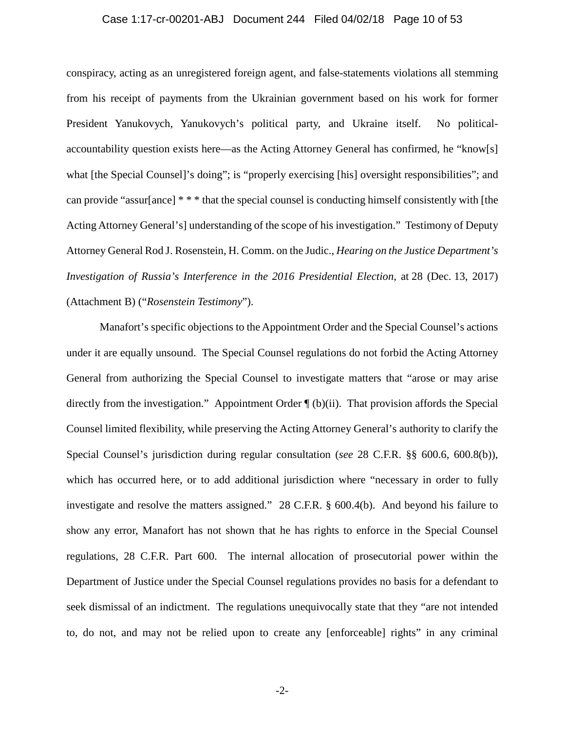conspiracy, acting as an unregistered foreign agent, and false-statements violations all stemming from his receipt of payments from the Ukrainian government based on his work for former President Yanukovych, Yanukovych's political party, and Ukraine itself. No political-accountability question exists here—as the Acting Attorney General has confirmed, he "know[s] what [the Special Counsel]'s doing"; is "properly exercising [his] oversight responsibilities"; and can provide "assur[ance] * * * that the special counsel is conducting himself consistently with [the Acting Attorney General's] understanding of the scope of his investigation." Testimony of Deputy Attorney General Rod J. Rosenstein, H. Comm. on the Judic., *Hearing on the Justice Department's Investigation of Russia's Interference in the 2016 Presidential Election*, at 28 (Dec. 13, 2017) (Attachment B) ("*Rosenstein Testimony*").

Manafort's specific objections to the Appointment Order and the Special Counsel's actions under it are equally unsound. The Special Counsel regulations do not forbid the Acting Attorney General from authorizing the Special Counsel to investigate matters that "arose or may arise directly from the investigation." Appointment Order ¶ (b)(ii). That provision affords the Special Counsel limited flexibility, while preserving the Acting Attorney General's authority to clarify the Special Counsel's jurisdiction during regular consultation (*see* 28 C.F.R. §§ 600.6, 600.8(b)), which has occurred here, or to add additional jurisdiction where "necessary in order to fully investigate and resolve the matters assigned." 28 C.F.R. § 600.4(b). And beyond his failure to show any error, Manafort has not shown that he has rights to enforce in the Special Counsel regulations, 28 C.F.R. Part 600. The internal allocation of prosecutorial power within the Department of Justice under the Special Counsel regulations provides no basis for a defendant to seek dismissal of an indictment. The regulations unequivocally state that they "are not intended to, do not, and may not be relied upon to create any [enforceable] rights" in any criminal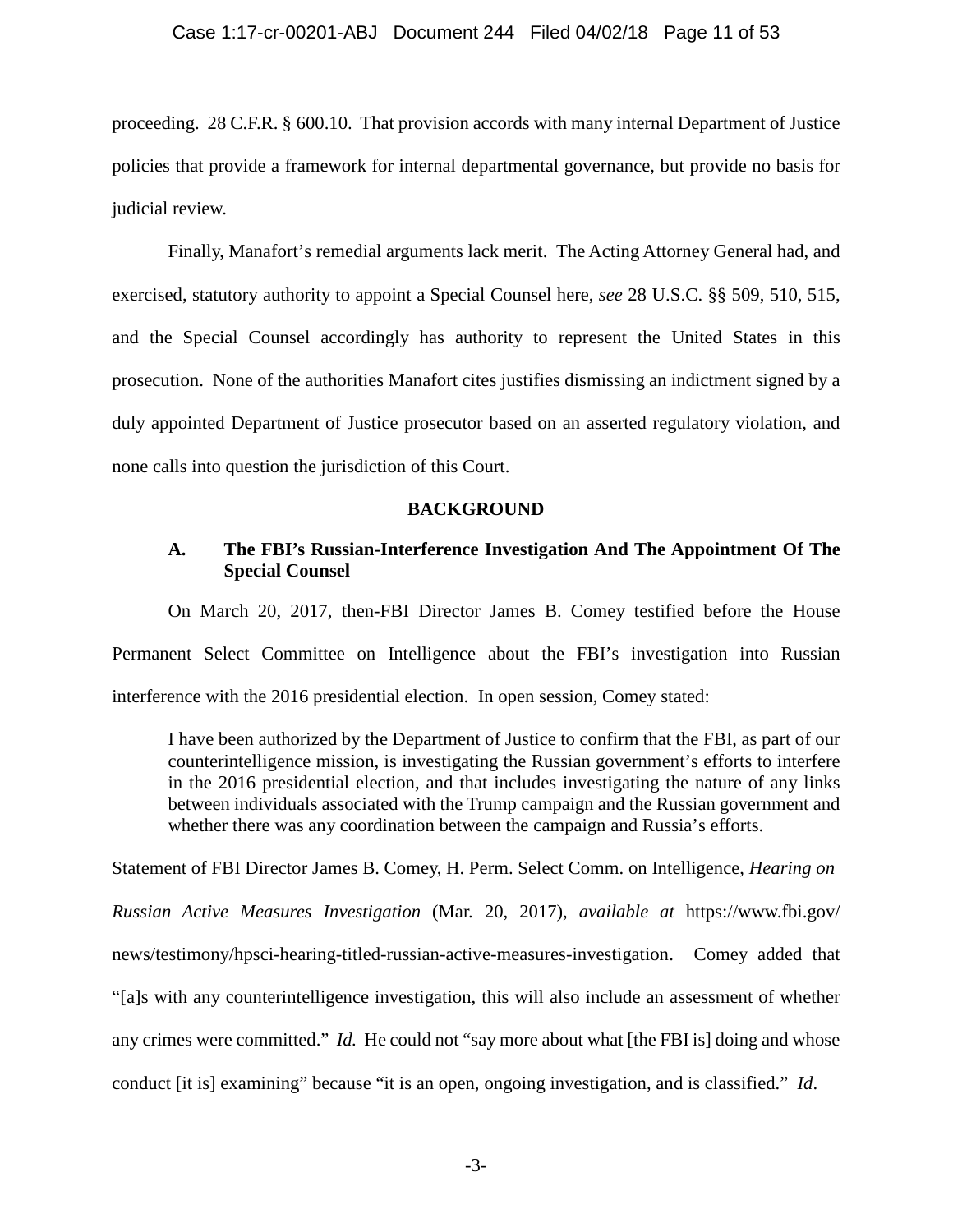proceeding. 28 C.F.R. § 600.10. That provision accords with many internal Department of Justice policies that provide a framework for internal departmental governance, but provide no basis for judicial review.

Finally, Manafort's remedial arguments lack merit. The Acting Attorney General had, and exercised, statutory authority to appoint a Special Counsel here, *see* 28 U.S.C. §§ 509, 510, 515, and the Special Counsel accordingly has authority to represent the United States in this prosecution. None of the authorities Manafort cites justifies dismissing an indictment signed by a duly appointed Department of Justice prosecutor based on an asserted regulatory violation, and none calls into question the jurisdiction of this Court.

## BACKGROUND

### A. The FBI's Russian-Interference Investigation And The Appointment Of The Special Counsel

On March 20, 2017, then-FBI Director James B. Comey testified before the House Permanent Select Committee on Intelligence about the FBI's investigation into Russian interference with the 2016 presidential election. In open session, Comey stated:

> I have been authorized by the Department of Justice to confirm that the FBI, as part of our counterintelligence mission, is investigating the Russian government's efforts to interfere in the 2016 presidential election, and that includes investigating the nature of any links between individuals associated with the Trump campaign and the Russian government and whether there was any coordination between the campaign and Russia's efforts.

Statement of FBI Director James B. Comey, H. Perm. Select Comm. on Intelligence, *Hearing on Russian Active Measures Investigation* (Mar. 20, 2017), *available at* https://www.fbi.gov/news/testimony/hpsci-hearing-titled-russian-active-measures-investigation. Comey added that "[a]s with any counterintelligence investigation, this will also include an assessment of whether any crimes were committed." *Id.* He could not "say more about what [the FBI is] doing and whose conduct [it is] examining" because "it is an open, ongoing investigation, and is classified." *Id*.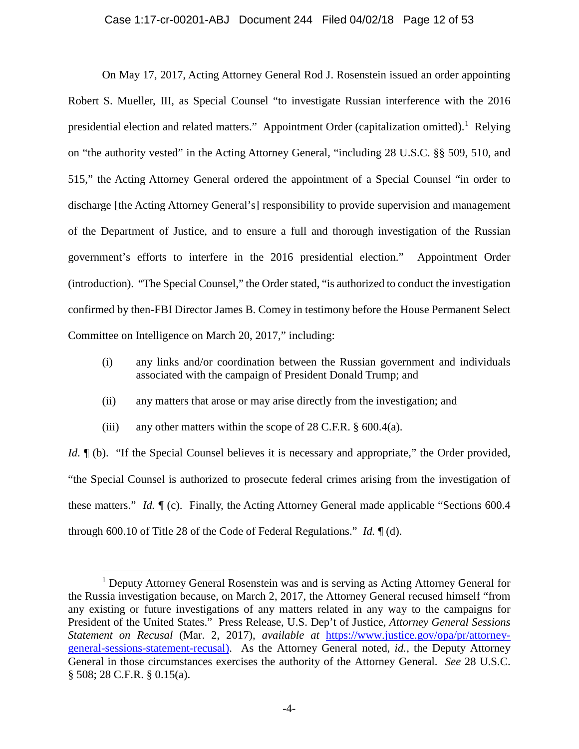On May 17, 2017, Acting Attorney General Rod J. Rosenstein issued an order appointing Robert S. Mueller, III, as Special Counsel "to investigate Russian interference with the 2016 presidential election and related matters." Appointment Order (capitalization omitted).[1] Relying on "the authority vested" in the Acting Attorney General, "including 28 U.S.C. §§ 509, 510, and 515," the Acting Attorney General ordered the appointment of a Special Counsel "in order to discharge [the Acting Attorney General's] responsibility to provide supervision and management of the Department of Justice, and to ensure a full and thorough investigation of the Russian government's efforts to interfere in the 2016 presidential election." Appointment Order (introduction). "The Special Counsel," the Order stated, "is authorized to conduct the investigation confirmed by then-FBI Director James B. Comey in testimony before the House Permanent Select Committee on Intelligence on March 20, 2017," including:

> (i) any links and/or coordination between the Russian government and individuals associated with the campaign of President Donald Trump; and
>
> (ii) any matters that arose or may arise directly from the investigation; and
>
> (iii) any other matters within the scope of 28 C.F.R. § 600.4(a).

*Id.* ¶ (b). "If the Special Counsel believes it is necessary and appropriate," the Order provided, "the Special Counsel is authorized to prosecute federal crimes arising from the investigation of these matters." *Id.* ¶ (c). Finally, the Acting Attorney General made applicable "Sections 600.4 through 600.10 of Title 28 of the Code of Federal Regulations." *Id.* ¶ (d).

---

[1] Deputy Attorney General Rosenstein was and is serving as Acting Attorney General for the Russia investigation because, on March 2, 2017, the Attorney General recused himself "from any existing or future investigations of any matters related in any way to the campaigns for President of the United States." Press Release, U.S. Dep't of Justice, *Attorney General Sessions Statement on Recusal* (Mar. 2, 2017), *available at* https://www.justice.gov/opa/pr/attorney-general-sessions-statement-recusal). As the Attorney General noted, *id.*, the Deputy Attorney General in those circumstances exercises the authority of the Attorney General. *See* 28 U.S.C. § 508; 28 C.F.R. § 0.15(a).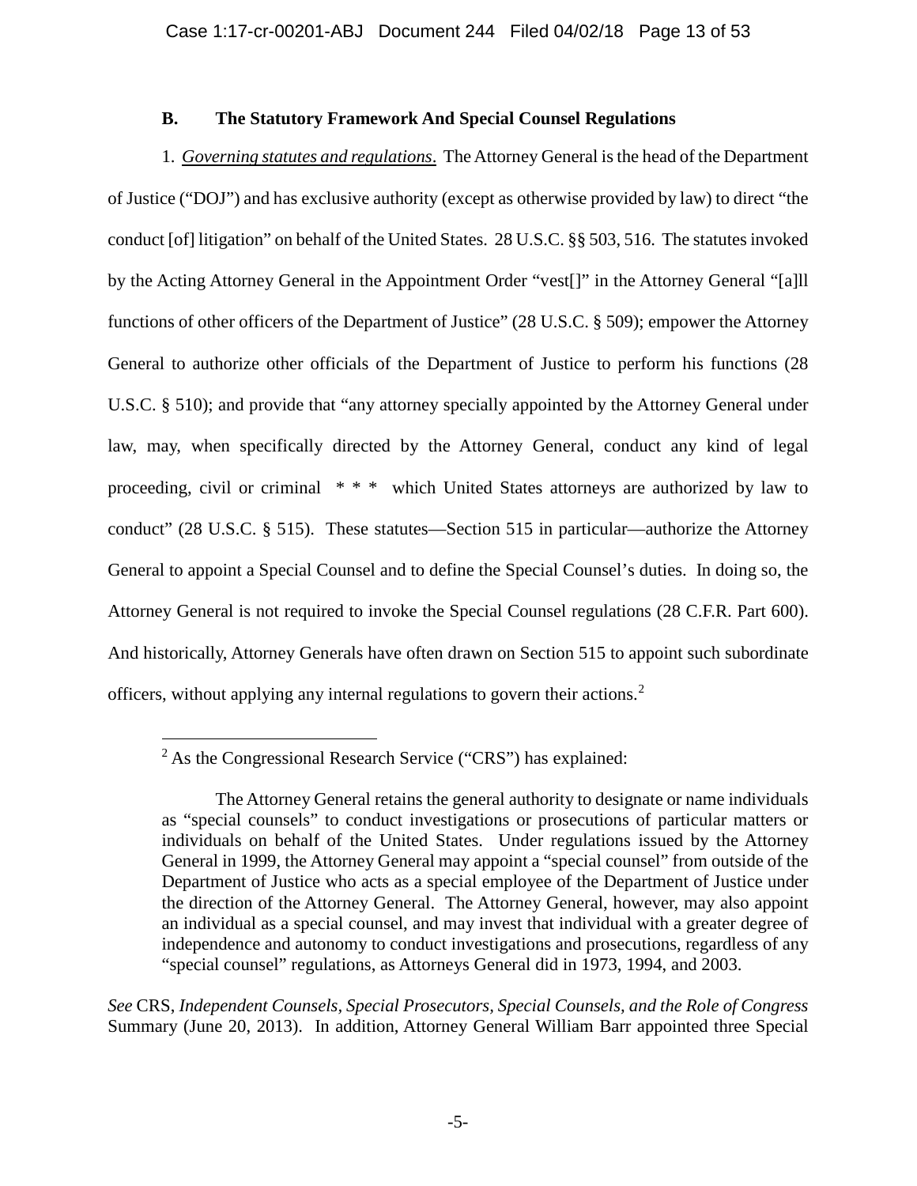### B. The Statutory Framework And Special Counsel Regulations

1. *Governing statutes and regulations*. The Attorney General is the head of the Department of Justice ("DOJ") and has exclusive authority (except as otherwise provided by law) to direct "the conduct [of] litigation" on behalf of the United States. 28 U.S.C. §§ 503, 516. The statutes invoked by the Acting Attorney General in the Appointment Order "vest[]" in the Attorney General "[a]ll functions of other officers of the Department of Justice" (28 U.S.C. § 509); empower the Attorney General to authorize other officials of the Department of Justice to perform his functions (28 U.S.C. § 510); and provide that "any attorney specially appointed by the Attorney General under law, may, when specifically directed by the Attorney General, conduct any kind of legal proceeding, civil or criminal * * * which United States attorneys are authorized by law to conduct" (28 U.S.C. § 515). These statutes—Section 515 in particular—authorize the Attorney General to appoint a Special Counsel and to define the Special Counsel's duties. In doing so, the Attorney General is not required to invoke the Special Counsel regulations (28 C.F.R. Part 600). And historically, Attorney Generals have often drawn on Section 515 to appoint such subordinate officers, without applying any internal regulations to govern their actions.[2]

---

[2] As the Congressional Research Service ("CRS") has explained:

> The Attorney General retains the general authority to designate or name individuals as "special counsels" to conduct investigations or prosecutions of particular matters or individuals on behalf of the United States. Under regulations issued by the Attorney General in 1999, the Attorney General may appoint a "special counsel" from outside of the Department of Justice who acts as a special employee of the Department of Justice under the direction of the Attorney General. The Attorney General, however, may also appoint an individual as a special counsel, and may invest that individual with a greater degree of independence and autonomy to conduct investigations and prosecutions, regardless of any "special counsel" regulations, as Attorneys General did in 1973, 1994, and 2003.

*See* CRS, *Independent Counsels, Special Prosecutors, Special Counsels, and the Role of Congress* Summary (June 20, 2013). In addition, Attorney General William Barr appointed three Special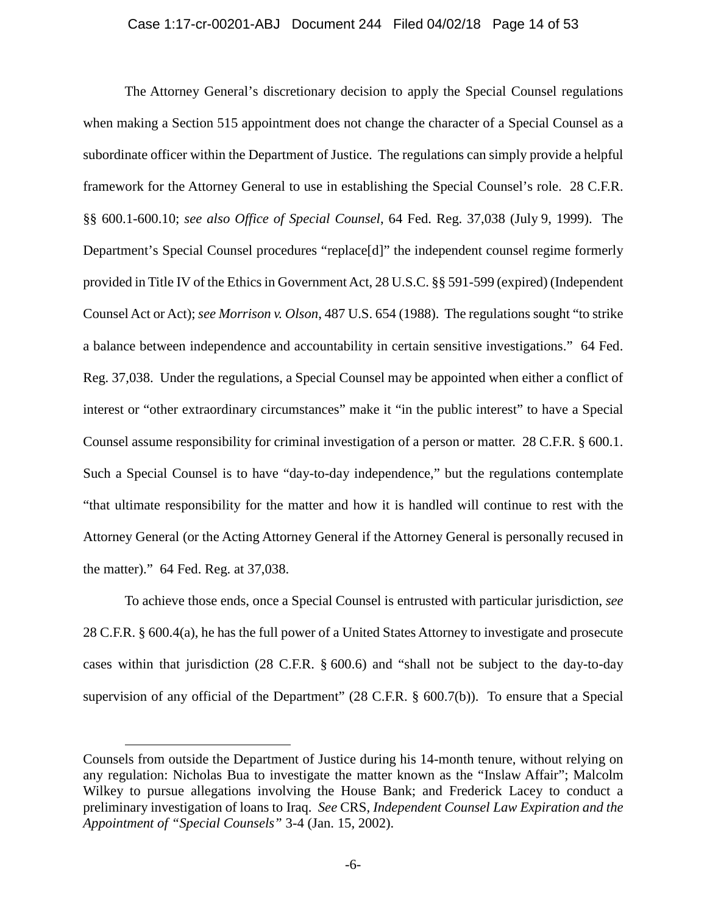The Attorney General's discretionary decision to apply the Special Counsel regulations when making a Section 515 appointment does not change the character of a Special Counsel as a subordinate officer within the Department of Justice. The regulations can simply provide a helpful framework for the Attorney General to use in establishing the Special Counsel's role. 28 C.F.R. §§ 600.1-600.10; *see also Office of Special Counsel*, 64 Fed. Reg. 37,038 (July 9, 1999). The Department's Special Counsel procedures "replace[d]" the independent counsel regime formerly provided in Title IV of the Ethics in Government Act, 28 U.S.C. §§ 591-599 (expired) (Independent Counsel Act or Act); *see Morrison v. Olson*, 487 U.S. 654 (1988). The regulations sought "to strike a balance between independence and accountability in certain sensitive investigations." 64 Fed. Reg. 37,038. Under the regulations, a Special Counsel may be appointed when either a conflict of interest or "other extraordinary circumstances" make it "in the public interest" to have a Special Counsel assume responsibility for criminal investigation of a person or matter. 28 C.F.R. § 600.1. Such a Special Counsel is to have "day-to-day independence," but the regulations contemplate "that ultimate responsibility for the matter and how it is handled will continue to rest with the Attorney General (or the Acting Attorney General if the Attorney General is personally recused in the matter)." 64 Fed. Reg. at 37,038.

To achieve those ends, once a Special Counsel is entrusted with particular jurisdiction, *see* 28 C.F.R. § 600.4(a), he has the full power of a United States Attorney to investigate and prosecute cases within that jurisdiction (28 C.F.R. § 600.6) and "shall not be subject to the day-to-day supervision of any official of the Department" (28 C.F.R. § 600.7(b)). To ensure that a Special

---

Counsels from outside the Department of Justice during his 14-month tenure, without relying on any regulation: Nicholas Bua to investigate the matter known as the "Inslaw Affair"; Malcolm Wilkey to pursue allegations involving the House Bank; and Frederick Lacey to conduct a preliminary investigation of loans to Iraq. *See* CRS, *Independent Counsel Law Expiration and the Appointment of "Special Counsels"* 3-4 (Jan. 15, 2002).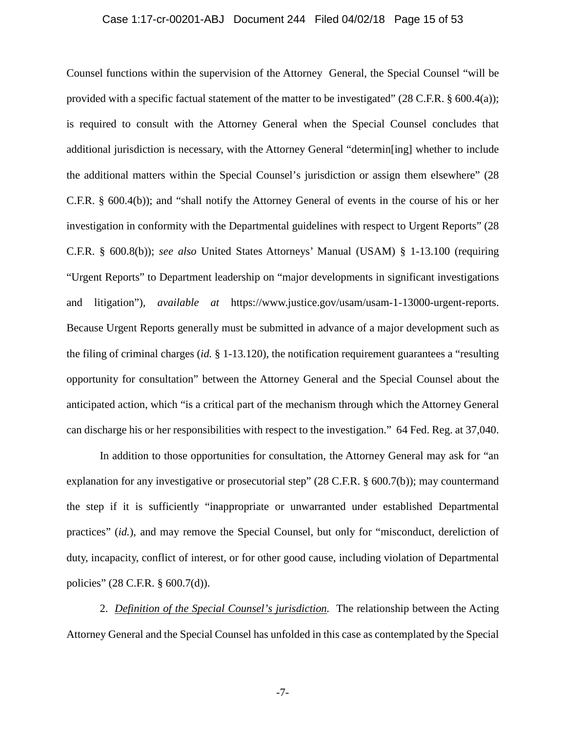Counsel functions within the supervision of the Attorney General, the Special Counsel "will be provided with a specific factual statement of the matter to be investigated" (28 C.F.R. § 600.4(a)); is required to consult with the Attorney General when the Special Counsel concludes that additional jurisdiction is necessary, with the Attorney General "determin[ing] whether to include the additional matters within the Special Counsel's jurisdiction or assign them elsewhere" (28 C.F.R. § 600.4(b)); and "shall notify the Attorney General of events in the course of his or her investigation in conformity with the Departmental guidelines with respect to Urgent Reports" (28 C.F.R. § 600.8(b)); *see also* United States Attorneys' Manual (USAM) § 1-13.100 (requiring "Urgent Reports" to Department leadership on "major developments in significant investigations and litigation"), *available at* https://www.justice.gov/usam/usam-1-13000-urgent-reports. Because Urgent Reports generally must be submitted in advance of a major development such as the filing of criminal charges (*id.* § 1-13.120), the notification requirement guarantees a "resulting opportunity for consultation" between the Attorney General and the Special Counsel about the anticipated action, which "is a critical part of the mechanism through which the Attorney General can discharge his or her responsibilities with respect to the investigation." 64 Fed. Reg. at 37,040.

In addition to those opportunities for consultation, the Attorney General may ask for "an explanation for any investigative or prosecutorial step" (28 C.F.R. § 600.7(b)); may countermand the step if it is sufficiently "inappropriate or unwarranted under established Departmental practices" (*id.*), and may remove the Special Counsel, but only for "misconduct, dereliction of duty, incapacity, conflict of interest, or for other good cause, including violation of Departmental policies" (28 C.F.R. § 600.7(d)).

2. *Definition of the Special Counsel's jurisdiction.* The relationship between the Acting Attorney General and the Special Counsel has unfolded in this case as contemplated by the Special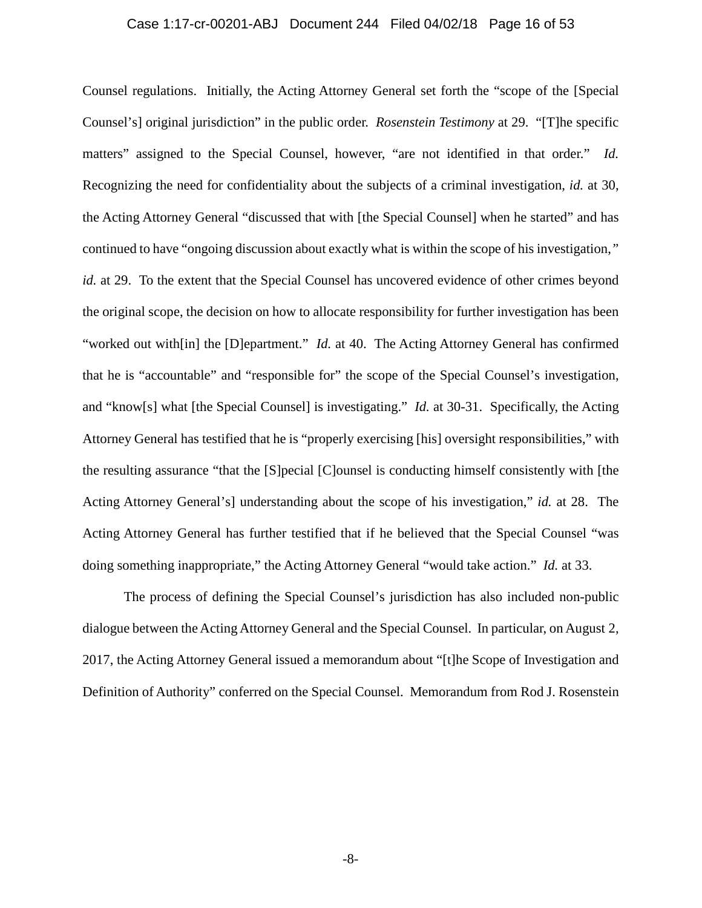Counsel regulations. Initially, the Acting Attorney General set forth the "scope of the [Special Counsel's] original jurisdiction" in the public order. *Rosenstein Testimony* at 29. "[T]he specific matters" assigned to the Special Counsel, however, "are not identified in that order." *Id.* Recognizing the need for confidentiality about the subjects of a criminal investigation, *id.* at 30, the Acting Attorney General "discussed that with [the Special Counsel] when he started" and has continued to have "ongoing discussion about exactly what is within the scope of his investigation," *id.* at 29. To the extent that the Special Counsel has uncovered evidence of other crimes beyond the original scope, the decision on how to allocate responsibility for further investigation has been "worked out with[in] the [D]epartment." *Id.* at 40. The Acting Attorney General has confirmed that he is "accountable" and "responsible for" the scope of the Special Counsel's investigation, and "know[s] what [the Special Counsel] is investigating." *Id.* at 30-31. Specifically, the Acting Attorney General has testified that he is "properly exercising [his] oversight responsibilities," with the resulting assurance "that the [S]pecial [C]ounsel is conducting himself consistently with [the Acting Attorney General's] understanding about the scope of his investigation," *id.* at 28. The Acting Attorney General has further testified that if he believed that the Special Counsel "was doing something inappropriate," the Acting Attorney General "would take action." *Id.* at 33.

The process of defining the Special Counsel's jurisdiction has also included non-public dialogue between the Acting Attorney General and the Special Counsel. In particular, on August 2, 2017, the Acting Attorney General issued a memorandum about "[t]he Scope of Investigation and Definition of Authority" conferred on the Special Counsel. Memorandum from Rod J. Rosenstein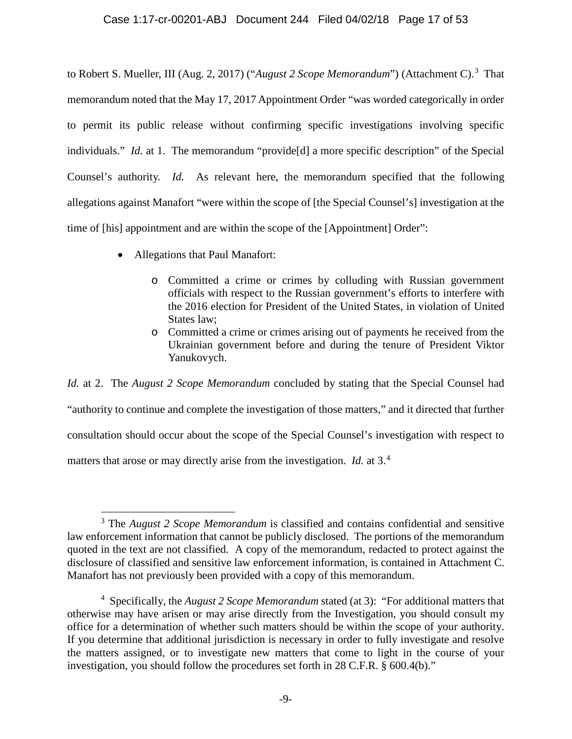to Robert S. Mueller, III (Aug. 2, 2017) ("*August 2 Scope Memorandum*") (Attachment C).[3] That memorandum noted that the May 17, 2017 Appointment Order "was worded categorically in order to permit its public release without confirming specific investigations involving specific individuals." *Id.* at 1. The memorandum "provide[d] a more specific description" of the Special Counsel's authority. *Id.* As relevant here, the memorandum specified that the following allegations against Manafort "were within the scope of [the Special Counsel's] investigation at the time of [his] appointment and are within the scope of the [Appointment] Order":

- Allegations that Paul Manafort:
  - Committed a crime or crimes by colluding with Russian government officials with respect to the Russian government's efforts to interfere with the 2016 election for President of the United States, in violation of United States law;
  - Committed a crime or crimes arising out of payments he received from the Ukrainian government before and during the tenure of President Viktor Yanukovych.

*Id.* at 2. The *August 2 Scope Memorandum* concluded by stating that the Special Counsel had "authority to continue and complete the investigation of those matters," and it directed that further consultation should occur about the scope of the Special Counsel's investigation with respect to matters that arose or may directly arise from the investigation. *Id.* at 3.[4]

---

[3] The *August 2 Scope Memorandum* is classified and contains confidential and sensitive law enforcement information that cannot be publicly disclosed. The portions of the memorandum quoted in the text are not classified. A copy of the memorandum, redacted to protect against the disclosure of classified and sensitive law enforcement information, is contained in Attachment C. Manafort has not previously been provided with a copy of this memorandum.

[4] Specifically, the *August 2 Scope Memorandum* stated (at 3): "For additional matters that otherwise may have arisen or may arise directly from the Investigation, you should consult my office for a determination of whether such matters should be within the scope of your authority. If you determine that additional jurisdiction is necessary in order to fully investigate and resolve the matters assigned, or to investigate new matters that come to light in the course of your investigation, you should follow the procedures set forth in 28 C.F.R. § 600.4(b)."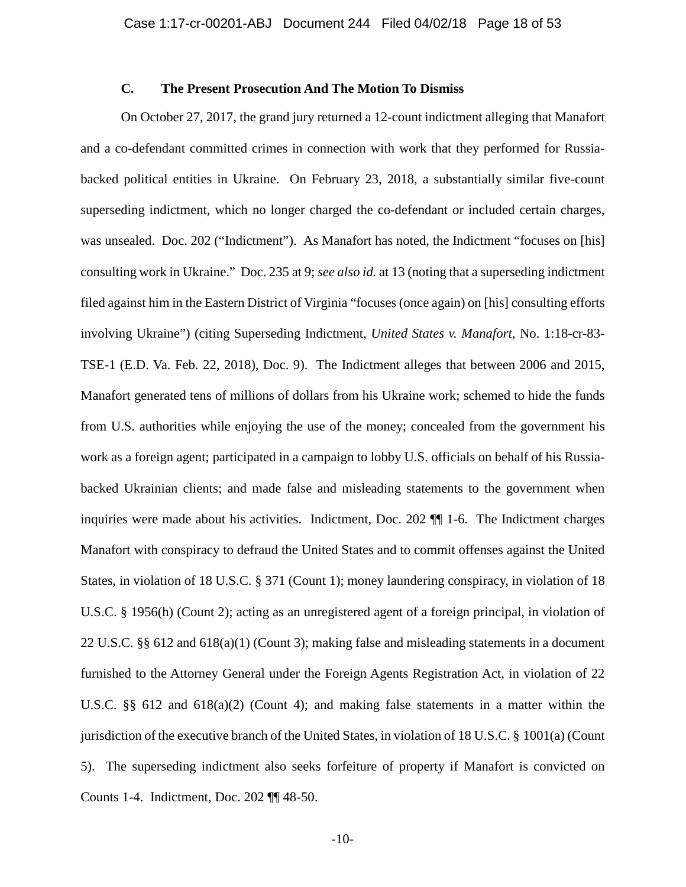### C. The Present Prosecution And The Motion To Dismiss

On October 27, 2017, the grand jury returned a 12-count indictment alleging that Manafort and a co-defendant committed crimes in connection with work that they performed for Russia-backed political entities in Ukraine. On February 23, 2018, a substantially similar five-count superseding indictment, which no longer charged the co-defendant or included certain charges, was unsealed. Doc. 202 ("Indictment"). As Manafort has noted, the Indictment "focuses on [his] consulting work in Ukraine." Doc. 235 at 9; *see also id.* at 13 (noting that a superseding indictment filed against him in the Eastern District of Virginia "focuses (once again) on [his] consulting efforts involving Ukraine") (citing Superseding Indictment, *United States v. Manafort*, No. 1:18-cr-83-TSE-1 (E.D. Va. Feb. 22, 2018), Doc. 9). The Indictment alleges that between 2006 and 2015, Manafort generated tens of millions of dollars from his Ukraine work; schemed to hide the funds from U.S. authorities while enjoying the use of the money; concealed from the government his work as a foreign agent; participated in a campaign to lobby U.S. officials on behalf of his Russia-backed Ukrainian clients; and made false and misleading statements to the government when inquiries were made about his activities. Indictment, Doc. 202 ¶¶ 1-6. The Indictment charges Manafort with conspiracy to defraud the United States and to commit offenses against the United States, in violation of 18 U.S.C. § 371 (Count 1); money laundering conspiracy, in violation of 18 U.S.C. § 1956(h) (Count 2); acting as an unregistered agent of a foreign principal, in violation of 22 U.S.C. §§ 612 and 618(a)(1) (Count 3); making false and misleading statements in a document furnished to the Attorney General under the Foreign Agents Registration Act, in violation of 22 U.S.C. §§ 612 and 618(a)(2) (Count 4); and making false statements in a matter within the jurisdiction of the executive branch of the United States, in violation of 18 U.S.C. § 1001(a) (Count 5). The superseding indictment also seeks forfeiture of property if Manafort is convicted on Counts 1-4. Indictment, Doc. 202 ¶¶ 48-50.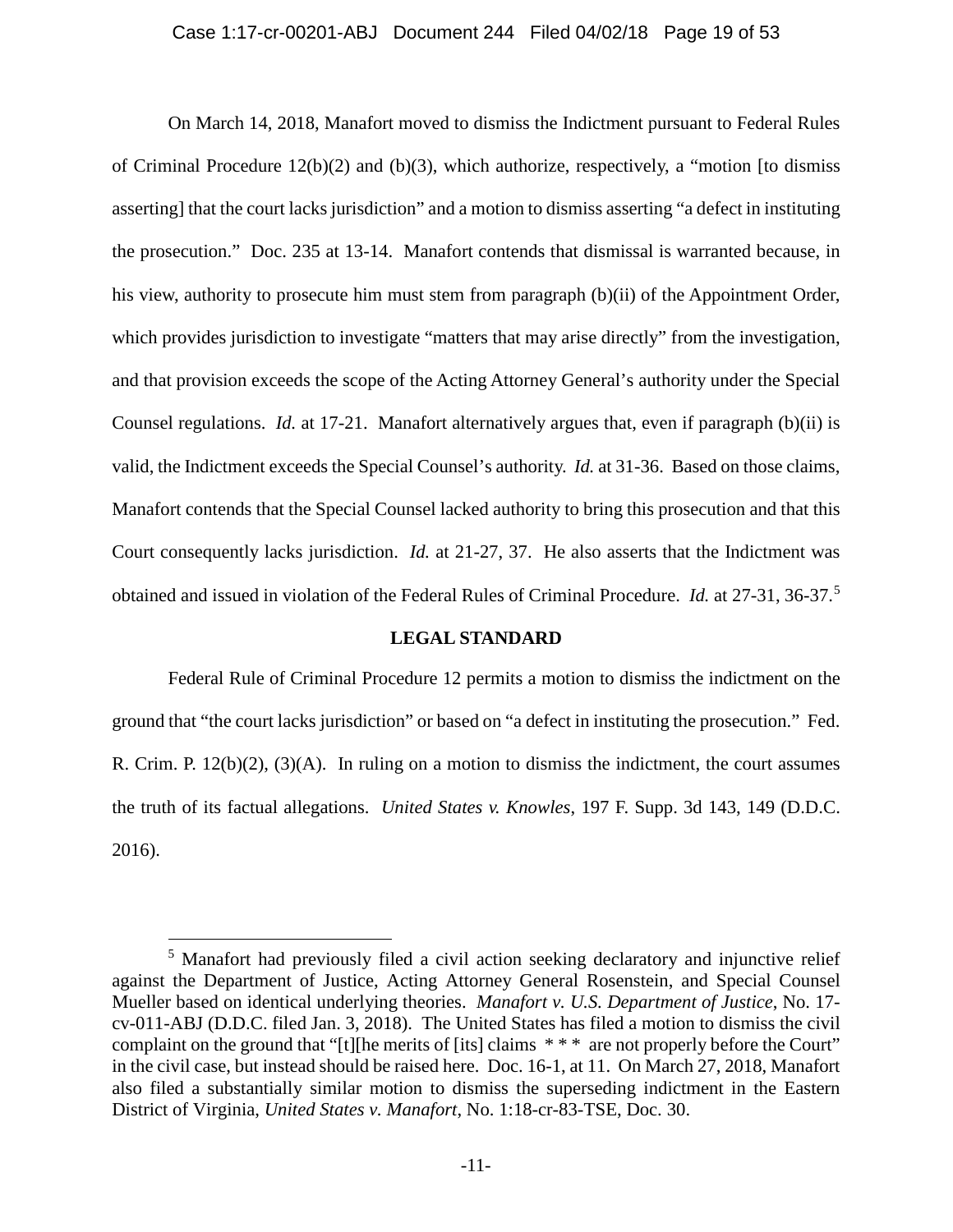On March 14, 2018, Manafort moved to dismiss the Indictment pursuant to Federal Rules of Criminal Procedure 12(b)(2) and (b)(3), which authorize, respectively, a "motion [to dismiss asserting] that the court lacks jurisdiction" and a motion to dismiss asserting "a defect in instituting the prosecution." Doc. 235 at 13-14. Manafort contends that dismissal is warranted because, in his view, authority to prosecute him must stem from paragraph (b)(ii) of the Appointment Order, which provides jurisdiction to investigate "matters that may arise directly" from the investigation, and that provision exceeds the scope of the Acting Attorney General's authority under the Special Counsel regulations. *Id.* at 17-21. Manafort alternatively argues that, even if paragraph (b)(ii) is valid, the Indictment exceeds the Special Counsel's authority. *Id.* at 31-36. Based on those claims, Manafort contends that the Special Counsel lacked authority to bring this prosecution and that this Court consequently lacks jurisdiction. *Id.* at 21-27, 37. He also asserts that the Indictment was obtained and issued in violation of the Federal Rules of Criminal Procedure. *Id.* at 27-31, 36-37.[5]

## LEGAL STANDARD

Federal Rule of Criminal Procedure 12 permits a motion to dismiss the indictment on the ground that "the court lacks jurisdiction" or based on "a defect in instituting the prosecution." Fed. R. Crim. P. 12(b)(2), (3)(A). In ruling on a motion to dismiss the indictment, the court assumes the truth of its factual allegations. *United States v. Knowles*, 197 F. Supp. 3d 143, 149 (D.D.C. 2016).

---

[5] Manafort had previously filed a civil action seeking declaratory and injunctive relief against the Department of Justice, Acting Attorney General Rosenstein, and Special Counsel Mueller based on identical underlying theories. *Manafort v. U.S. Department of Justice*, No. 17-cv-011-ABJ (D.D.C. filed Jan. 3, 2018). The United States has filed a motion to dismiss the civil complaint on the ground that "[t][he merits of [its] claims * * * are not properly before the Court" in the civil case, but instead should be raised here. Doc. 16-1, at 11. On March 27, 2018, Manafort also filed a substantially similar motion to dismiss the superseding indictment in the Eastern District of Virginia, *United States v. Manafort*, No. 1:18-cr-83-TSE, Doc. 30.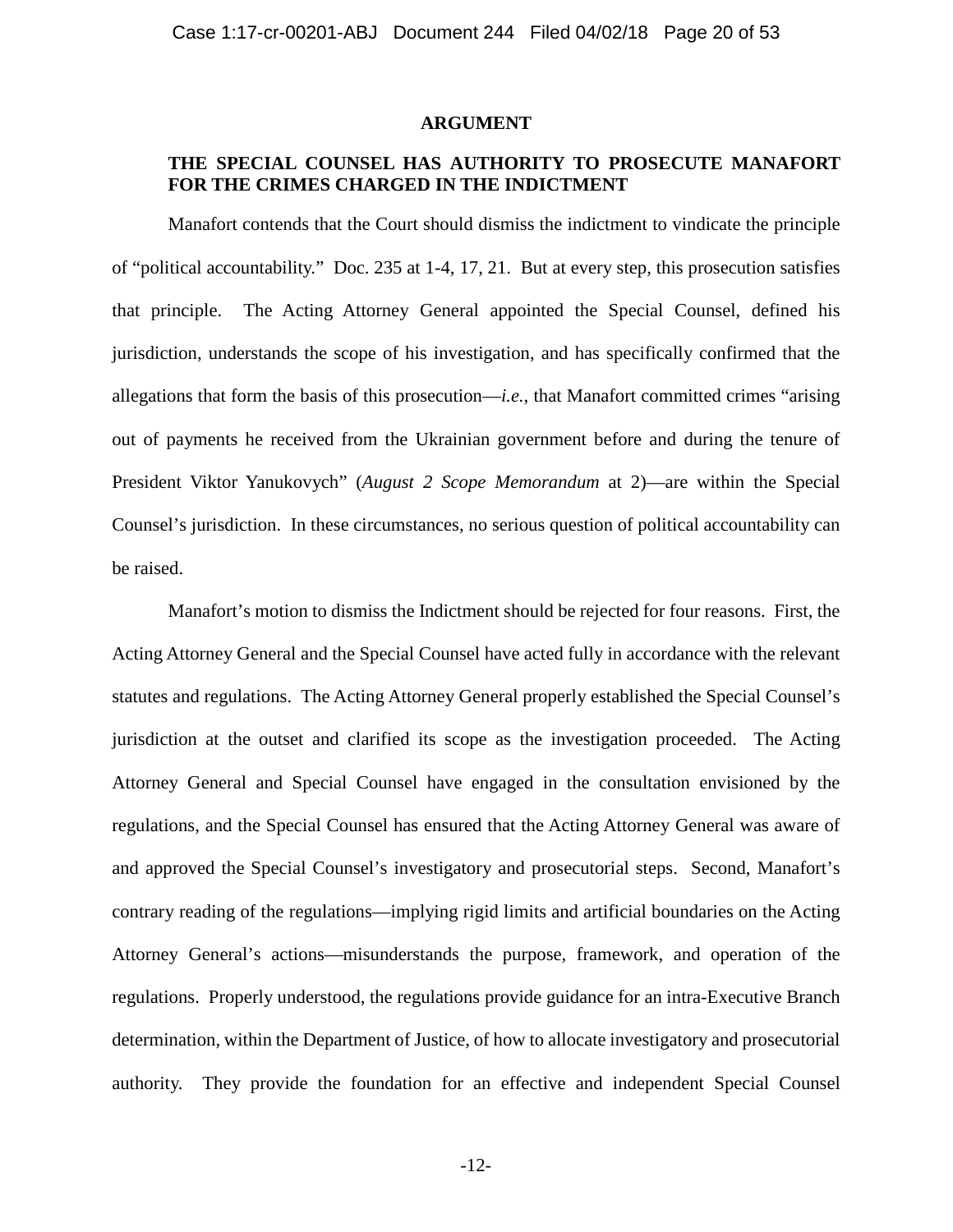## ARGUMENT

### THE SPECIAL COUNSEL HAS AUTHORITY TO PROSECUTE MANAFORT FOR THE CRIMES CHARGED IN THE INDICTMENT

Manafort contends that the Court should dismiss the indictment to vindicate the principle of "political accountability." Doc. 235 at 1-4, 17, 21. But at every step, this prosecution satisfies that principle. The Acting Attorney General appointed the Special Counsel, defined his jurisdiction, understands the scope of his investigation, and has specifically confirmed that the allegations that form the basis of this prosecution—*i.e.*, that Manafort committed crimes "arising out of payments he received from the Ukrainian government before and during the tenure of President Viktor Yanukovych" (*August 2 Scope Memorandum* at 2)—are within the Special Counsel's jurisdiction. In these circumstances, no serious question of political accountability can be raised.

Manafort's motion to dismiss the Indictment should be rejected for four reasons. First, the Acting Attorney General and the Special Counsel have acted fully in accordance with the relevant statutes and regulations. The Acting Attorney General properly established the Special Counsel's jurisdiction at the outset and clarified its scope as the investigation proceeded. The Acting Attorney General and Special Counsel have engaged in the consultation envisioned by the regulations, and the Special Counsel has ensured that the Acting Attorney General was aware of and approved the Special Counsel's investigatory and prosecutorial steps. Second, Manafort's contrary reading of the regulations—implying rigid limits and artificial boundaries on the Acting Attorney General's actions—misunderstands the purpose, framework, and operation of the regulations. Properly understood, the regulations provide guidance for an intra-Executive Branch determination, within the Department of Justice, of how to allocate investigatory and prosecutorial authority. They provide the foundation for an effective and independent Special Counsel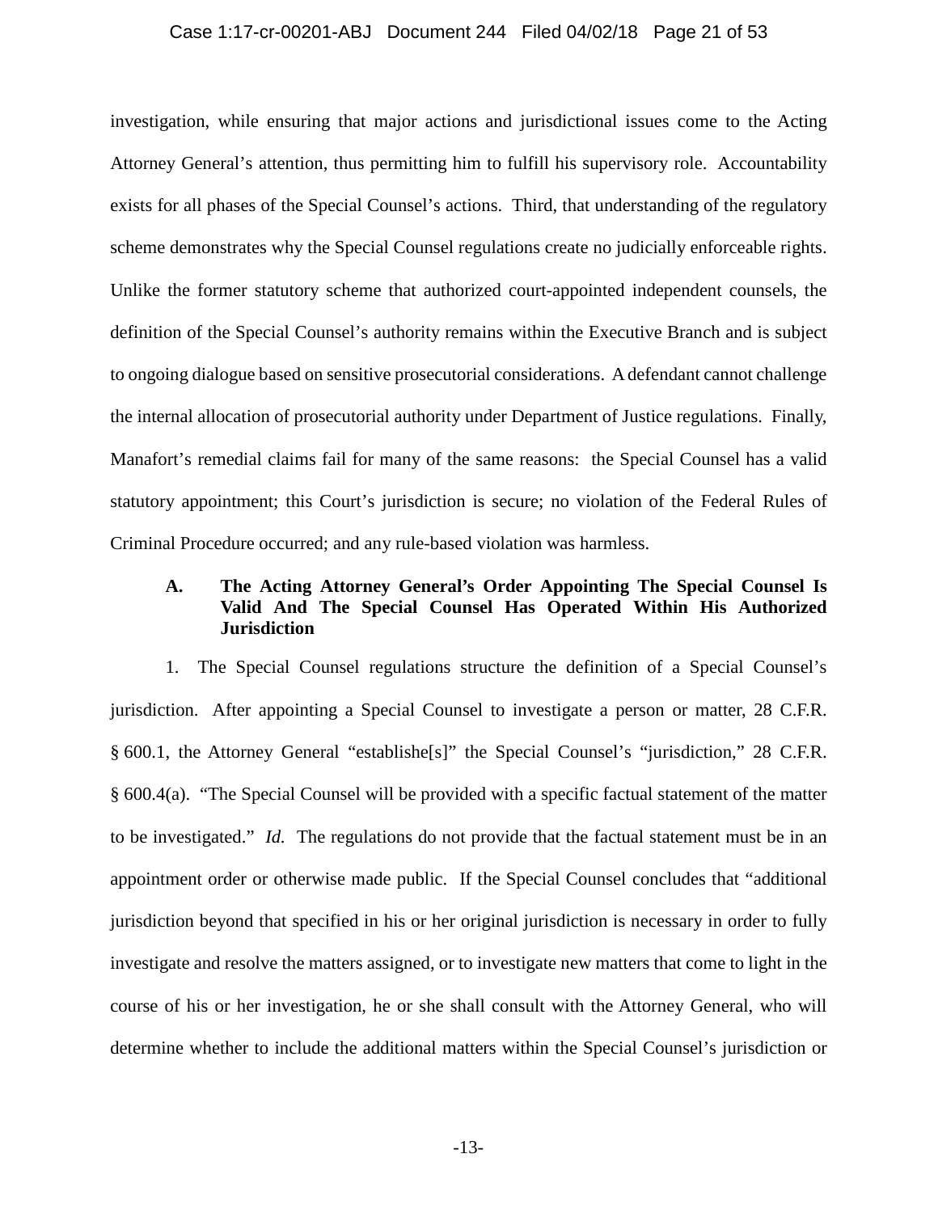investigation, while ensuring that major actions and jurisdictional issues come to the Acting Attorney General's attention, thus permitting him to fulfill his supervisory role. Accountability exists for all phases of the Special Counsel's actions. Third, that understanding of the regulatory scheme demonstrates why the Special Counsel regulations create no judicially enforceable rights. Unlike the former statutory scheme that authorized court-appointed independent counsels, the definition of the Special Counsel's authority remains within the Executive Branch and is subject to ongoing dialogue based on sensitive prosecutorial considerations. A defendant cannot challenge the internal allocation of prosecutorial authority under Department of Justice regulations. Finally, Manafort's remedial claims fail for many of the same reasons: the Special Counsel has a valid statutory appointment; this Court's jurisdiction is secure; no violation of the Federal Rules of Criminal Procedure occurred; and any rule-based violation was harmless.

### A. The Acting Attorney General's Order Appointing The Special Counsel Is Valid And The Special Counsel Has Operated Within His Authorized Jurisdiction

1. The Special Counsel regulations structure the definition of a Special Counsel's jurisdiction. After appointing a Special Counsel to investigate a person or matter, 28 C.F.R. § 600.1, the Attorney General "establishe[s]" the Special Counsel's "jurisdiction," 28 C.F.R. § 600.4(a). "The Special Counsel will be provided with a specific factual statement of the matter to be investigated." *Id.* The regulations do not provide that the factual statement must be in an appointment order or otherwise made public. If the Special Counsel concludes that "additional jurisdiction beyond that specified in his or her original jurisdiction is necessary in order to fully investigate and resolve the matters assigned, or to investigate new matters that come to light in the course of his or her investigation, he or she shall consult with the Attorney General, who will determine whether to include the additional matters within the Special Counsel's jurisdiction or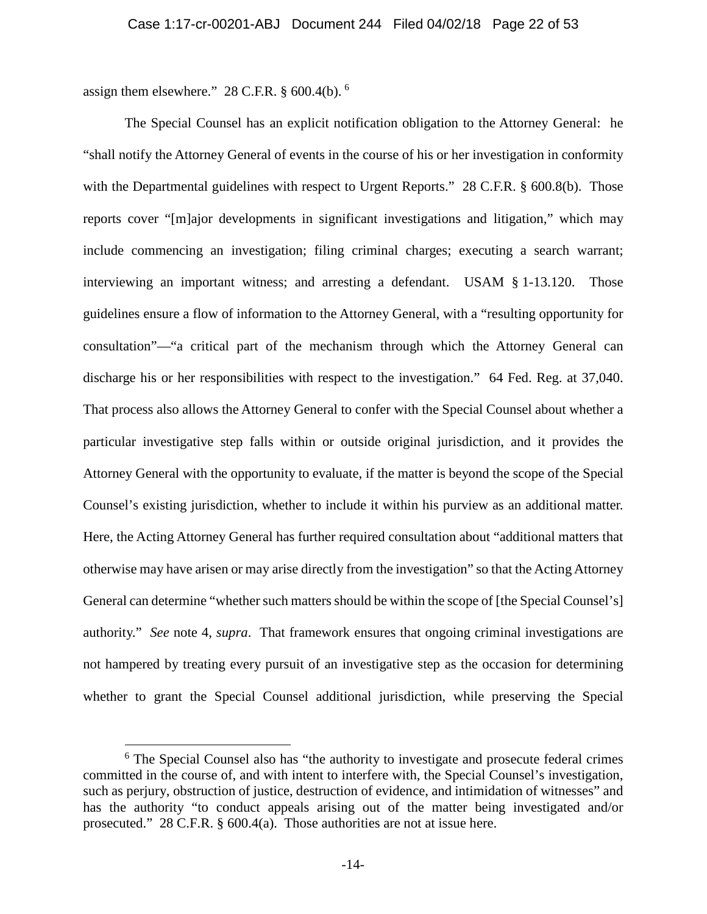assign them elsewhere." 28 C.F.R. § 600.4(b).[6]

The Special Counsel has an explicit notification obligation to the Attorney General: he "shall notify the Attorney General of events in the course of his or her investigation in conformity with the Departmental guidelines with respect to Urgent Reports." 28 C.F.R. § 600.8(b). Those reports cover "[m]ajor developments in significant investigations and litigation," which may include commencing an investigation; filing criminal charges; executing a search warrant; interviewing an important witness; and arresting a defendant. USAM § 1-13.120. Those guidelines ensure a flow of information to the Attorney General, with a "resulting opportunity for consultation"—"a critical part of the mechanism through which the Attorney General can discharge his or her responsibilities with respect to the investigation." 64 Fed. Reg. at 37,040. That process also allows the Attorney General to confer with the Special Counsel about whether a particular investigative step falls within or outside original jurisdiction, and it provides the Attorney General with the opportunity to evaluate, if the matter is beyond the scope of the Special Counsel's existing jurisdiction, whether to include it within his purview as an additional matter. Here, the Acting Attorney General has further required consultation about "additional matters that otherwise may have arisen or may arise directly from the investigation" so that the Acting Attorney General can determine "whether such matters should be within the scope of [the Special Counsel's] authority." *See* note 4, *supra*. That framework ensures that ongoing criminal investigations are not hampered by treating every pursuit of an investigative step as the occasion for determining whether to grant the Special Counsel additional jurisdiction, while preserving the Special

---

[6] The Special Counsel also has "the authority to investigate and prosecute federal crimes committed in the course of, and with intent to interfere with, the Special Counsel's investigation, such as perjury, obstruction of justice, destruction of evidence, and intimidation of witnesses" and has the authority "to conduct appeals arising out of the matter being investigated and/or prosecuted." 28 C.F.R. § 600.4(a). Those authorities are not at issue here.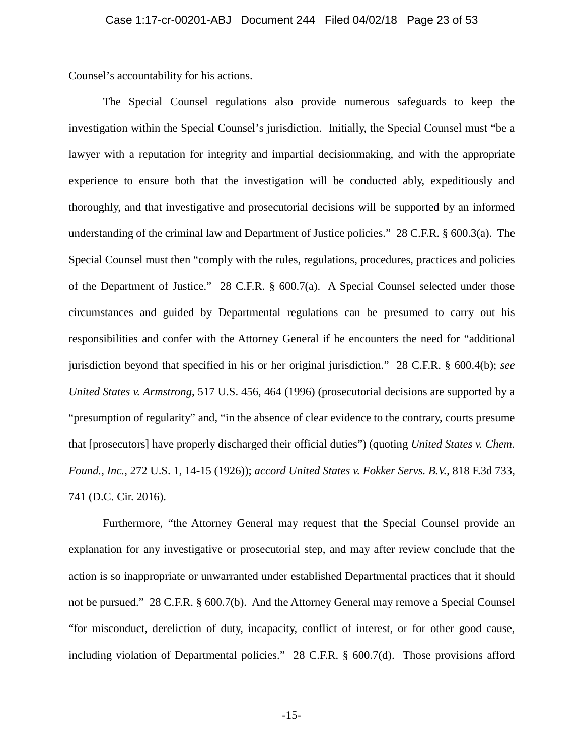Counsel's accountability for his actions.

The Special Counsel regulations also provide numerous safeguards to keep the investigation within the Special Counsel's jurisdiction. Initially, the Special Counsel must "be a lawyer with a reputation for integrity and impartial decisionmaking, and with the appropriate experience to ensure both that the investigation will be conducted ably, expeditiously and thoroughly, and that investigative and prosecutorial decisions will be supported by an informed understanding of the criminal law and Department of Justice policies." 28 C.F.R. § 600.3(a). The Special Counsel must then "comply with the rules, regulations, procedures, practices and policies of the Department of Justice." 28 C.F.R. § 600.7(a). A Special Counsel selected under those circumstances and guided by Departmental regulations can be presumed to carry out his responsibilities and confer with the Attorney General if he encounters the need for "additional jurisdiction beyond that specified in his or her original jurisdiction." 28 C.F.R. § 600.4(b); *see United States v. Armstrong*, 517 U.S. 456, 464 (1996) (prosecutorial decisions are supported by a "presumption of regularity" and, "in the absence of clear evidence to the contrary, courts presume that [prosecutors] have properly discharged their official duties") (quoting *United States v. Chem. Found., Inc.*, 272 U.S. 1, 14-15 (1926)); *accord United States v. Fokker Servs. B.V.*, 818 F.3d 733, 741 (D.C. Cir. 2016).

Furthermore, "the Attorney General may request that the Special Counsel provide an explanation for any investigative or prosecutorial step, and may after review conclude that the action is so inappropriate or unwarranted under established Departmental practices that it should not be pursued." 28 C.F.R. § 600.7(b). And the Attorney General may remove a Special Counsel "for misconduct, dereliction of duty, incapacity, conflict of interest, or for other good cause, including violation of Departmental policies." 28 C.F.R. § 600.7(d). Those provisions afford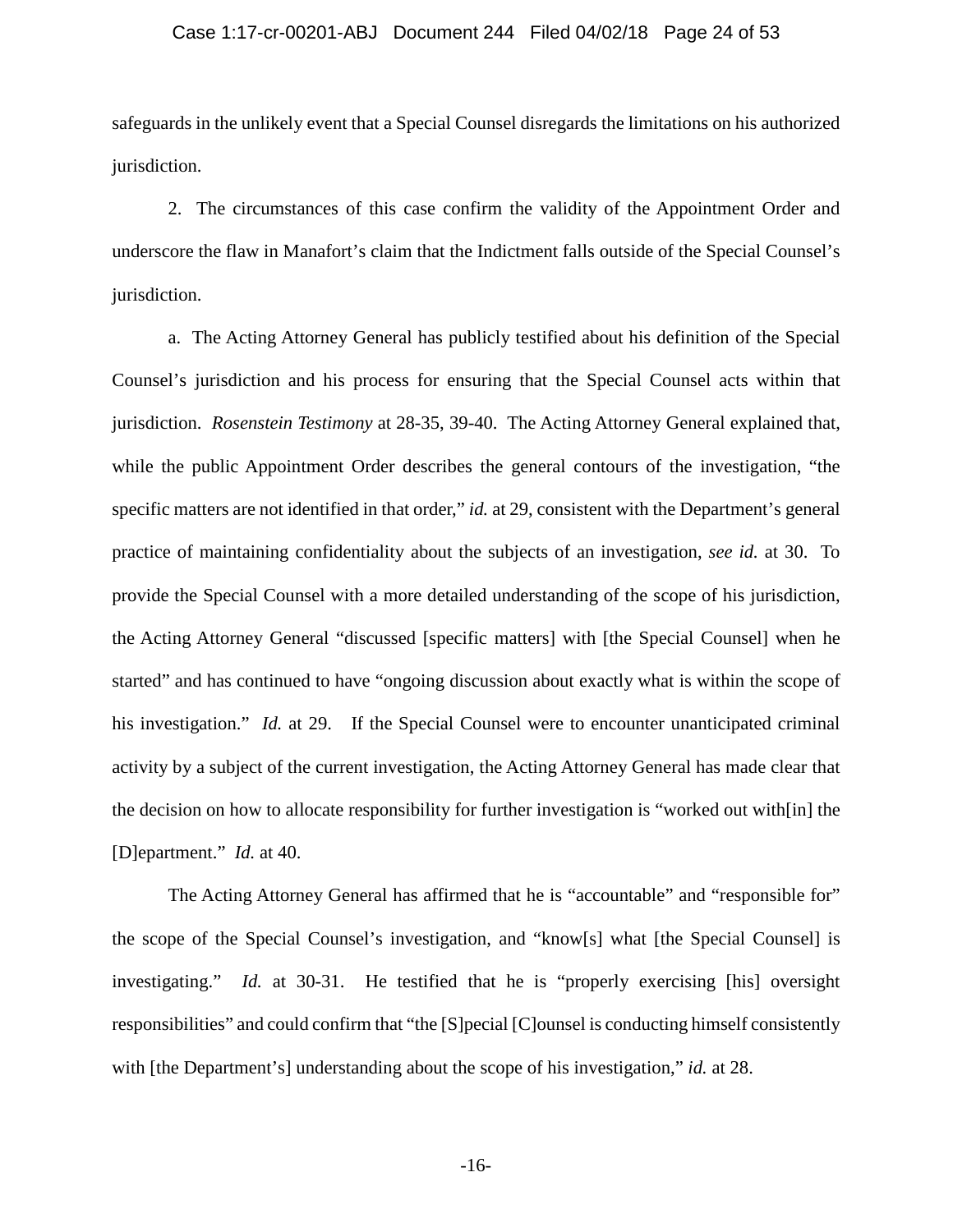safeguards in the unlikely event that a Special Counsel disregards the limitations on his authorized jurisdiction.

2. The circumstances of this case confirm the validity of the Appointment Order and underscore the flaw in Manafort's claim that the Indictment falls outside of the Special Counsel's jurisdiction.

a. The Acting Attorney General has publicly testified about his definition of the Special Counsel's jurisdiction and his process for ensuring that the Special Counsel acts within that jurisdiction. *Rosenstein Testimony* at 28-35, 39-40. The Acting Attorney General explained that, while the public Appointment Order describes the general contours of the investigation, "the specific matters are not identified in that order," *id.* at 29, consistent with the Department's general practice of maintaining confidentiality about the subjects of an investigation, *see id.* at 30. To provide the Special Counsel with a more detailed understanding of the scope of his jurisdiction, the Acting Attorney General "discussed [specific matters] with [the Special Counsel] when he started" and has continued to have "ongoing discussion about exactly what is within the scope of his investigation." *Id.* at 29. If the Special Counsel were to encounter unanticipated criminal activity by a subject of the current investigation, the Acting Attorney General has made clear that the decision on how to allocate responsibility for further investigation is "worked out with[in] the [D]epartment." *Id.* at 40.

The Acting Attorney General has affirmed that he is "accountable" and "responsible for" the scope of the Special Counsel's investigation, and "know[s] what [the Special Counsel] is investigating." *Id.* at 30-31. He testified that he is "properly exercising [his] oversight responsibilities" and could confirm that "the [S]pecial [C]ounsel is conducting himself consistently with [the Department's] understanding about the scope of his investigation," *id.* at 28.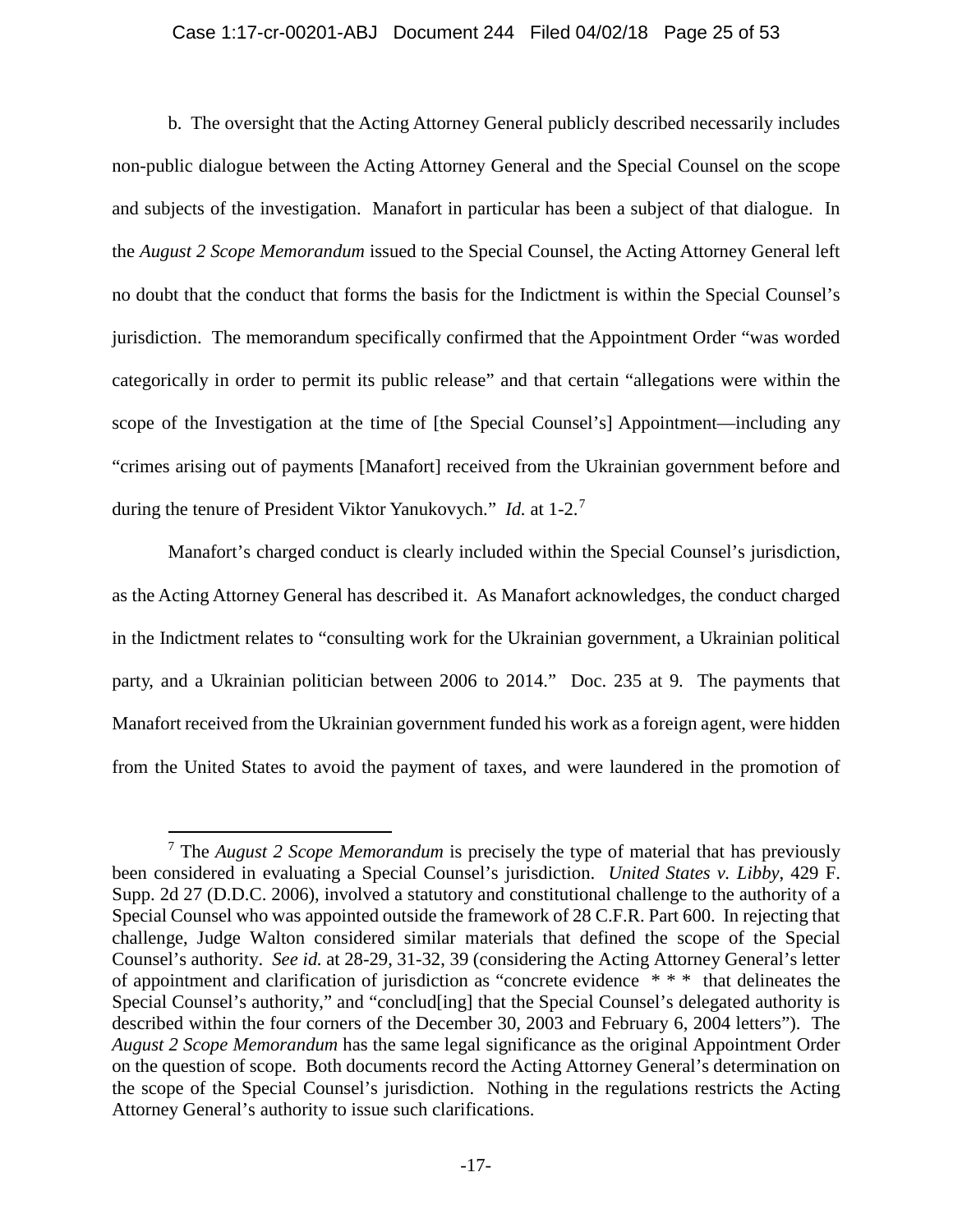b. The oversight that the Acting Attorney General publicly described necessarily includes non-public dialogue between the Acting Attorney General and the Special Counsel on the scope and subjects of the investigation. Manafort in particular has been a subject of that dialogue. In the *August 2 Scope Memorandum* issued to the Special Counsel, the Acting Attorney General left no doubt that the conduct that forms the basis for the Indictment is within the Special Counsel's jurisdiction. The memorandum specifically confirmed that the Appointment Order "was worded categorically in order to permit its public release" and that certain "allegations were within the scope of the Investigation at the time of [the Special Counsel's] Appointment—including any "crimes arising out of payments [Manafort] received from the Ukrainian government before and during the tenure of President Viktor Yanukovych." *Id.* at 1-2.[7]

Manafort's charged conduct is clearly included within the Special Counsel's jurisdiction, as the Acting Attorney General has described it. As Manafort acknowledges, the conduct charged in the Indictment relates to "consulting work for the Ukrainian government, a Ukrainian political party, and a Ukrainian politician between 2006 to 2014." Doc. 235 at 9. The payments that Manafort received from the Ukrainian government funded his work as a foreign agent, were hidden from the United States to avoid the payment of taxes, and were laundered in the promotion of

---

[7] The *August 2 Scope Memorandum* is precisely the type of material that has previously been considered in evaluating a Special Counsel's jurisdiction. *United States v. Libby*, 429 F. Supp. 2d 27 (D.D.C. 2006), involved a statutory and constitutional challenge to the authority of a Special Counsel who was appointed outside the framework of 28 C.F.R. Part 600. In rejecting that challenge, Judge Walton considered similar materials that defined the scope of the Special Counsel's authority. *See id.* at 28-29, 31-32, 39 (considering the Acting Attorney General's letter of appointment and clarification of jurisdiction as "concrete evidence * * * that delineates the Special Counsel's authority," and "conclud[ing] that the Special Counsel's delegated authority is described within the four corners of the December 30, 2003 and February 6, 2004 letters"). The *August 2 Scope Memorandum* has the same legal significance as the original Appointment Order on the question of scope. Both documents record the Acting Attorney General's determination on the scope of the Special Counsel's jurisdiction. Nothing in the regulations restricts the Acting Attorney General's authority to issue such clarifications.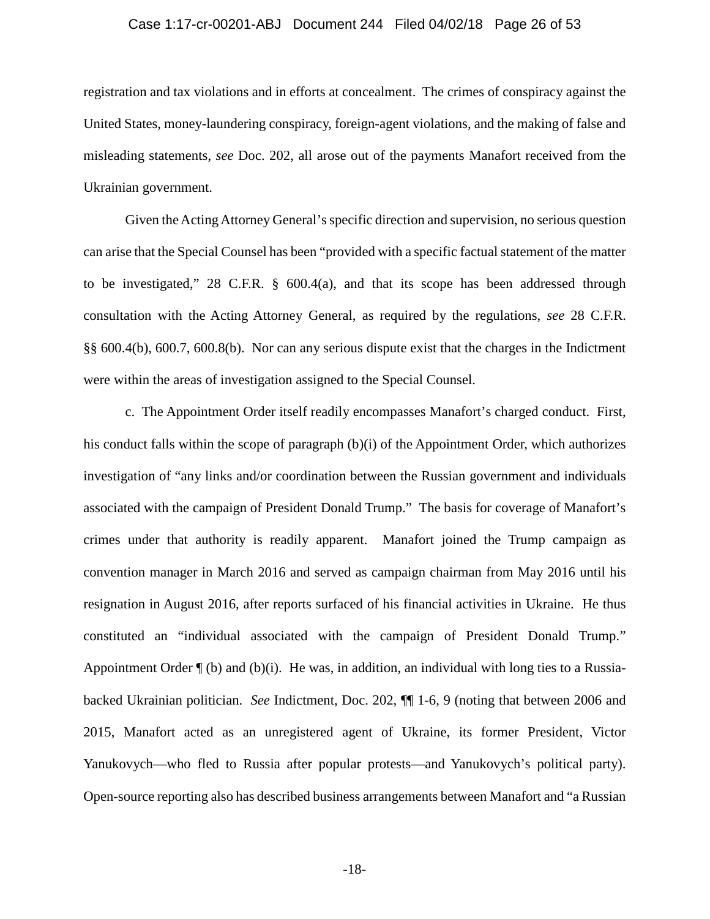registration and tax violations and in efforts at concealment. The crimes of conspiracy against the United States, money-laundering conspiracy, foreign-agent violations, and the making of false and misleading statements, *see* Doc. 202, all arose out of the payments Manafort received from the Ukrainian government.

Given the Acting Attorney General's specific direction and supervision, no serious question can arise that the Special Counsel has been "provided with a specific factual statement of the matter to be investigated," 28 C.F.R. § 600.4(a), and that its scope has been addressed through consultation with the Acting Attorney General, as required by the regulations, *see* 28 C.F.R. §§ 600.4(b), 600.7, 600.8(b). Nor can any serious dispute exist that the charges in the Indictment were within the areas of investigation assigned to the Special Counsel.

c. The Appointment Order itself readily encompasses Manafort's charged conduct. First, his conduct falls within the scope of paragraph (b)(i) of the Appointment Order, which authorizes investigation of "any links and/or coordination between the Russian government and individuals associated with the campaign of President Donald Trump." The basis for coverage of Manafort's crimes under that authority is readily apparent. Manafort joined the Trump campaign as convention manager in March 2016 and served as campaign chairman from May 2016 until his resignation in August 2016, after reports surfaced of his financial activities in Ukraine. He thus constituted an "individual associated with the campaign of President Donald Trump." Appointment Order ¶ (b) and (b)(i). He was, in addition, an individual with long ties to a Russia-backed Ukrainian politician. *See* Indictment, Doc. 202, ¶¶ 1-6, 9 (noting that between 2006 and 2015, Manafort acted as an unregistered agent of Ukraine, its former President, Victor Yanukovych—who fled to Russia after popular protests—and Yanukovych's political party). Open-source reporting also has described business arrangements between Manafort and "a Russian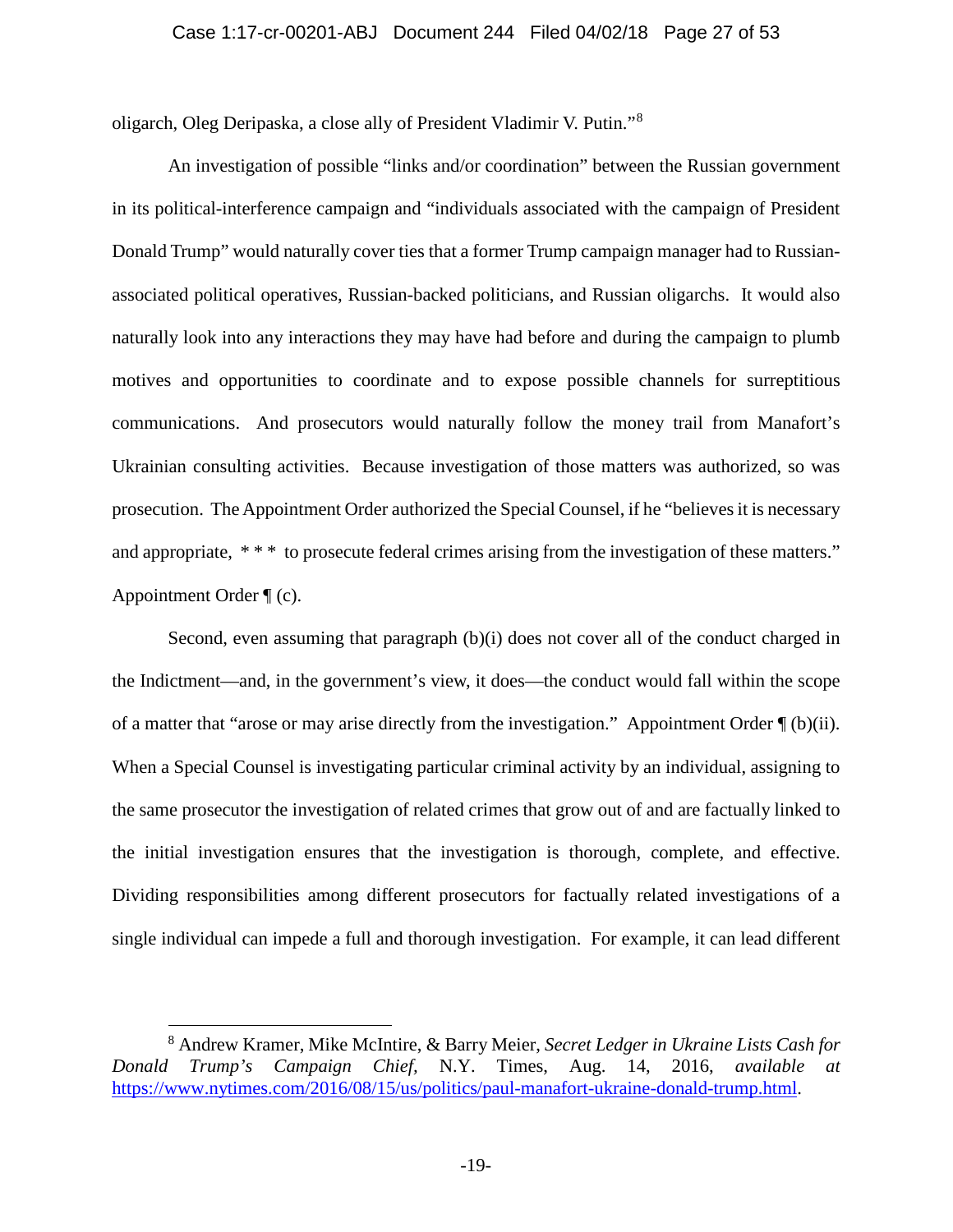oligarch, Oleg Deripaska, a close ally of President Vladimir V. Putin."[8]

An investigation of possible "links and/or coordination" between the Russian government in its political-interference campaign and "individuals associated with the campaign of President Donald Trump" would naturally cover ties that a former Trump campaign manager had to Russian-associated political operatives, Russian-backed politicians, and Russian oligarchs. It would also naturally look into any interactions they may have had before and during the campaign to plumb motives and opportunities to coordinate and to expose possible channels for surreptitious communications. And prosecutors would naturally follow the money trail from Manafort's Ukrainian consulting activities. Because investigation of those matters was authorized, so was prosecution. The Appointment Order authorized the Special Counsel, if he "believes it is necessary and appropriate, * * * to prosecute federal crimes arising from the investigation of these matters." Appointment Order ¶ (c).

Second, even assuming that paragraph (b)(i) does not cover all of the conduct charged in the Indictment—and, in the government's view, it does—the conduct would fall within the scope of a matter that "arose or may arise directly from the investigation." Appointment Order ¶ (b)(ii). When a Special Counsel is investigating particular criminal activity by an individual, assigning to the same prosecutor the investigation of related crimes that grow out of and are factually linked to the initial investigation ensures that the investigation is thorough, complete, and effective. Dividing responsibilities among different prosecutors for factually related investigations of a single individual can impede a full and thorough investigation. For example, it can lead different

[8] Andrew Kramer, Mike McIntire, & Barry Meier, *Secret Ledger in Ukraine Lists Cash for Donald Trump's Campaign Chief*, N.Y. Times, Aug. 14, 2016, *available at* https://www.nytimes.com/2016/08/15/us/politics/paul-manafort-ukraine-donald-trump.html.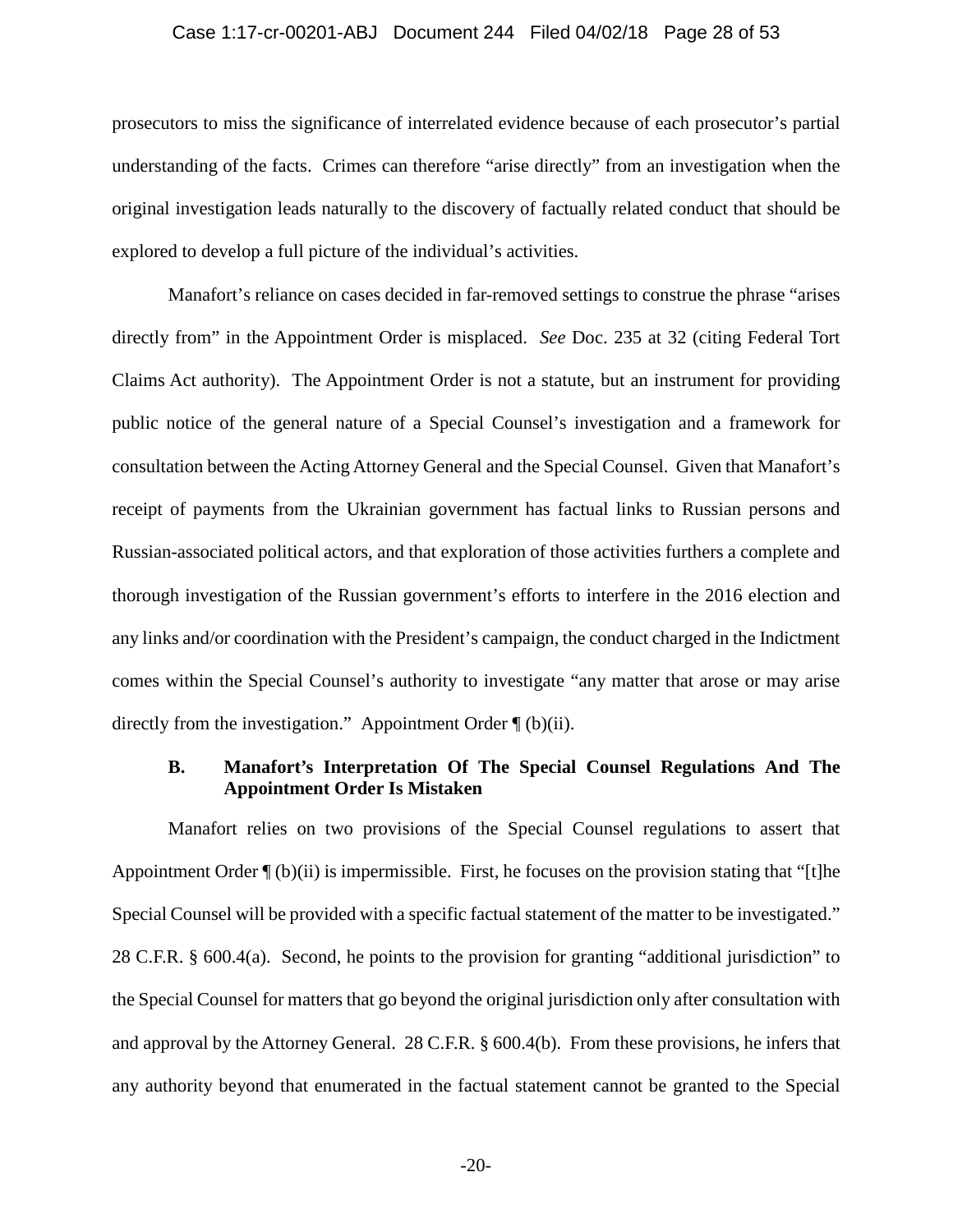prosecutors to miss the significance of interrelated evidence because of each prosecutor's partial understanding of the facts. Crimes can therefore "arise directly" from an investigation when the original investigation leads naturally to the discovery of factually related conduct that should be explored to develop a full picture of the individual's activities.

Manafort's reliance on cases decided in far-removed settings to construe the phrase "arises directly from" in the Appointment Order is misplaced. *See* Doc. 235 at 32 (citing Federal Tort Claims Act authority). The Appointment Order is not a statute, but an instrument for providing public notice of the general nature of a Special Counsel's investigation and a framework for consultation between the Acting Attorney General and the Special Counsel. Given that Manafort's receipt of payments from the Ukrainian government has factual links to Russian persons and Russian-associated political actors, and that exploration of those activities furthers a complete and thorough investigation of the Russian government's efforts to interfere in the 2016 election and any links and/or coordination with the President's campaign, the conduct charged in the Indictment comes within the Special Counsel's authority to investigate "any matter that arose or may arise directly from the investigation." Appointment Order ¶ (b)(ii).

### B. Manafort's Interpretation Of The Special Counsel Regulations And The Appointment Order Is Mistaken

Manafort relies on two provisions of the Special Counsel regulations to assert that Appointment Order ¶ (b)(ii) is impermissible. First, he focuses on the provision stating that "[t]he Special Counsel will be provided with a specific factual statement of the matter to be investigated." 28 C.F.R. § 600.4(a). Second, he points to the provision for granting "additional jurisdiction" to the Special Counsel for matters that go beyond the original jurisdiction only after consultation with and approval by the Attorney General. 28 C.F.R. § 600.4(b). From these provisions, he infers that any authority beyond that enumerated in the factual statement cannot be granted to the Special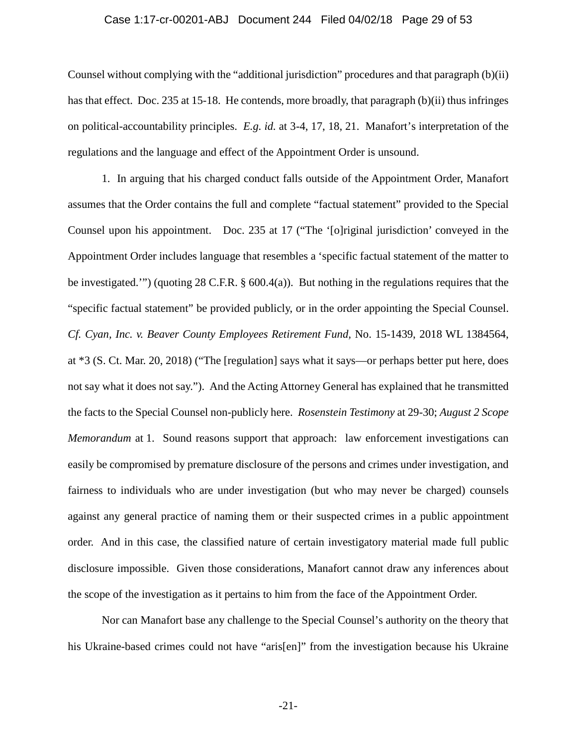Counsel without complying with the "additional jurisdiction" procedures and that paragraph (b)(ii) has that effect. Doc. 235 at 15-18. He contends, more broadly, that paragraph (b)(ii) thus infringes on political-accountability principles. *E.g. id.* at 3-4, 17, 18, 21. Manafort's interpretation of the regulations and the language and effect of the Appointment Order is unsound.

1. In arguing that his charged conduct falls outside of the Appointment Order, Manafort assumes that the Order contains the full and complete "factual statement" provided to the Special Counsel upon his appointment. Doc. 235 at 17 ("The '[o]riginal jurisdiction' conveyed in the Appointment Order includes language that resembles a 'specific factual statement of the matter to be investigated.'") (quoting 28 C.F.R. § 600.4(a)). But nothing in the regulations requires that the "specific factual statement" be provided publicly, or in the order appointing the Special Counsel. *Cf. Cyan, Inc. v. Beaver County Employees Retirement Fund,* No. 15-1439, 2018 WL 1384564, at *3 (S. Ct. Mar. 20, 2018) ("The [regulation] says what it says—or perhaps better put here, does not say what it does not say."). And the Acting Attorney General has explained that he transmitted the facts to the Special Counsel non-publicly here. *Rosenstein Testimony* at 29-30; *August 2 Scope Memorandum* at 1. Sound reasons support that approach: law enforcement investigations can easily be compromised by premature disclosure of the persons and crimes under investigation, and fairness to individuals who are under investigation (but who may never be charged) counsels against any general practice of naming them or their suspected crimes in a public appointment order. And in this case, the classified nature of certain investigatory material made full public disclosure impossible. Given those considerations, Manafort cannot draw any inferences about the scope of the investigation as it pertains to him from the face of the Appointment Order.

Nor can Manafort base any challenge to the Special Counsel's authority on the theory that his Ukraine-based crimes could not have "aris[en]" from the investigation because his Ukraine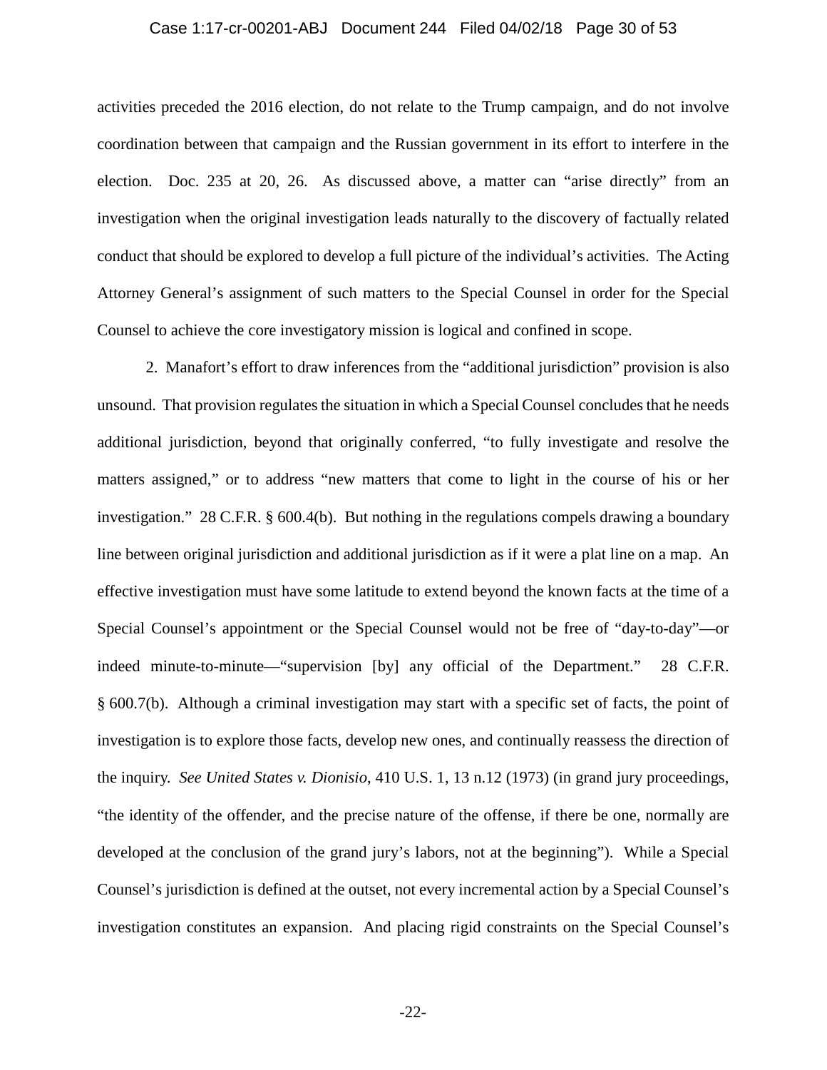activities preceded the 2016 election, do not relate to the Trump campaign, and do not involve coordination between that campaign and the Russian government in its effort to interfere in the election. Doc. 235 at 20, 26. As discussed above, a matter can "arise directly" from an investigation when the original investigation leads naturally to the discovery of factually related conduct that should be explored to develop a full picture of the individual's activities. The Acting Attorney General's assignment of such matters to the Special Counsel in order for the Special Counsel to achieve the core investigatory mission is logical and confined in scope.

2. Manafort's effort to draw inferences from the "additional jurisdiction" provision is also unsound. That provision regulates the situation in which a Special Counsel concludes that he needs additional jurisdiction, beyond that originally conferred, "to fully investigate and resolve the matters assigned," or to address "new matters that come to light in the course of his or her investigation." 28 C.F.R. § 600.4(b). But nothing in the regulations compels drawing a boundary line between original jurisdiction and additional jurisdiction as if it were a plat line on a map. An effective investigation must have some latitude to extend beyond the known facts at the time of a Special Counsel's appointment or the Special Counsel would not be free of "day-to-day"—or indeed minute-to-minute—"supervision [by] any official of the Department." 28 C.F.R. § 600.7(b). Although a criminal investigation may start with a specific set of facts, the point of investigation is to explore those facts, develop new ones, and continually reassess the direction of the inquiry. *See United States v. Dionisio*, 410 U.S. 1, 13 n.12 (1973) (in grand jury proceedings, "the identity of the offender, and the precise nature of the offense, if there be one, normally are developed at the conclusion of the grand jury's labors, not at the beginning"). While a Special Counsel's jurisdiction is defined at the outset, not every incremental action by a Special Counsel's investigation constitutes an expansion. And placing rigid constraints on the Special Counsel's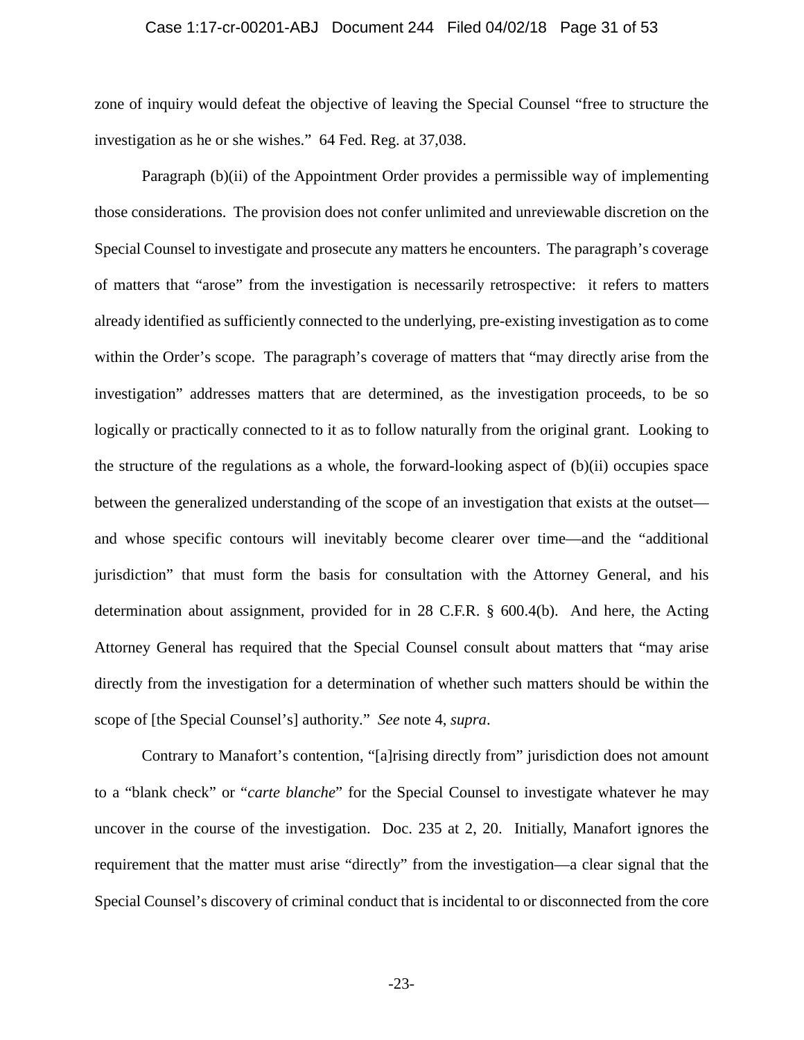zone of inquiry would defeat the objective of leaving the Special Counsel "free to structure the investigation as he or she wishes." 64 Fed. Reg. at 37,038.

Paragraph (b)(ii) of the Appointment Order provides a permissible way of implementing those considerations. The provision does not confer unlimited and unreviewable discretion on the Special Counsel to investigate and prosecute any matters he encounters. The paragraph's coverage of matters that "arose" from the investigation is necessarily retrospective: it refers to matters already identified as sufficiently connected to the underlying, pre-existing investigation as to come within the Order's scope. The paragraph's coverage of matters that "may directly arise from the investigation" addresses matters that are determined, as the investigation proceeds, to be so logically or practically connected to it as to follow naturally from the original grant. Looking to the structure of the regulations as a whole, the forward-looking aspect of (b)(ii) occupies space between the generalized understanding of the scope of an investigation that exists at the outset—and whose specific contours will inevitably become clearer over time—and the "additional jurisdiction" that must form the basis for consultation with the Attorney General, and his determination about assignment, provided for in 28 C.F.R. § 600.4(b). And here, the Acting Attorney General has required that the Special Counsel consult about matters that "may arise directly from the investigation for a determination of whether such matters should be within the scope of [the Special Counsel's] authority." *See* note 4, *supra*.

Contrary to Manafort's contention, "[a]rising directly from" jurisdiction does not amount to a "blank check" or "*carte blanche*" for the Special Counsel to investigate whatever he may uncover in the course of the investigation. Doc. 235 at 2, 20. Initially, Manafort ignores the requirement that the matter must arise "directly" from the investigation—a clear signal that the Special Counsel's discovery of criminal conduct that is incidental to or disconnected from the core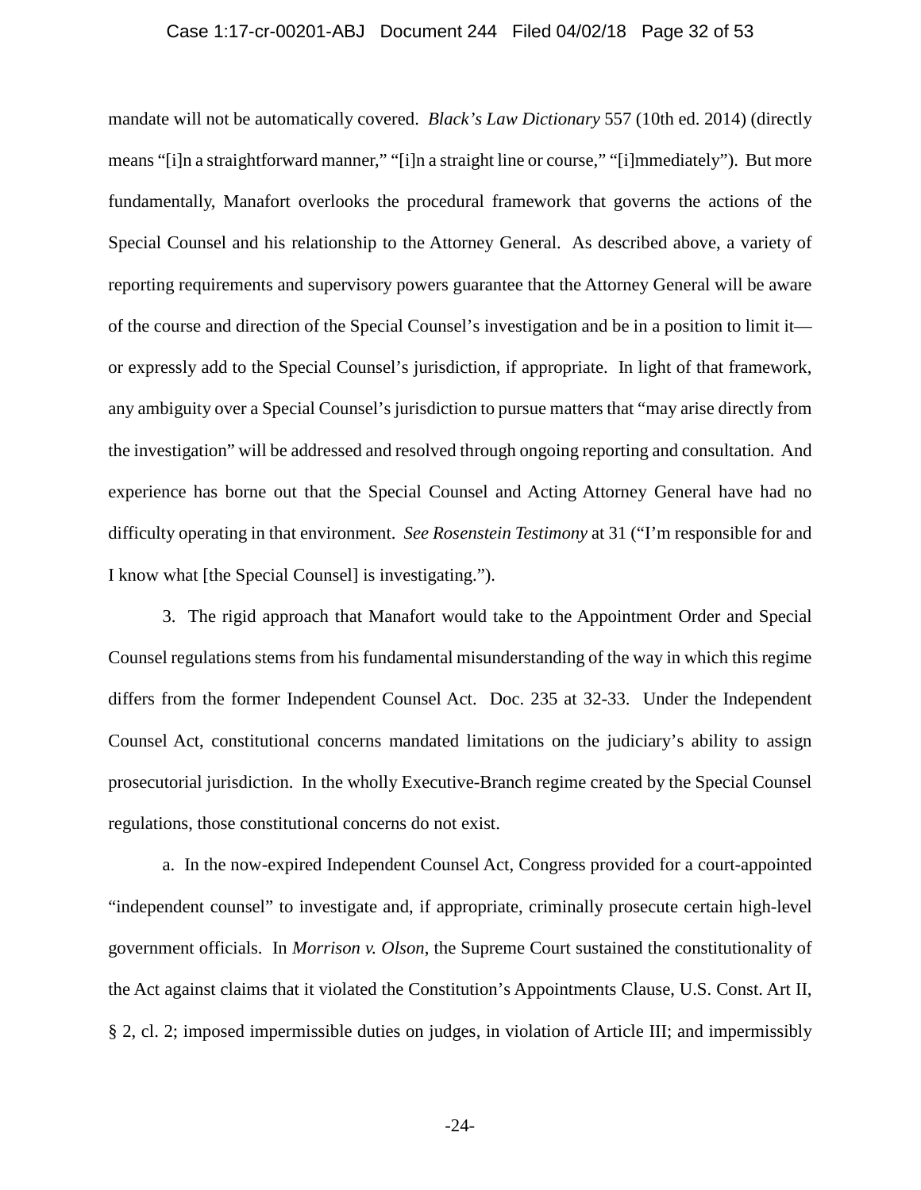mandate will not be automatically covered. *Black's Law Dictionary* 557 (10th ed. 2014) (directly means "[i]n a straightforward manner," "[i]n a straight line or course," "[i]mmediately"). But more fundamentally, Manafort overlooks the procedural framework that governs the actions of the Special Counsel and his relationship to the Attorney General. As described above, a variety of reporting requirements and supervisory powers guarantee that the Attorney General will be aware of the course and direction of the Special Counsel's investigation and be in a position to limit it—or expressly add to the Special Counsel's jurisdiction, if appropriate. In light of that framework, any ambiguity over a Special Counsel's jurisdiction to pursue matters that "may arise directly from the investigation" will be addressed and resolved through ongoing reporting and consultation. And experience has borne out that the Special Counsel and Acting Attorney General have had no difficulty operating in that environment. *See Rosenstein Testimony* at 31 ("I'm responsible for and I know what [the Special Counsel] is investigating.").

3. The rigid approach that Manafort would take to the Appointment Order and Special Counsel regulations stems from his fundamental misunderstanding of the way in which this regime differs from the former Independent Counsel Act. Doc. 235 at 32-33. Under the Independent Counsel Act, constitutional concerns mandated limitations on the judiciary's ability to assign prosecutorial jurisdiction. In the wholly Executive-Branch regime created by the Special Counsel regulations, those constitutional concerns do not exist.

a. In the now-expired Independent Counsel Act, Congress provided for a court-appointed "independent counsel" to investigate and, if appropriate, criminally prosecute certain high-level government officials. In *Morrison v. Olson*, the Supreme Court sustained the constitutionality of the Act against claims that it violated the Constitution's Appointments Clause, U.S. Const. Art II, § 2, cl. 2; imposed impermissible duties on judges, in violation of Article III; and impermissibly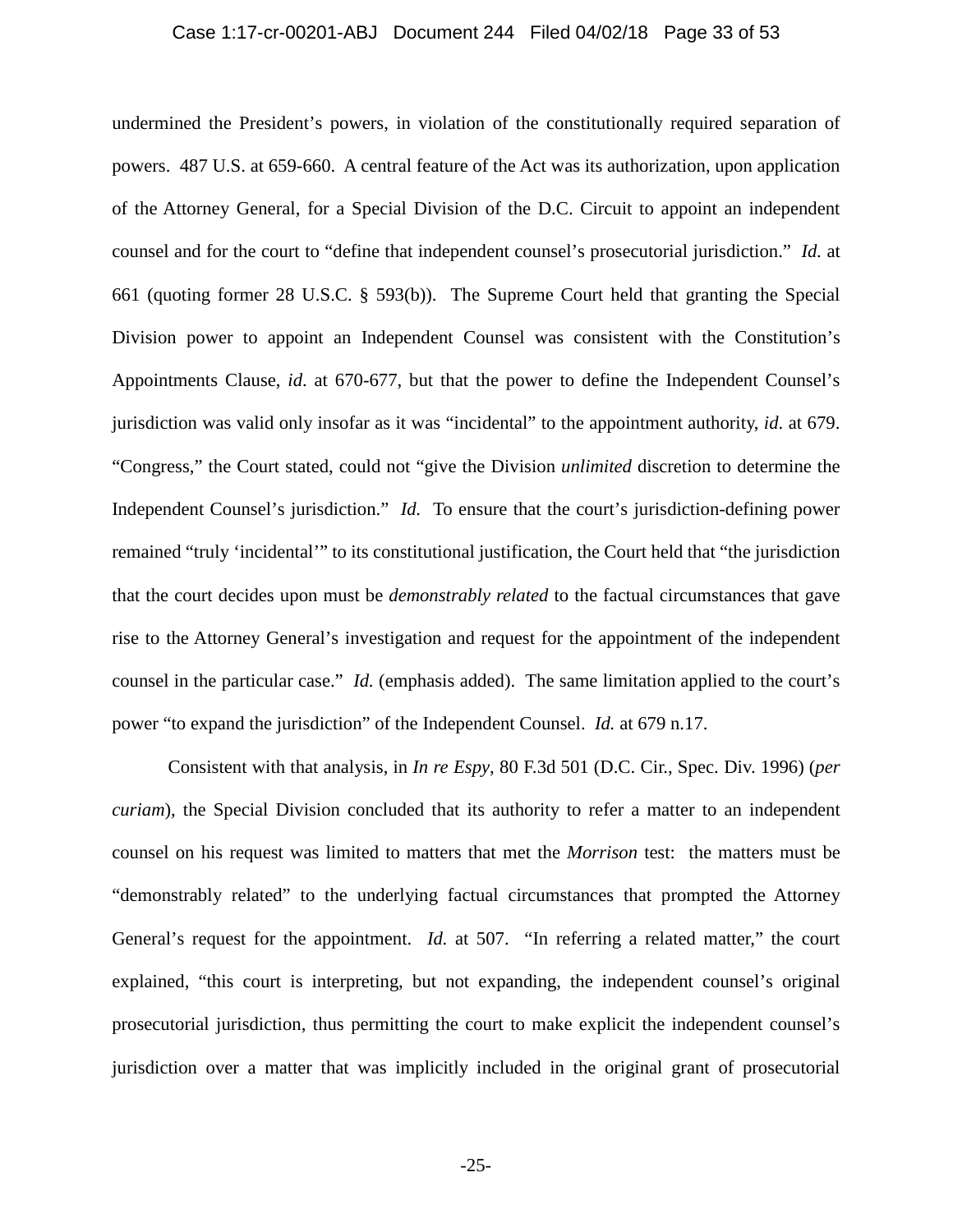undermined the President's powers, in violation of the constitutionally required separation of powers. 487 U.S. at 659-660. A central feature of the Act was its authorization, upon application of the Attorney General, for a Special Division of the D.C. Circuit to appoint an independent counsel and for the court to "define that independent counsel's prosecutorial jurisdiction." *Id.* at 661 (quoting former 28 U.S.C. § 593(b)). The Supreme Court held that granting the Special Division power to appoint an Independent Counsel was consistent with the Constitution's Appointments Clause, *id*. at 670-677, but that the power to define the Independent Counsel's jurisdiction was valid only insofar as it was "incidental" to the appointment authority, *id*. at 679. "Congress," the Court stated, could not "give the Division *unlimited* discretion to determine the Independent Counsel's jurisdiction." *Id.* To ensure that the court's jurisdiction-defining power remained "truly 'incidental'" to its constitutional justification, the Court held that "the jurisdiction that the court decides upon must be *demonstrably related* to the factual circumstances that gave rise to the Attorney General's investigation and request for the appointment of the independent counsel in the particular case." *Id.* (emphasis added). The same limitation applied to the court's power "to expand the jurisdiction" of the Independent Counsel. *Id.* at 679 n.17.

Consistent with that analysis, in *In re Espy*, 80 F.3d 501 (D.C. Cir., Spec. Div. 1996) (*per curiam*), the Special Division concluded that its authority to refer a matter to an independent counsel on his request was limited to matters that met the *Morrison* test: the matters must be "demonstrably related" to the underlying factual circumstances that prompted the Attorney General's request for the appointment. *Id.* at 507. "In referring a related matter," the court explained, "this court is interpreting, but not expanding, the independent counsel's original prosecutorial jurisdiction, thus permitting the court to make explicit the independent counsel's jurisdiction over a matter that was implicitly included in the original grant of prosecutorial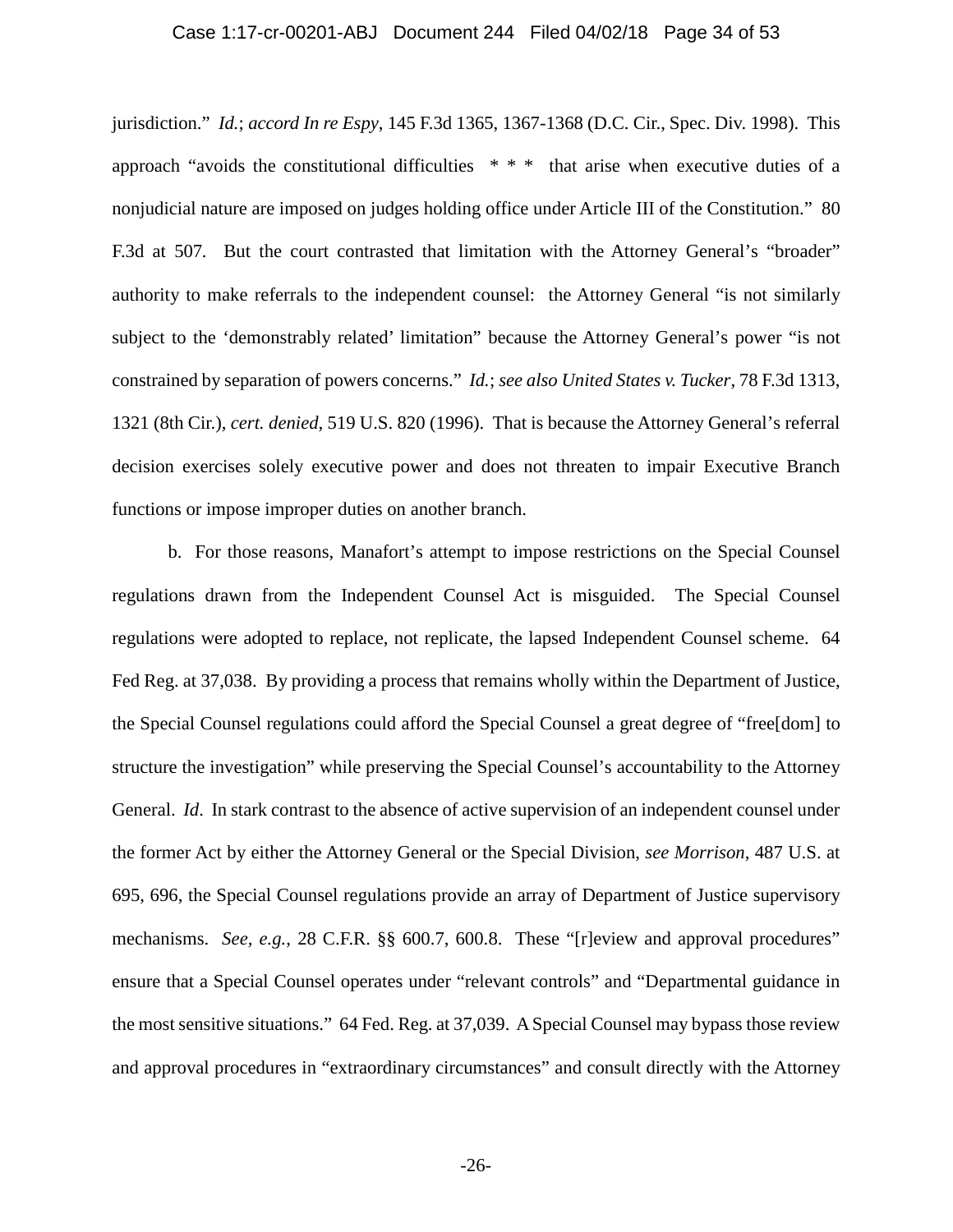jurisdiction." *Id.*; *accord In re Espy*, 145 F.3d 1365, 1367-1368 (D.C. Cir., Spec. Div. 1998). This approach "avoids the constitutional difficulties * * * that arise when executive duties of a nonjudicial nature are imposed on judges holding office under Article III of the Constitution." 80 F.3d at 507. But the court contrasted that limitation with the Attorney General's "broader" authority to make referrals to the independent counsel: the Attorney General "is not similarly subject to the 'demonstrably related' limitation" because the Attorney General's power "is not constrained by separation of powers concerns." *Id.*; *see also United States v. Tucker*, 78 F.3d 1313, 1321 (8th Cir.), *cert. denied*, 519 U.S. 820 (1996). That is because the Attorney General's referral decision exercises solely executive power and does not threaten to impair Executive Branch functions or impose improper duties on another branch.

b. For those reasons, Manafort's attempt to impose restrictions on the Special Counsel regulations drawn from the Independent Counsel Act is misguided. The Special Counsel regulations were adopted to replace, not replicate, the lapsed Independent Counsel scheme. 64 Fed Reg. at 37,038. By providing a process that remains wholly within the Department of Justice, the Special Counsel regulations could afford the Special Counsel a great degree of "free[dom] to structure the investigation" while preserving the Special Counsel's accountability to the Attorney General. *Id*. In stark contrast to the absence of active supervision of an independent counsel under the former Act by either the Attorney General or the Special Division, *see Morrison*, 487 U.S. at 695, 696, the Special Counsel regulations provide an array of Department of Justice supervisory mechanisms. *See, e.g.*, 28 C.F.R. §§ 600.7, 600.8. These "[r]eview and approval procedures" ensure that a Special Counsel operates under "relevant controls" and "Departmental guidance in the most sensitive situations." 64 Fed. Reg. at 37,039. A Special Counsel may bypass those review and approval procedures in "extraordinary circumstances" and consult directly with the Attorney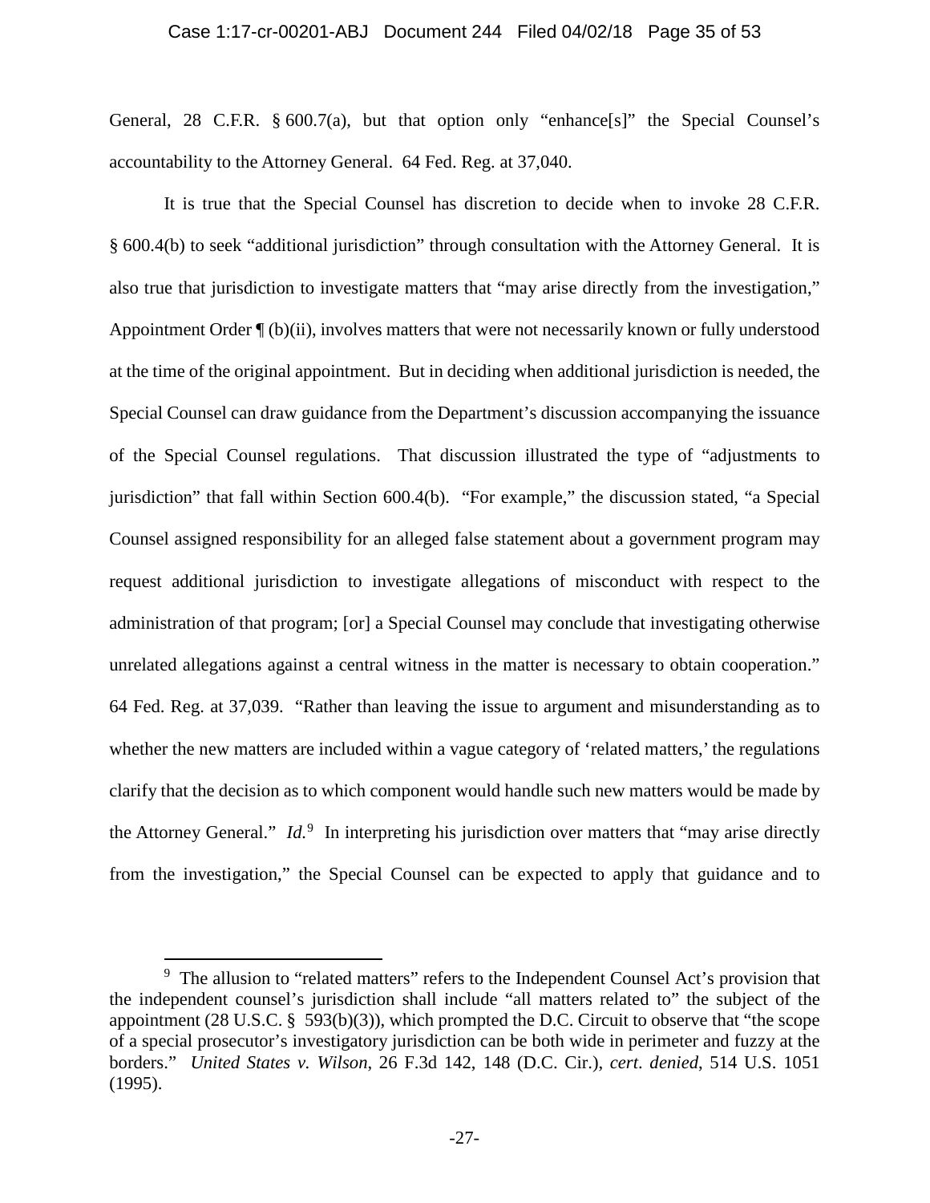General, 28 C.F.R. § 600.7(a), but that option only "enhance[s]" the Special Counsel's accountability to the Attorney General. 64 Fed. Reg. at 37,040.

It is true that the Special Counsel has discretion to decide when to invoke 28 C.F.R. § 600.4(b) to seek "additional jurisdiction" through consultation with the Attorney General. It is also true that jurisdiction to investigate matters that "may arise directly from the investigation," Appointment Order ¶ (b)(ii), involves matters that were not necessarily known or fully understood at the time of the original appointment. But in deciding when additional jurisdiction is needed, the Special Counsel can draw guidance from the Department's discussion accompanying the issuance of the Special Counsel regulations. That discussion illustrated the type of "adjustments to jurisdiction" that fall within Section 600.4(b). "For example," the discussion stated, "a Special Counsel assigned responsibility for an alleged false statement about a government program may request additional jurisdiction to investigate allegations of misconduct with respect to the administration of that program; [or] a Special Counsel may conclude that investigating otherwise unrelated allegations against a central witness in the matter is necessary to obtain cooperation." 64 Fed. Reg. at 37,039. "Rather than leaving the issue to argument and misunderstanding as to whether the new matters are included within a vague category of 'related matters,' the regulations clarify that the decision as to which component would handle such new matters would be made by the Attorney General." *Id.*[9] In interpreting his jurisdiction over matters that "may arise directly from the investigation," the Special Counsel can be expected to apply that guidance and to

[9] The allusion to "related matters" refers to the Independent Counsel Act's provision that the independent counsel's jurisdiction shall include "all matters related to" the subject of the appointment (28 U.S.C. § 593(b)(3)), which prompted the D.C. Circuit to observe that "the scope of a special prosecutor's investigatory jurisdiction can be both wide in perimeter and fuzzy at the borders." *United States v. Wilson*, 26 F.3d 142, 148 (D.C. Cir.), *cert. denied*, 514 U.S. 1051 (1995).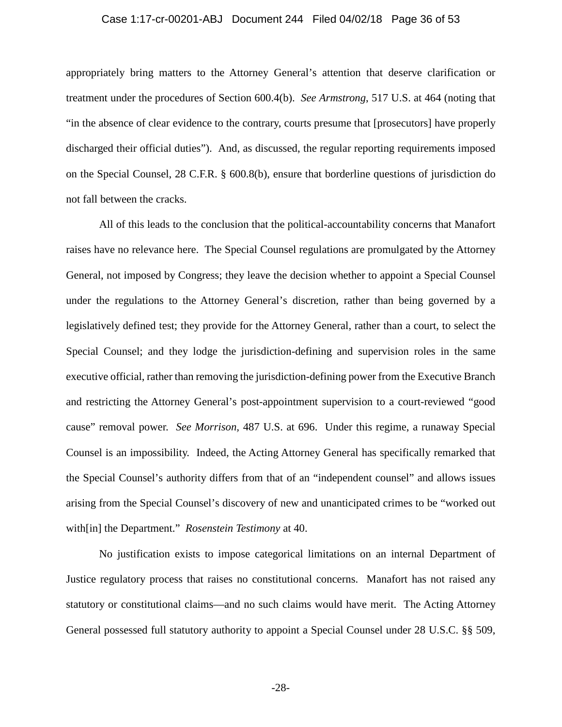appropriately bring matters to the Attorney General's attention that deserve clarification or treatment under the procedures of Section 600.4(b). *See Armstrong*, 517 U.S. at 464 (noting that "in the absence of clear evidence to the contrary, courts presume that [prosecutors] have properly discharged their official duties"). And, as discussed, the regular reporting requirements imposed on the Special Counsel, 28 C.F.R. § 600.8(b), ensure that borderline questions of jurisdiction do not fall between the cracks.

All of this leads to the conclusion that the political-accountability concerns that Manafort raises have no relevance here. The Special Counsel regulations are promulgated by the Attorney General, not imposed by Congress; they leave the decision whether to appoint a Special Counsel under the regulations to the Attorney General's discretion, rather than being governed by a legislatively defined test; they provide for the Attorney General, rather than a court, to select the Special Counsel; and they lodge the jurisdiction-defining and supervision roles in the same executive official, rather than removing the jurisdiction-defining power from the Executive Branch and restricting the Attorney General's post-appointment supervision to a court-reviewed "good cause" removal power. *See Morrison,* 487 U.S. at 696. Under this regime, a runaway Special Counsel is an impossibility. Indeed, the Acting Attorney General has specifically remarked that the Special Counsel's authority differs from that of an "independent counsel" and allows issues arising from the Special Counsel's discovery of new and unanticipated crimes to be "worked out with[in] the Department." *Rosenstein Testimony* at 40.

No justification exists to impose categorical limitations on an internal Department of Justice regulatory process that raises no constitutional concerns. Manafort has not raised any statutory or constitutional claims—and no such claims would have merit. The Acting Attorney General possessed full statutory authority to appoint a Special Counsel under 28 U.S.C. §§ 509,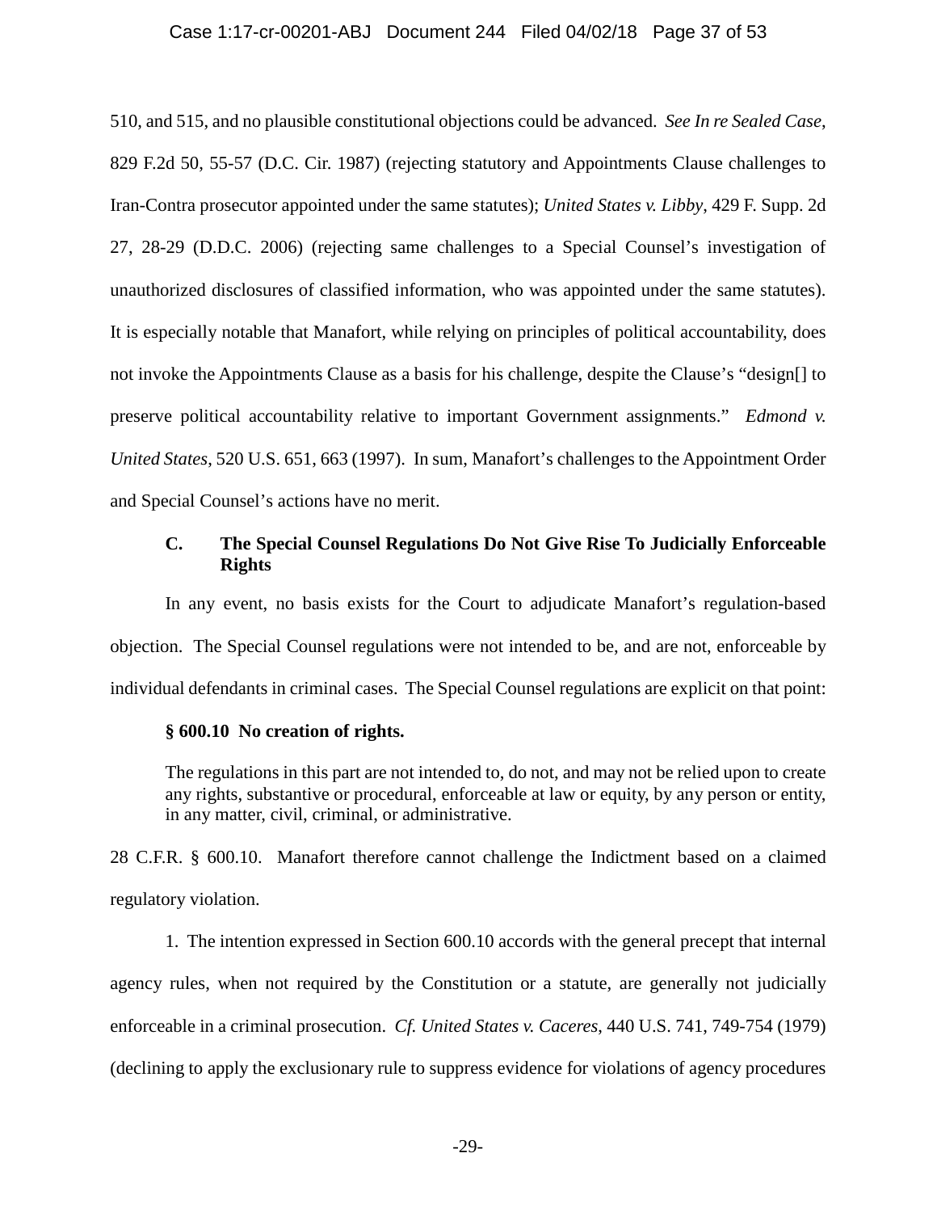510, and 515, and no plausible constitutional objections could be advanced. *See In re Sealed Case*, 829 F.2d 50, 55-57 (D.C. Cir. 1987) (rejecting statutory and Appointments Clause challenges to Iran-Contra prosecutor appointed under the same statutes); *United States v. Libby*, 429 F. Supp. 2d 27, 28-29 (D.D.C. 2006) (rejecting same challenges to a Special Counsel's investigation of unauthorized disclosures of classified information, who was appointed under the same statutes). It is especially notable that Manafort, while relying on principles of political accountability, does not invoke the Appointments Clause as a basis for his challenge, despite the Clause's "design[] to preserve political accountability relative to important Government assignments." *Edmond v. United States*, 520 U.S. 651, 663 (1997). In sum, Manafort's challenges to the Appointment Order and Special Counsel's actions have no merit.

### C. The Special Counsel Regulations Do Not Give Rise To Judicially Enforceable Rights

In any event, no basis exists for the Court to adjudicate Manafort's regulation-based objection. The Special Counsel regulations were not intended to be, and are not, enforceable by individual defendants in criminal cases. The Special Counsel regulations are explicit on that point:

> **§ 600.10 No creation of rights.**
>
> The regulations in this part are not intended to, do not, and may not be relied upon to create any rights, substantive or procedural, enforceable at law or equity, by any person or entity, in any matter, civil, criminal, or administrative.

28 C.F.R. § 600.10. Manafort therefore cannot challenge the Indictment based on a claimed regulatory violation.

1. The intention expressed in Section 600.10 accords with the general precept that internal agency rules, when not required by the Constitution or a statute, are generally not judicially enforceable in a criminal prosecution. *Cf. United States v. Caceres*, 440 U.S. 741, 749-754 (1979) (declining to apply the exclusionary rule to suppress evidence for violations of agency procedures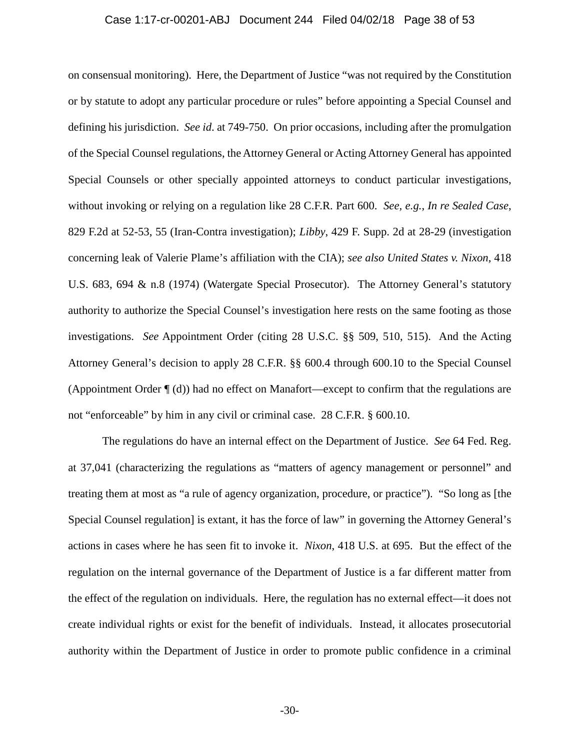on consensual monitoring). Here, the Department of Justice "was not required by the Constitution or by statute to adopt any particular procedure or rules" before appointing a Special Counsel and defining his jurisdiction. *See id*. at 749-750. On prior occasions, including after the promulgation of the Special Counsel regulations, the Attorney General or Acting Attorney General has appointed Special Counsels or other specially appointed attorneys to conduct particular investigations, without invoking or relying on a regulation like 28 C.F.R. Part 600. *See, e.g.*, *In re Sealed Case*, 829 F.2d at 52-53, 55 (Iran-Contra investigation); *Libby*, 429 F. Supp. 2d at 28-29 (investigation concerning leak of Valerie Plame's affiliation with the CIA); *see also United States v. Nixon*, 418 U.S. 683, 694 & n.8 (1974) (Watergate Special Prosecutor). The Attorney General's statutory authority to authorize the Special Counsel's investigation here rests on the same footing as those investigations. *See* Appointment Order (citing 28 U.S.C. §§ 509, 510, 515). And the Acting Attorney General's decision to apply 28 C.F.R. §§ 600.4 through 600.10 to the Special Counsel (Appointment Order ¶ (d)) had no effect on Manafort—except to confirm that the regulations are not "enforceable" by him in any civil or criminal case. 28 C.F.R. § 600.10.

The regulations do have an internal effect on the Department of Justice. *See* 64 Fed. Reg. at 37,041 (characterizing the regulations as "matters of agency management or personnel" and treating them at most as "a rule of agency organization, procedure, or practice"). "So long as [the Special Counsel regulation] is extant, it has the force of law" in governing the Attorney General's actions in cases where he has seen fit to invoke it. *Nixon*, 418 U.S. at 695. But the effect of the regulation on the internal governance of the Department of Justice is a far different matter from the effect of the regulation on individuals. Here, the regulation has no external effect—it does not create individual rights or exist for the benefit of individuals. Instead, it allocates prosecutorial authority within the Department of Justice in order to promote public confidence in a criminal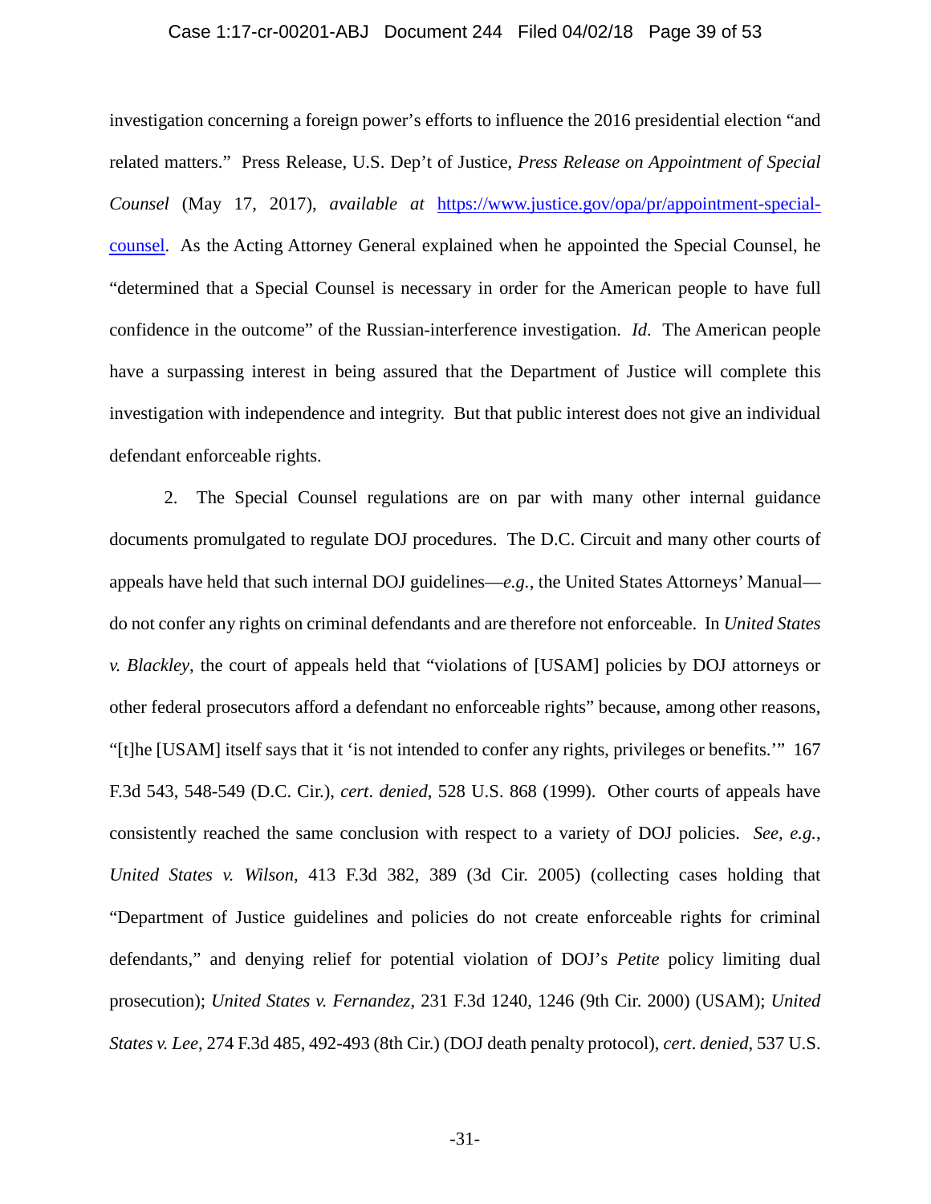investigation concerning a foreign power's efforts to influence the 2016 presidential election "and related matters." Press Release, U.S. Dep't of Justice, *Press Release on Appointment of Special Counsel* (May 17, 2017), *available at* [https://www.justice.gov/opa/pr/appointment-special-counsel](https://www.justice.gov/opa/pr/appointment-special-counsel). As the Acting Attorney General explained when he appointed the Special Counsel, he "determined that a Special Counsel is necessary in order for the American people to have full confidence in the outcome" of the Russian-interference investigation. *Id*. The American people have a surpassing interest in being assured that the Department of Justice will complete this investigation with independence and integrity. But that public interest does not give an individual defendant enforceable rights.

2. The Special Counsel regulations are on par with many other internal guidance documents promulgated to regulate DOJ procedures. The D.C. Circuit and many other courts of appeals have held that such internal DOJ guidelines—*e.g.*, the United States Attorneys' Manual—do not confer any rights on criminal defendants and are therefore not enforceable. In *United States v. Blackley*, the court of appeals held that "violations of [USAM] policies by DOJ attorneys or other federal prosecutors afford a defendant no enforceable rights" because, among other reasons, "[t]he [USAM] itself says that it 'is not intended to confer any rights, privileges or benefits.'" 167 F.3d 543, 548-549 (D.C. Cir.), *cert*. *denied*, 528 U.S. 868 (1999). Other courts of appeals have consistently reached the same conclusion with respect to a variety of DOJ policies. *See, e.g.*, *United States v. Wilson*, 413 F.3d 382, 389 (3d Cir. 2005) (collecting cases holding that "Department of Justice guidelines and policies do not create enforceable rights for criminal defendants," and denying relief for potential violation of DOJ's *Petite* policy limiting dual prosecution); *United States v. Fernandez*, 231 F.3d 1240, 1246 (9th Cir. 2000) (USAM); *United States v. Lee*, 274 F.3d 485, 492-493 (8th Cir.) (DOJ death penalty protocol), *cert*. *denied*, 537 U.S.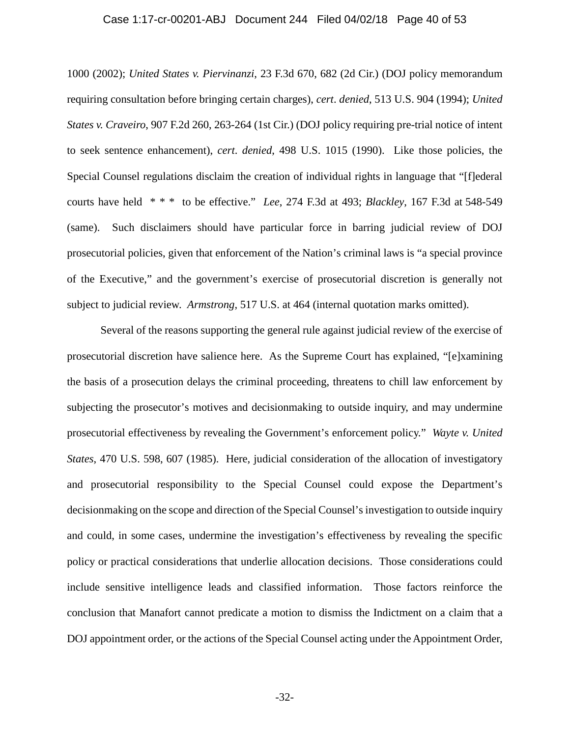1000 (2002); *United States v. Piervinanzi*, 23 F.3d 670, 682 (2d Cir.) (DOJ policy memorandum requiring consultation before bringing certain charges), *cert*. *denied*, 513 U.S. 904 (1994); *United States v. Craveiro*, 907 F.2d 260, 263-264 (1st Cir.) (DOJ policy requiring pre-trial notice of intent to seek sentence enhancement), *cert*. *denied*, 498 U.S. 1015 (1990). Like those policies, the Special Counsel regulations disclaim the creation of individual rights in language that "[f]ederal courts have held * * * to be effective." *Lee*, 274 F.3d at 493; *Blackley*, 167 F.3d at 548-549 (same). Such disclaimers should have particular force in barring judicial review of DOJ prosecutorial policies, given that enforcement of the Nation's criminal laws is "a special province of the Executive," and the government's exercise of prosecutorial discretion is generally not subject to judicial review. *Armstrong*, 517 U.S. at 464 (internal quotation marks omitted).

Several of the reasons supporting the general rule against judicial review of the exercise of prosecutorial discretion have salience here. As the Supreme Court has explained, "[e]xamining the basis of a prosecution delays the criminal proceeding, threatens to chill law enforcement by subjecting the prosecutor's motives and decisionmaking to outside inquiry, and may undermine prosecutorial effectiveness by revealing the Government's enforcement policy." *Wayte v. United States*, 470 U.S. 598, 607 (1985). Here, judicial consideration of the allocation of investigatory and prosecutorial responsibility to the Special Counsel could expose the Department's decisionmaking on the scope and direction of the Special Counsel's investigation to outside inquiry and could, in some cases, undermine the investigation's effectiveness by revealing the specific policy or practical considerations that underlie allocation decisions. Those considerations could include sensitive intelligence leads and classified information. Those factors reinforce the conclusion that Manafort cannot predicate a motion to dismiss the Indictment on a claim that a DOJ appointment order, or the actions of the Special Counsel acting under the Appointment Order,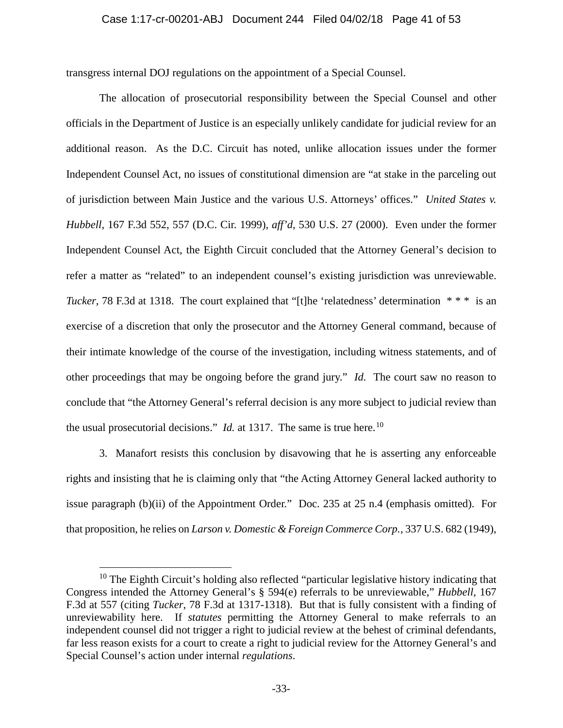transgress internal DOJ regulations on the appointment of a Special Counsel.

The allocation of prosecutorial responsibility between the Special Counsel and other officials in the Department of Justice is an especially unlikely candidate for judicial review for an additional reason. As the D.C. Circuit has noted, unlike allocation issues under the former Independent Counsel Act, no issues of constitutional dimension are "at stake in the parceling out of jurisdiction between Main Justice and the various U.S. Attorneys' offices." *United States v. Hubbell*, 167 F.3d 552, 557 (D.C. Cir. 1999), *aff'd*, 530 U.S. 27 (2000). Even under the former Independent Counsel Act, the Eighth Circuit concluded that the Attorney General's decision to refer a matter as "related" to an independent counsel's existing jurisdiction was unreviewable. *Tucker*, 78 F.3d at 1318. The court explained that "[t]he 'relatedness' determination * * * is an exercise of a discretion that only the prosecutor and the Attorney General command, because of their intimate knowledge of the course of the investigation, including witness statements, and of other proceedings that may be ongoing before the grand jury." *Id.* The court saw no reason to conclude that "the Attorney General's referral decision is any more subject to judicial review than the usual prosecutorial decisions." *Id.* at 1317. The same is true here.[10]

3. Manafort resists this conclusion by disavowing that he is asserting any enforceable rights and insisting that he is claiming only that "the Acting Attorney General lacked authority to issue paragraph (b)(ii) of the Appointment Order." Doc. 235 at 25 n.4 (emphasis omitted). For that proposition, he relies on *Larson v. Domestic & Foreign Commerce Corp.*, 337 U.S. 682 (1949),

---

[10] The Eighth Circuit's holding also reflected "particular legislative history indicating that Congress intended the Attorney General's § 594(e) referrals to be unreviewable," *Hubbell*, 167 F.3d at 557 (citing *Tucker*, 78 F.3d at 1317-1318). But that is fully consistent with a finding of unreviewability here. If *statutes* permitting the Attorney General to make referrals to an independent counsel did not trigger a right to judicial review at the behest of criminal defendants, far less reason exists for a court to create a right to judicial review for the Attorney General's and Special Counsel's action under internal *regulations*.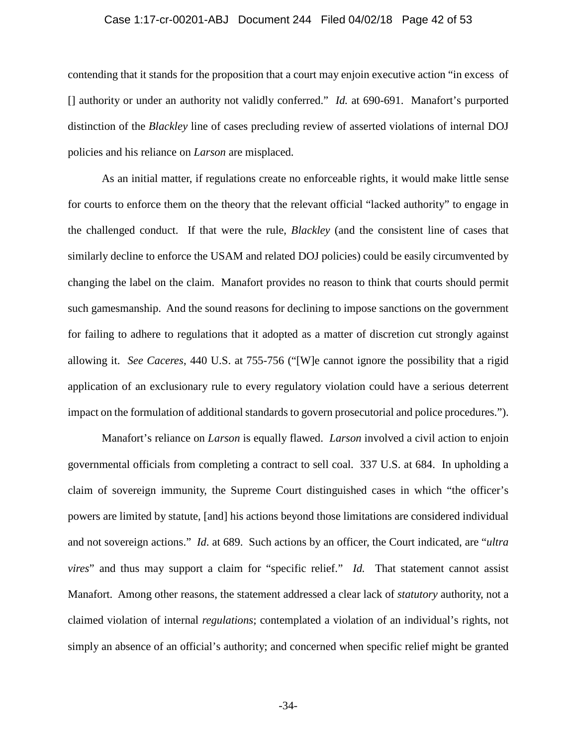contending that it stands for the proposition that a court may enjoin executive action "in excess of [] authority or under an authority not validly conferred." *Id.* at 690-691. Manafort's purported distinction of the *Blackley* line of cases precluding review of asserted violations of internal DOJ policies and his reliance on *Larson* are misplaced.

As an initial matter, if regulations create no enforceable rights, it would make little sense for courts to enforce them on the theory that the relevant official "lacked authority" to engage in the challenged conduct. If that were the rule, *Blackley* (and the consistent line of cases that similarly decline to enforce the USAM and related DOJ policies) could be easily circumvented by changing the label on the claim. Manafort provides no reason to think that courts should permit such gamesmanship. And the sound reasons for declining to impose sanctions on the government for failing to adhere to regulations that it adopted as a matter of discretion cut strongly against allowing it. *See Caceres*, 440 U.S. at 755-756 ("[W]e cannot ignore the possibility that a rigid application of an exclusionary rule to every regulatory violation could have a serious deterrent impact on the formulation of additional standards to govern prosecutorial and police procedures.").

Manafort's reliance on *Larson* is equally flawed. *Larson* involved a civil action to enjoin governmental officials from completing a contract to sell coal. 337 U.S. at 684. In upholding a claim of sovereign immunity, the Supreme Court distinguished cases in which "the officer's powers are limited by statute, [and] his actions beyond those limitations are considered individual and not sovereign actions." *Id*. at 689. Such actions by an officer, the Court indicated, are "*ultra vires*" and thus may support a claim for "specific relief." *Id.* That statement cannot assist Manafort. Among other reasons, the statement addressed a clear lack of *statutory* authority, not a claimed violation of internal *regulations*; contemplated a violation of an individual's rights, not simply an absence of an official's authority; and concerned when specific relief might be granted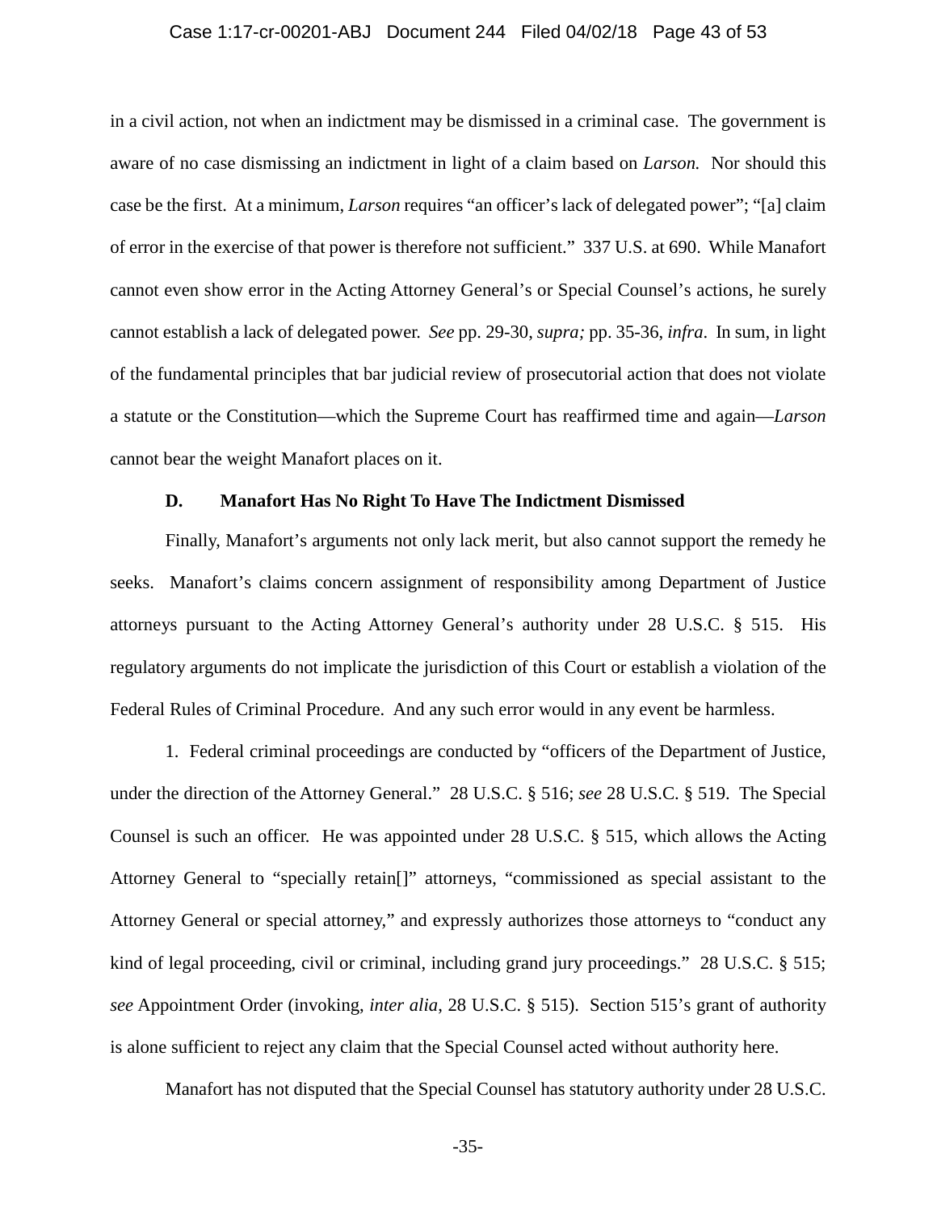in a civil action, not when an indictment may be dismissed in a criminal case. The government is aware of no case dismissing an indictment in light of a claim based on *Larson.* Nor should this case be the first. At a minimum, *Larson* requires "an officer's lack of delegated power"; "[a] claim of error in the exercise of that power is therefore not sufficient." 337 U.S. at 690. While Manafort cannot even show error in the Acting Attorney General's or Special Counsel's actions, he surely cannot establish a lack of delegated power. *See* pp. 29-30, *supra;* pp. 35-36, *infra*. In sum, in light of the fundamental principles that bar judicial review of prosecutorial action that does not violate a statute or the Constitution—which the Supreme Court has reaffirmed time and again—*Larson* cannot bear the weight Manafort places on it.

### D. Manafort Has No Right To Have The Indictment Dismissed

Finally, Manafort's arguments not only lack merit, but also cannot support the remedy he seeks. Manafort's claims concern assignment of responsibility among Department of Justice attorneys pursuant to the Acting Attorney General's authority under 28 U.S.C. § 515. His regulatory arguments do not implicate the jurisdiction of this Court or establish a violation of the Federal Rules of Criminal Procedure. And any such error would in any event be harmless.

1. Federal criminal proceedings are conducted by "officers of the Department of Justice, under the direction of the Attorney General." 28 U.S.C. § 516; *see* 28 U.S.C. § 519. The Special Counsel is such an officer. He was appointed under 28 U.S.C. § 515, which allows the Acting Attorney General to "specially retain[]" attorneys, "commissioned as special assistant to the Attorney General or special attorney," and expressly authorizes those attorneys to "conduct any kind of legal proceeding, civil or criminal, including grand jury proceedings." 28 U.S.C. § 515; *see* Appointment Order (invoking, *inter alia*, 28 U.S.C. § 515). Section 515's grant of authority is alone sufficient to reject any claim that the Special Counsel acted without authority here.

Manafort has not disputed that the Special Counsel has statutory authority under 28 U.S.C.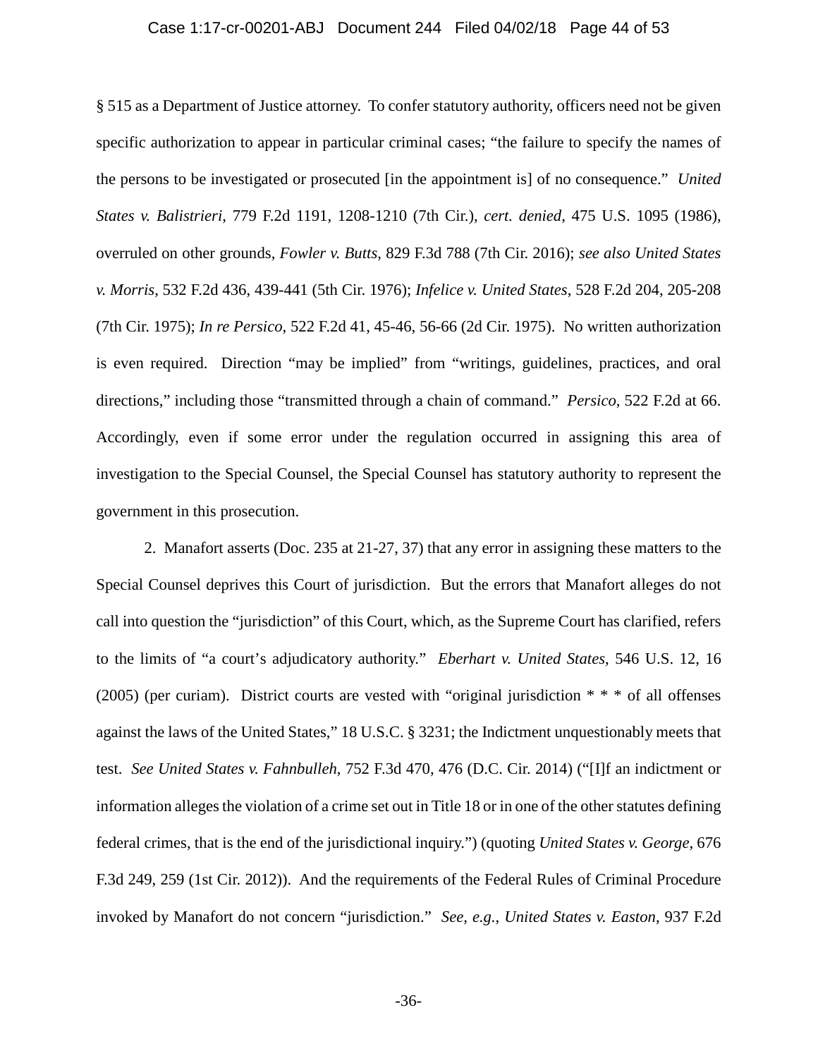§ 515 as a Department of Justice attorney. To confer statutory authority, officers need not be given specific authorization to appear in particular criminal cases; "the failure to specify the names of the persons to be investigated or prosecuted [in the appointment is] of no consequence." *United States v. Balistrieri*, 779 F.2d 1191, 1208-1210 (7th Cir.), *cert. denied*, 475 U.S. 1095 (1986), overruled on other grounds, *Fowler v. Butts*, 829 F.3d 788 (7th Cir. 2016); *see also United States v. Morris*, 532 F.2d 436, 439-441 (5th Cir. 1976); *Infelice v. United States*, 528 F.2d 204, 205-208 (7th Cir. 1975); *In re Persico*, 522 F.2d 41, 45-46, 56-66 (2d Cir. 1975). No written authorization is even required. Direction "may be implied" from "writings, guidelines, practices, and oral directions," including those "transmitted through a chain of command." *Persico*, 522 F.2d at 66. Accordingly, even if some error under the regulation occurred in assigning this area of investigation to the Special Counsel, the Special Counsel has statutory authority to represent the government in this prosecution.

2. Manafort asserts (Doc. 235 at 21-27, 37) that any error in assigning these matters to the Special Counsel deprives this Court of jurisdiction. But the errors that Manafort alleges do not call into question the "jurisdiction" of this Court, which, as the Supreme Court has clarified, refers to the limits of "a court's adjudicatory authority." *Eberhart v. United States*, 546 U.S. 12, 16 (2005) (per curiam). District courts are vested with "original jurisdiction * * * of all offenses against the laws of the United States," 18 U.S.C. § 3231; the Indictment unquestionably meets that test. *See United States v. Fahnbulleh*, 752 F.3d 470, 476 (D.C. Cir. 2014) ("[I]f an indictment or information alleges the violation of a crime set out in Title 18 or in one of the other statutes defining federal crimes, that is the end of the jurisdictional inquiry.") (quoting *United States v. George*, 676 F.3d 249, 259 (1st Cir. 2012)). And the requirements of the Federal Rules of Criminal Procedure invoked by Manafort do not concern "jurisdiction." *See, e.g.*, *United States v. Easton*, 937 F.2d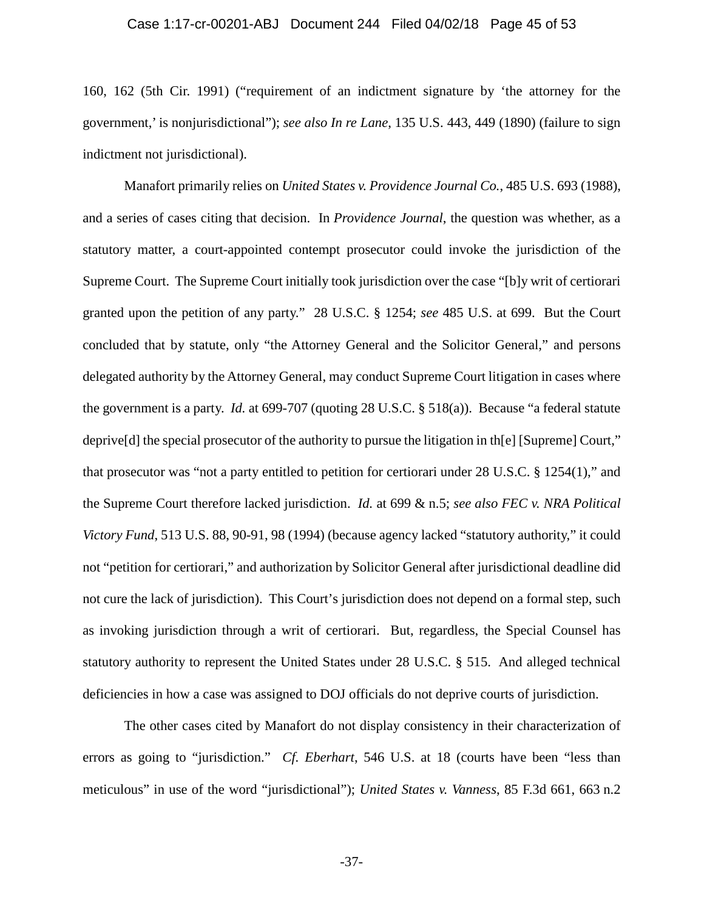160, 162 (5th Cir. 1991) ("requirement of an indictment signature by 'the attorney for the government,' is nonjurisdictional"); *see also In re Lane*, 135 U.S. 443, 449 (1890) (failure to sign indictment not jurisdictional).

Manafort primarily relies on *United States v. Providence Journal Co.*, 485 U.S. 693 (1988), and a series of cases citing that decision. In *Providence Journal*, the question was whether, as a statutory matter, a court-appointed contempt prosecutor could invoke the jurisdiction of the Supreme Court. The Supreme Court initially took jurisdiction over the case "[b]y writ of certiorari granted upon the petition of any party." 28 U.S.C. § 1254; *see* 485 U.S. at 699. But the Court concluded that by statute, only "the Attorney General and the Solicitor General," and persons delegated authority by the Attorney General, may conduct Supreme Court litigation in cases where the government is a party. *Id.* at 699-707 (quoting 28 U.S.C. § 518(a)). Because "a federal statute deprive[d] the special prosecutor of the authority to pursue the litigation in th[e] [Supreme] Court," that prosecutor was "not a party entitled to petition for certiorari under 28 U.S.C. § 1254(1)," and the Supreme Court therefore lacked jurisdiction. *Id.* at 699 & n.5; *see also FEC v. NRA Political Victory Fund*, 513 U.S. 88, 90-91, 98 (1994) (because agency lacked "statutory authority," it could not "petition for certiorari," and authorization by Solicitor General after jurisdictional deadline did not cure the lack of jurisdiction). This Court's jurisdiction does not depend on a formal step, such as invoking jurisdiction through a writ of certiorari. But, regardless, the Special Counsel has statutory authority to represent the United States under 28 U.S.C. § 515. And alleged technical deficiencies in how a case was assigned to DOJ officials do not deprive courts of jurisdiction.

The other cases cited by Manafort do not display consistency in their characterization of errors as going to "jurisdiction." *Cf. Eberhart*, 546 U.S. at 18 (courts have been "less than meticulous" in use of the word "jurisdictional"); *United States v. Vanness*, 85 F.3d 661, 663 n.2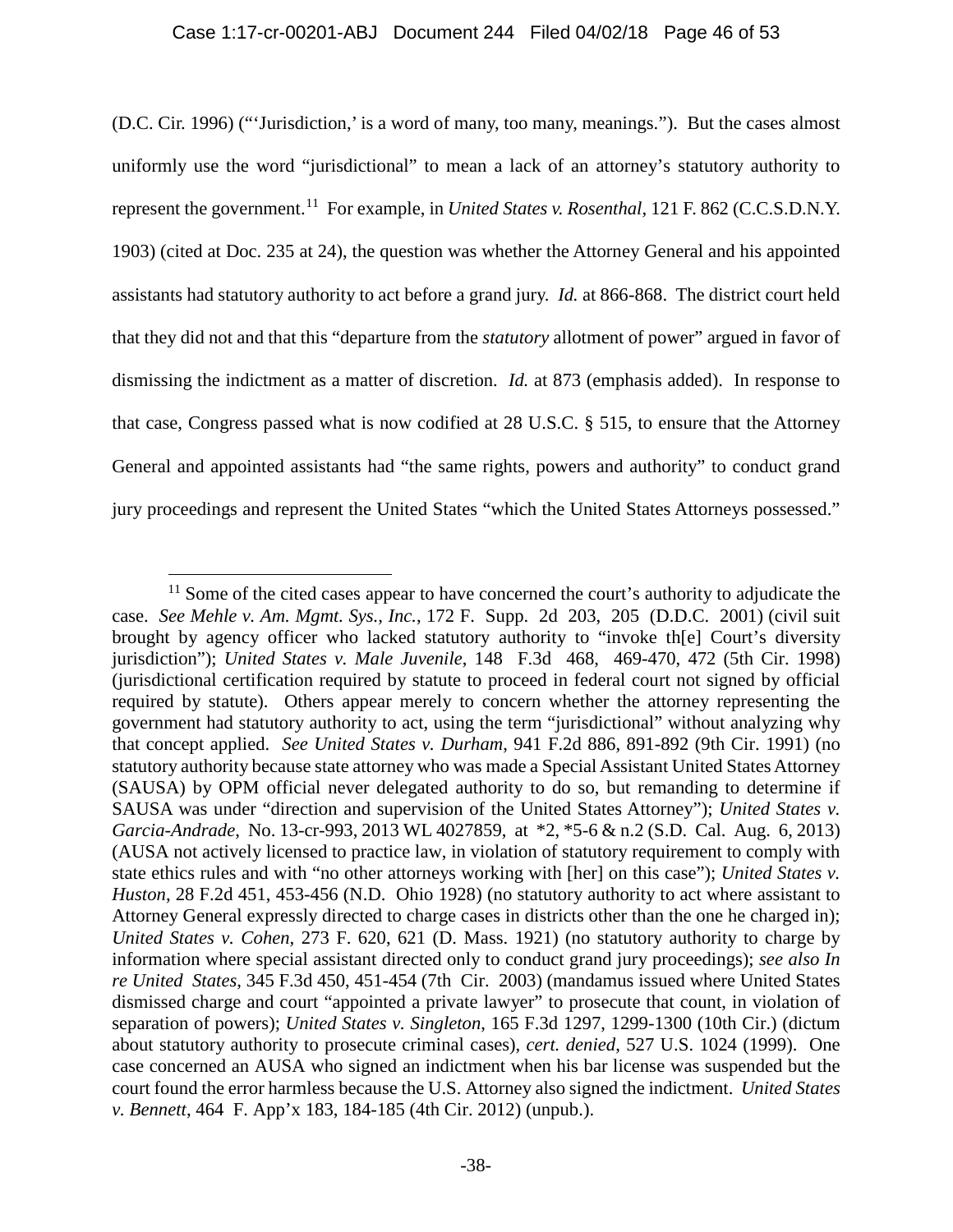(D.C. Cir. 1996) ("'Jurisdiction,' is a word of many, too many, meanings."). But the cases almost uniformly use the word "jurisdictional" to mean a lack of an attorney's statutory authority to represent the government.[11] For example, in *United States v. Rosenthal*, 121 F. 862 (C.C.S.D.N.Y. 1903) (cited at Doc. 235 at 24), the question was whether the Attorney General and his appointed assistants had statutory authority to act before a grand jury. *Id.* at 866-868. The district court held that they did not and that this "departure from the *statutory* allotment of power" argued in favor of dismissing the indictment as a matter of discretion. *Id.* at 873 (emphasis added). In response to that case, Congress passed what is now codified at 28 U.S.C. § 515, to ensure that the Attorney General and appointed assistants had "the same rights, powers and authority" to conduct grand jury proceedings and represent the United States "which the United States Attorneys possessed."

---

[11] Some of the cited cases appear to have concerned the court's authority to adjudicate the case. *See Mehle v. Am. Mgmt. Sys., Inc.*, 172 F. Supp. 2d 203, 205 (D.D.C. 2001) (civil suit brought by agency officer who lacked statutory authority to "invoke th[e] Court's diversity jurisdiction"); *United States v. Male Juvenile*, 148 F.3d 468, 469-470, 472 (5th Cir. 1998) (jurisdictional certification required by statute to proceed in federal court not signed by official required by statute). Others appear merely to concern whether the attorney representing the government had statutory authority to act, using the term "jurisdictional" without analyzing why that concept applied. *See United States v. Durham*, 941 F.2d 886, 891-892 (9th Cir. 1991) (no statutory authority because state attorney who was made a Special Assistant United States Attorney (SAUSA) by OPM official never delegated authority to do so, but remanding to determine if SAUSA was under "direction and supervision of the United States Attorney"); *United States v. Garcia-Andrade*, No. 13-cr-993, 2013 WL 4027859, at \*2, \*5-6 & n.2 (S.D. Cal. Aug. 6, 2013) (AUSA not actively licensed to practice law, in violation of statutory requirement to comply with state ethics rules and with "no other attorneys working with [her] on this case"); *United States v. Huston*, 28 F.2d 451, 453-456 (N.D. Ohio 1928) (no statutory authority to act where assistant to Attorney General expressly directed to charge cases in districts other than the one he charged in); *United States v. Cohen*, 273 F. 620, 621 (D. Mass. 1921) (no statutory authority to charge by information where special assistant directed only to conduct grand jury proceedings); *see also In re United States*, 345 F.3d 450, 451-454 (7th Cir. 2003) (mandamus issued where United States dismissed charge and court "appointed a private lawyer" to prosecute that count, in violation of separation of powers); *United States v. Singleton*, 165 F.3d 1297, 1299-1300 (10th Cir.) (dictum about statutory authority to prosecute criminal cases), *cert. denied*, 527 U.S. 1024 (1999). One case concerned an AUSA who signed an indictment when his bar license was suspended but the court found the error harmless because the U.S. Attorney also signed the indictment. *United States v. Bennett*, 464 F. App'x 183, 184-185 (4th Cir. 2012) (unpub.).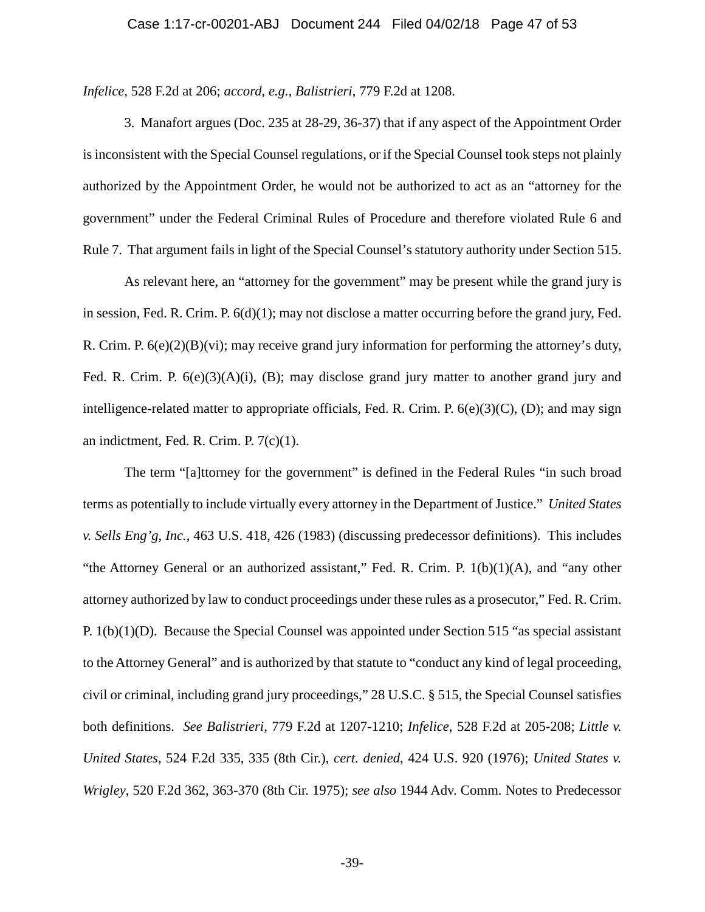*Infelice*, 528 F.2d at 206; *accord*, *e.g.*, *Balistrieri*, 779 F.2d at 1208.

3. Manafort argues (Doc. 235 at 28-29, 36-37) that if any aspect of the Appointment Order is inconsistent with the Special Counsel regulations, or if the Special Counsel took steps not plainly authorized by the Appointment Order, he would not be authorized to act as an "attorney for the government" under the Federal Criminal Rules of Procedure and therefore violated Rule 6 and Rule 7. That argument fails in light of the Special Counsel's statutory authority under Section 515.

As relevant here, an "attorney for the government" may be present while the grand jury is in session, Fed. R. Crim. P. 6(d)(1); may not disclose a matter occurring before the grand jury, Fed. R. Crim. P. 6(e)(2)(B)(vi); may receive grand jury information for performing the attorney's duty, Fed. R. Crim. P. 6(e)(3)(A)(i), (B); may disclose grand jury matter to another grand jury and intelligence-related matter to appropriate officials, Fed. R. Crim. P. 6(e)(3)(C), (D); and may sign an indictment, Fed. R. Crim. P. 7(c)(1).

The term "[a]ttorney for the government" is defined in the Federal Rules "in such broad terms as potentially to include virtually every attorney in the Department of Justice." *United States v. Sells Eng'g, Inc.*, 463 U.S. 418, 426 (1983) (discussing predecessor definitions). This includes "the Attorney General or an authorized assistant," Fed. R. Crim. P. 1(b)(1)(A), and "any other attorney authorized by law to conduct proceedings under these rules as a prosecutor," Fed. R. Crim. P. 1(b)(1)(D). Because the Special Counsel was appointed under Section 515 "as special assistant to the Attorney General" and is authorized by that statute to "conduct any kind of legal proceeding, civil or criminal, including grand jury proceedings," 28 U.S.C. § 515, the Special Counsel satisfies both definitions. *See Balistrieri*, 779 F.2d at 1207-1210; *Infelice*, 528 F.2d at 205-208; *Little v. United States*, 524 F.2d 335, 335 (8th Cir.), *cert. denied*, 424 U.S. 920 (1976); *United States v. Wrigley*, 520 F.2d 362, 363-370 (8th Cir. 1975); *see also* 1944 Adv. Comm. Notes to Predecessor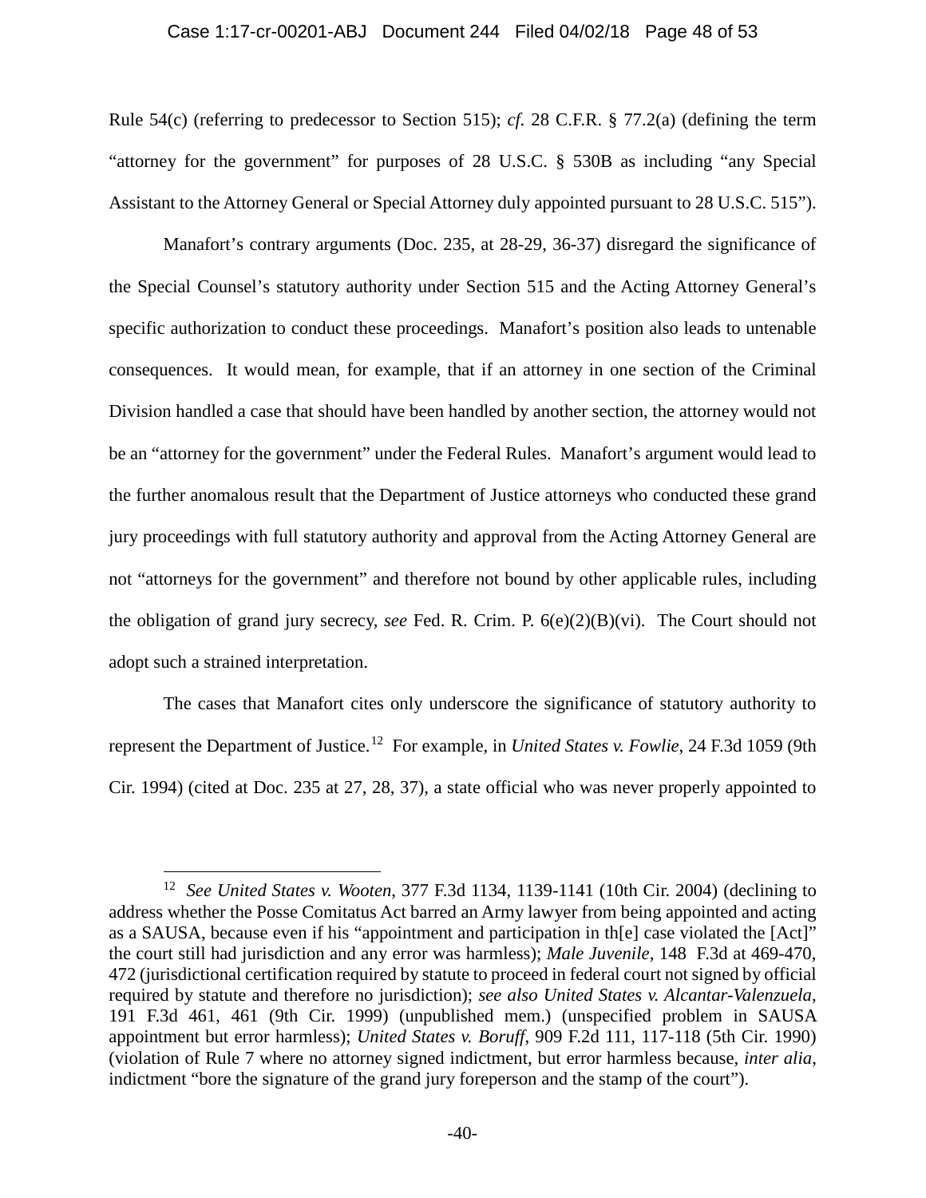Rule 54(c) (referring to predecessor to Section 515); *cf.* 28 C.F.R. § 77.2(a) (defining the term "attorney for the government" for purposes of 28 U.S.C. § 530B as including "any Special Assistant to the Attorney General or Special Attorney duly appointed pursuant to 28 U.S.C. 515").

Manafort's contrary arguments (Doc. 235, at 28-29, 36-37) disregard the significance of the Special Counsel's statutory authority under Section 515 and the Acting Attorney General's specific authorization to conduct these proceedings. Manafort's position also leads to untenable consequences. It would mean, for example, that if an attorney in one section of the Criminal Division handled a case that should have been handled by another section, the attorney would not be an "attorney for the government" under the Federal Rules. Manafort's argument would lead to the further anomalous result that the Department of Justice attorneys who conducted these grand jury proceedings with full statutory authority and approval from the Acting Attorney General are not "attorneys for the government" and therefore not bound by other applicable rules, including the obligation of grand jury secrecy, *see* Fed. R. Crim. P. 6(e)(2)(B)(vi). The Court should not adopt such a strained interpretation.

The cases that Manafort cites only underscore the significance of statutory authority to represent the Department of Justice.[12] For example, in *United States v. Fowlie*, 24 F.3d 1059 (9th Cir. 1994) (cited at Doc. 235 at 27, 28, 37), a state official who was never properly appointed to

---

[12] *See United States v. Wooten*, 377 F.3d 1134, 1139-1141 (10th Cir. 2004) (declining to address whether the Posse Comitatus Act barred an Army lawyer from being appointed and acting as a SAUSA, because even if his "appointment and participation in th[e] case violated the [Act]" the court still had jurisdiction and any error was harmless); *Male Juvenile*, 148 F.3d at 469-470, 472 (jurisdictional certification required by statute to proceed in federal court not signed by official required by statute and therefore no jurisdiction); *see also United States v. Alcantar-Valenzuela*, 191 F.3d 461, 461 (9th Cir. 1999) (unpublished mem.) (unspecified problem in SAUSA appointment but error harmless); *United States v. Boruff*, 909 F.2d 111, 117-118 (5th Cir. 1990) (violation of Rule 7 where no attorney signed indictment, but error harmless because, *inter alia*, indictment "bore the signature of the grand jury foreperson and the stamp of the court").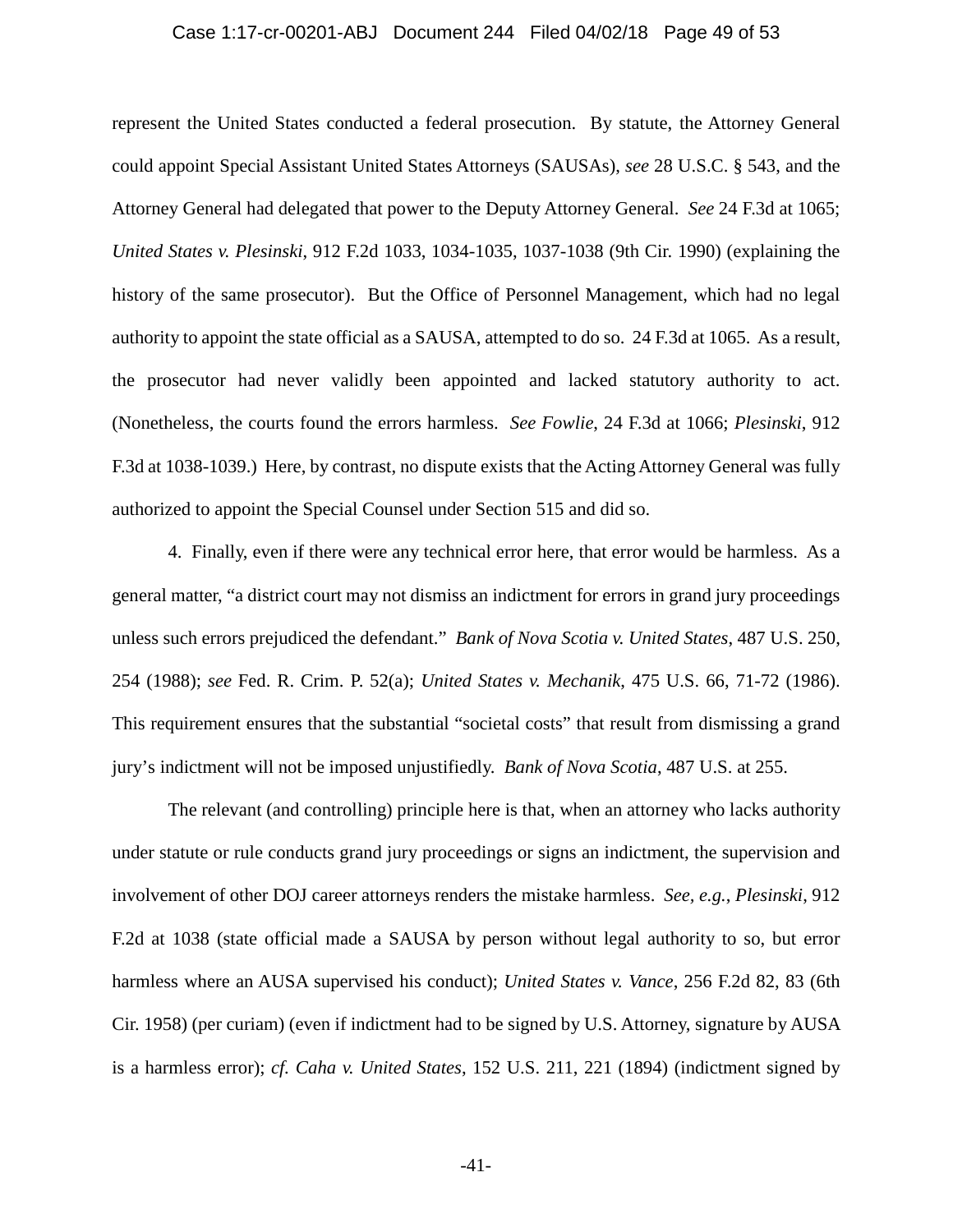represent the United States conducted a federal prosecution. By statute, the Attorney General could appoint Special Assistant United States Attorneys (SAUSAs), *see* 28 U.S.C. § 543, and the Attorney General had delegated that power to the Deputy Attorney General. *See* 24 F.3d at 1065; *United States v. Plesinski*, 912 F.2d 1033, 1034-1035, 1037-1038 (9th Cir. 1990) (explaining the history of the same prosecutor). But the Office of Personnel Management, which had no legal authority to appoint the state official as a SAUSA, attempted to do so. 24 F.3d at 1065. As a result, the prosecutor had never validly been appointed and lacked statutory authority to act. (Nonetheless, the courts found the errors harmless. *See Fowlie*, 24 F.3d at 1066; *Plesinski*, 912 F.3d at 1038-1039.) Here, by contrast, no dispute exists that the Acting Attorney General was fully authorized to appoint the Special Counsel under Section 515 and did so.

4. Finally, even if there were any technical error here, that error would be harmless. As a general matter, "a district court may not dismiss an indictment for errors in grand jury proceedings unless such errors prejudiced the defendant." *Bank of Nova Scotia v. United States*, 487 U.S. 250, 254 (1988); *see* Fed. R. Crim. P. 52(a); *United States v. Mechanik*, 475 U.S. 66, 71-72 (1986). This requirement ensures that the substantial "societal costs" that result from dismissing a grand jury's indictment will not be imposed unjustifiedly. *Bank of Nova Scotia*, 487 U.S. at 255.

The relevant (and controlling) principle here is that, when an attorney who lacks authority under statute or rule conducts grand jury proceedings or signs an indictment, the supervision and involvement of other DOJ career attorneys renders the mistake harmless. *See, e.g.*, *Plesinski*, 912 F.2d at 1038 (state official made a SAUSA by person without legal authority to so, but error harmless where an AUSA supervised his conduct); *United States v. Vance*, 256 F.2d 82, 83 (6th Cir. 1958) (per curiam) (even if indictment had to be signed by U.S. Attorney, signature by AUSA is a harmless error); *cf. Caha v. United States*, 152 U.S. 211, 221 (1894) (indictment signed by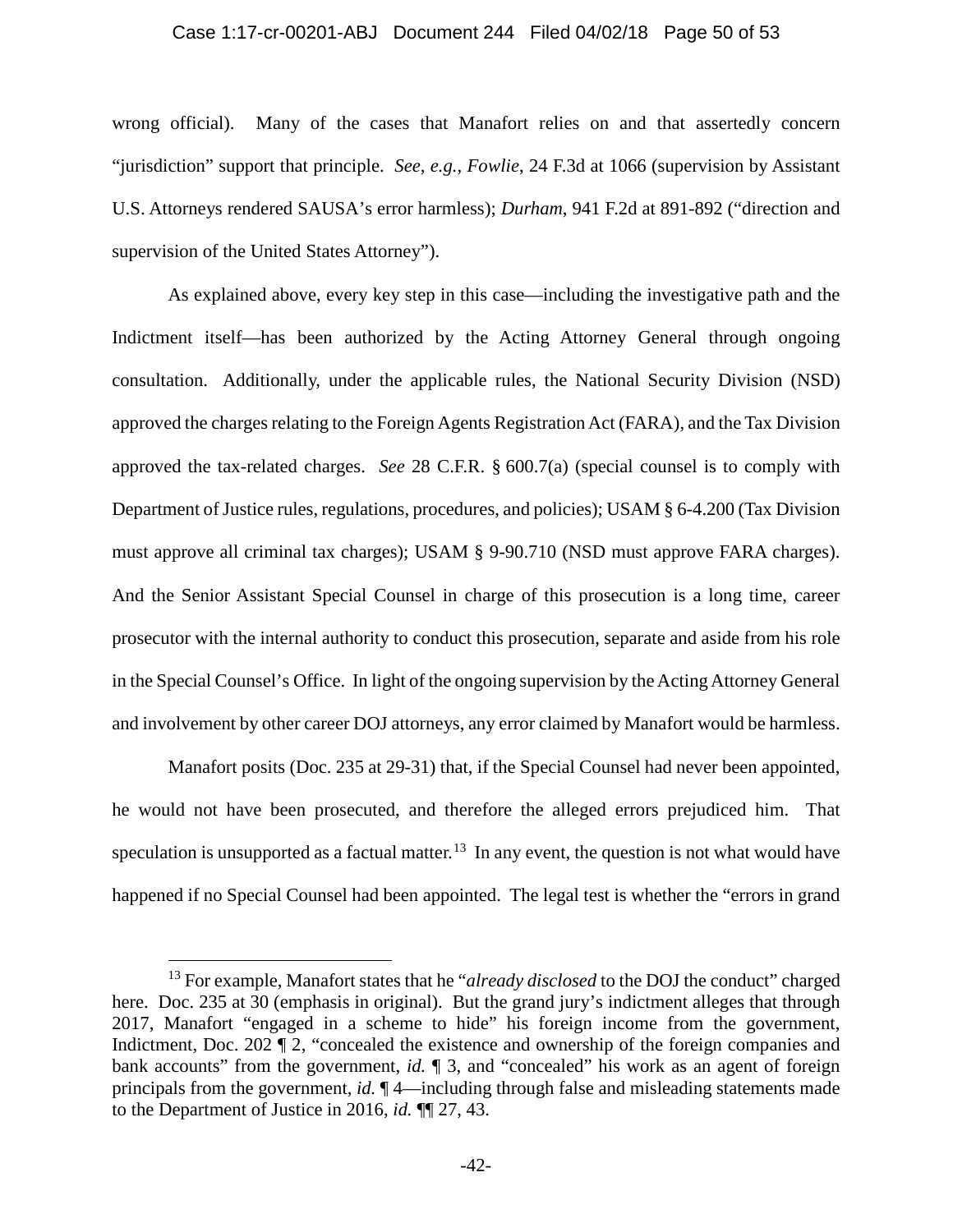wrong official). Many of the cases that Manafort relies on and that assertedly concern "jurisdiction" support that principle. *See, e.g.*, *Fowlie*, 24 F.3d at 1066 (supervision by Assistant U.S. Attorneys rendered SAUSA's error harmless); *Durham*, 941 F.2d at 891-892 ("direction and supervision of the United States Attorney").

As explained above, every key step in this case—including the investigative path and the Indictment itself—has been authorized by the Acting Attorney General through ongoing consultation. Additionally, under the applicable rules, the National Security Division (NSD) approved the charges relating to the Foreign Agents Registration Act (FARA), and the Tax Division approved the tax-related charges. *See* 28 C.F.R. § 600.7(a) (special counsel is to comply with Department of Justice rules, regulations, procedures, and policies); USAM § 6-4.200 (Tax Division must approve all criminal tax charges); USAM § 9-90.710 (NSD must approve FARA charges). And the Senior Assistant Special Counsel in charge of this prosecution is a long time, career prosecutor with the internal authority to conduct this prosecution, separate and aside from his role in the Special Counsel's Office. In light of the ongoing supervision by the Acting Attorney General and involvement by other career DOJ attorneys, any error claimed by Manafort would be harmless.

Manafort posits (Doc. 235 at 29-31) that, if the Special Counsel had never been appointed, he would not have been prosecuted, and therefore the alleged errors prejudiced him. That speculation is unsupported as a factual matter.[13] In any event, the question is not what would have happened if no Special Counsel had been appointed. The legal test is whether the "errors in grand

---

[13] For example, Manafort states that he "*already disclosed* to the DOJ the conduct" charged here. Doc. 235 at 30 (emphasis in original). But the grand jury's indictment alleges that through 2017, Manafort "engaged in a scheme to hide" his foreign income from the government, Indictment, Doc. 202 ¶ 2, "concealed the existence and ownership of the foreign companies and bank accounts" from the government, *id.* ¶ 3, and "concealed" his work as an agent of foreign principals from the government, *id.* ¶ 4—including through false and misleading statements made to the Department of Justice in 2016, *id.* ¶¶ 27, 43.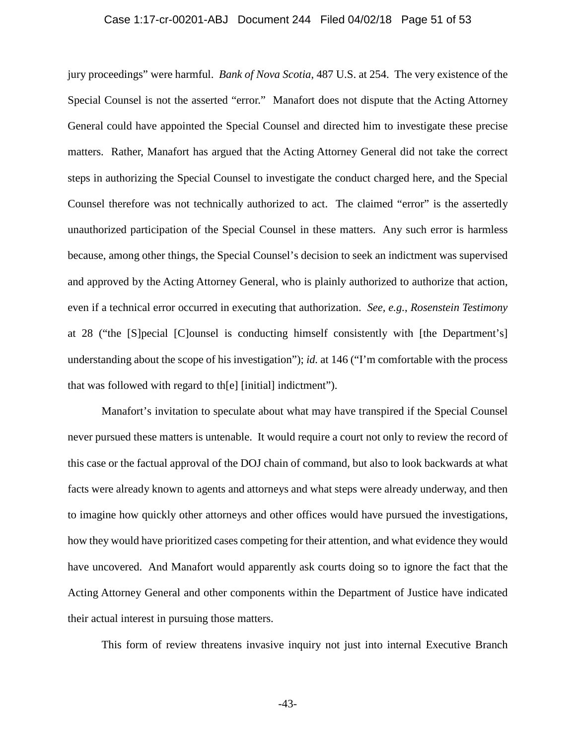jury proceedings" were harmful. *Bank of Nova Scotia*, 487 U.S. at 254. The very existence of the Special Counsel is not the asserted "error." Manafort does not dispute that the Acting Attorney General could have appointed the Special Counsel and directed him to investigate these precise matters. Rather, Manafort has argued that the Acting Attorney General did not take the correct steps in authorizing the Special Counsel to investigate the conduct charged here, and the Special Counsel therefore was not technically authorized to act. The claimed "error" is the assertedly unauthorized participation of the Special Counsel in these matters. Any such error is harmless because, among other things, the Special Counsel's decision to seek an indictment was supervised and approved by the Acting Attorney General, who is plainly authorized to authorize that action, even if a technical error occurred in executing that authorization. *See, e.g.*, *Rosenstein Testimony* at 28 ("the [S]pecial [C]ounsel is conducting himself consistently with [the Department's] understanding about the scope of his investigation"); *id.* at 146 ("I'm comfortable with the process that was followed with regard to th[e] [initial] indictment").

Manafort's invitation to speculate about what may have transpired if the Special Counsel never pursued these matters is untenable. It would require a court not only to review the record of this case or the factual approval of the DOJ chain of command, but also to look backwards at what facts were already known to agents and attorneys and what steps were already underway, and then to imagine how quickly other attorneys and other offices would have pursued the investigations, how they would have prioritized cases competing for their attention, and what evidence they would have uncovered. And Manafort would apparently ask courts doing so to ignore the fact that the Acting Attorney General and other components within the Department of Justice have indicated their actual interest in pursuing those matters.

This form of review threatens invasive inquiry not just into internal Executive Branch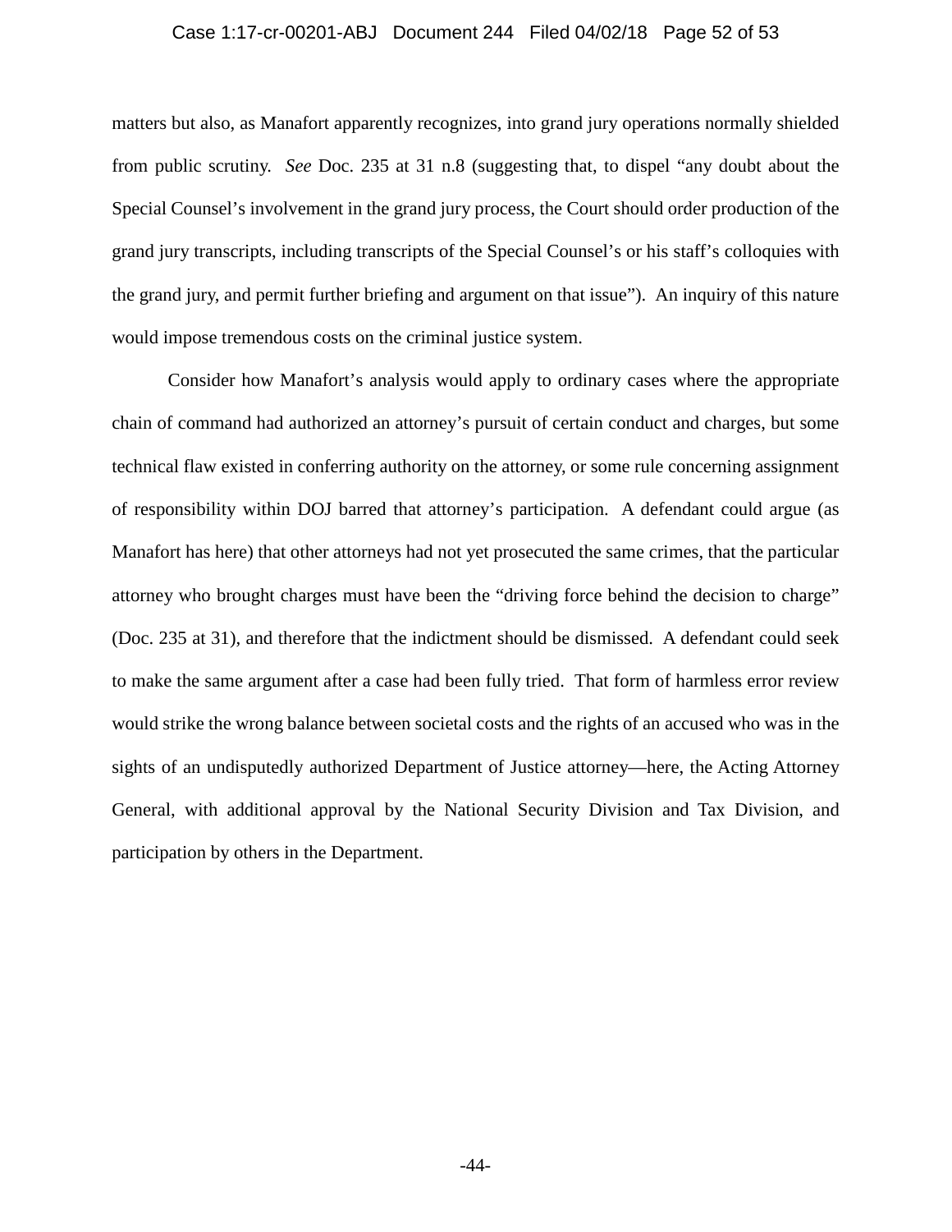matters but also, as Manafort apparently recognizes, into grand jury operations normally shielded from public scrutiny. *See* Doc. 235 at 31 n.8 (suggesting that, to dispel "any doubt about the Special Counsel's involvement in the grand jury process, the Court should order production of the grand jury transcripts, including transcripts of the Special Counsel's or his staff's colloquies with the grand jury, and permit further briefing and argument on that issue"). An inquiry of this nature would impose tremendous costs on the criminal justice system.

Consider how Manafort's analysis would apply to ordinary cases where the appropriate chain of command had authorized an attorney's pursuit of certain conduct and charges, but some technical flaw existed in conferring authority on the attorney, or some rule concerning assignment of responsibility within DOJ barred that attorney's participation. A defendant could argue (as Manafort has here) that other attorneys had not yet prosecuted the same crimes, that the particular attorney who brought charges must have been the "driving force behind the decision to charge" (Doc. 235 at 31), and therefore that the indictment should be dismissed. A defendant could seek to make the same argument after a case had been fully tried. That form of harmless error review would strike the wrong balance between societal costs and the rights of an accused who was in the sights of an undisputedly authorized Department of Justice attorney—here, the Acting Attorney General, with additional approval by the National Security Division and Tax Division, and participation by others in the Department.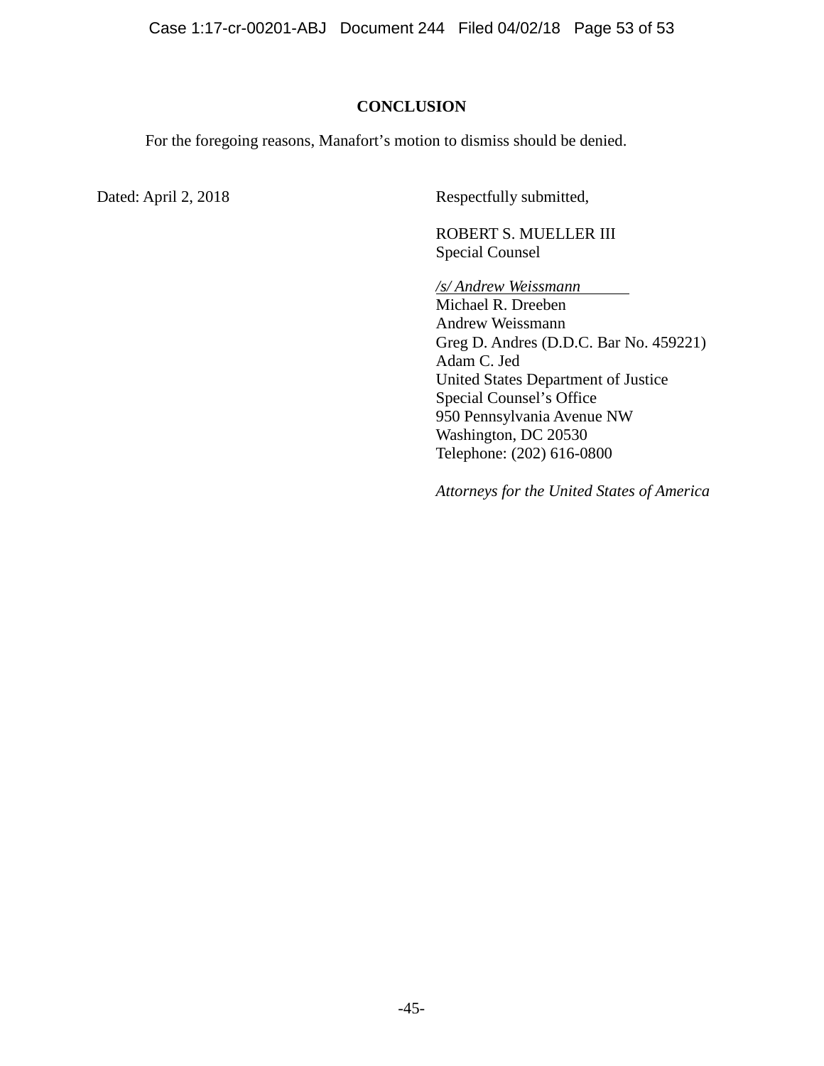## CONCLUSION

For the foregoing reasons, Manafort's motion to dismiss should be denied.

Dated: April 2, 2018

Respectfully submitted,

ROBERT S. MUELLER III
Special Counsel

*/s/ Andrew Weissmann*
Michael R. Dreeben
Andrew Weissmann
Greg D. Andres (D.D.C. Bar No. 459221)
Adam C. Jed
United States Department of Justice
Special Counsel's Office
950 Pennsylvania Avenue NW
Washington, DC 20530
Telephone: (202) 616-0800

*Attorneys for the United States of America*